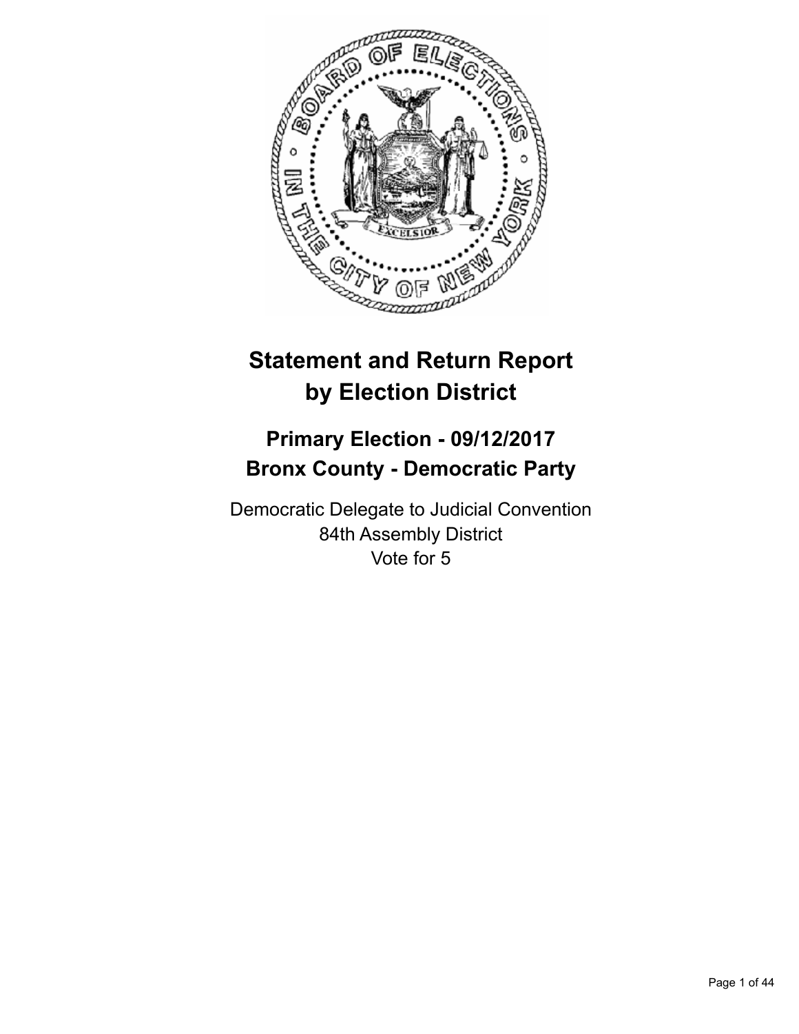# Statement and Return Report by Election District

## Primary Election - 09/12/2017
## Bronx County - Democratic Party

Democratic Delegate to Judicial Convention
84th Assembly District
Vote for 5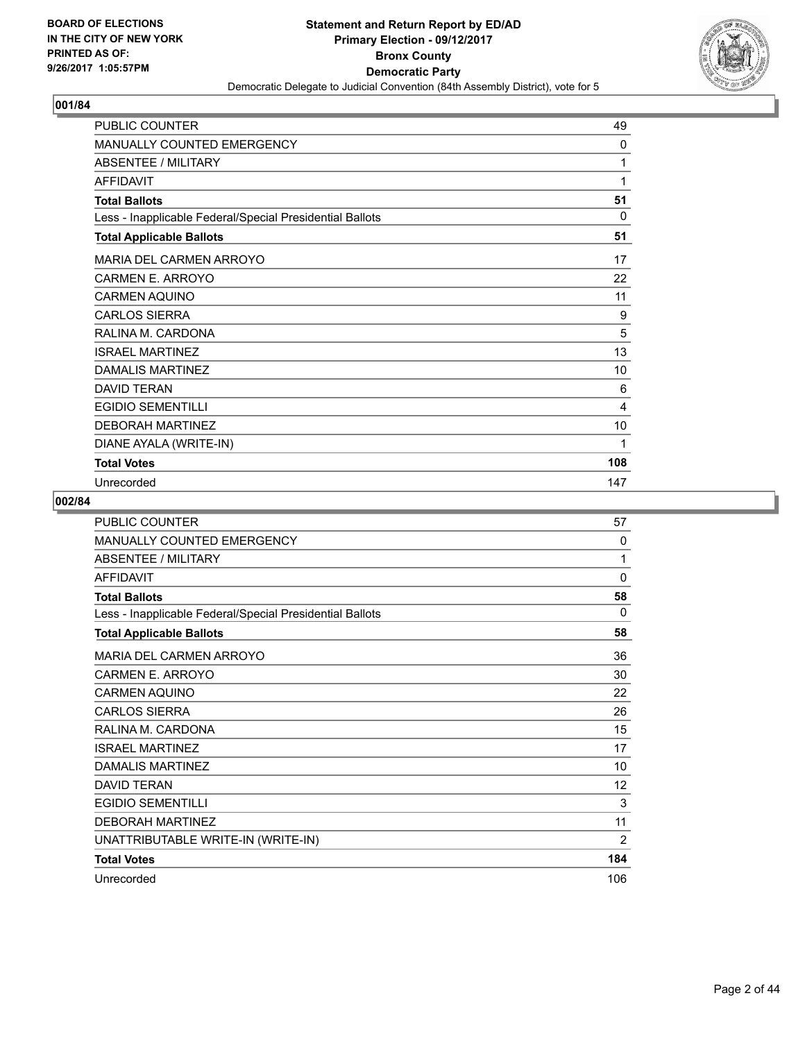BOARD OF ELECTIONS
IN THE CITY OF NEW YORK
PRINTED AS OF:
9/26/2017 1:05:57PM

**Statement and Return Report by ED/AD**
**Primary Election - 09/12/2017**
**Bronx County**
**Democratic Party**
Democratic Delegate to Judicial Convention (84th Assembly District), vote for 5

## 001/84

| | |
|---|---|
| PUBLIC COUNTER | 49 |
| MANUALLY COUNTED EMERGENCY | 0 |
| ABSENTEE / MILITARY | 1 |
| AFFIDAVIT | 1 |
| **Total Ballots** | **51** |
| Less - Inapplicable Federal/Special Presidential Ballots | 0 |
| **Total Applicable Ballots** | **51** |
| MARIA DEL CARMEN ARROYO | 17 |
| CARMEN E. ARROYO | 22 |
| CARMEN AQUINO | 11 |
| CARLOS SIERRA | 9 |
| RALINA M. CARDONA | 5 |
| ISRAEL MARTINEZ | 13 |
| DAMALIS MARTINEZ | 10 |
| DAVID TERAN | 6 |
| EGIDIO SEMENTILLI | 4 |
| DEBORAH MARTINEZ | 10 |
| DIANE AYALA (WRITE-IN) | 1 |
| **Total Votes** | **108** |
| Unrecorded | 147 |

## 002/84

| | |
|---|---|
| PUBLIC COUNTER | 57 |
| MANUALLY COUNTED EMERGENCY | 0 |
| ABSENTEE / MILITARY | 1 |
| AFFIDAVIT | 0 |
| **Total Ballots** | **58** |
| Less - Inapplicable Federal/Special Presidential Ballots | 0 |
| **Total Applicable Ballots** | **58** |
| MARIA DEL CARMEN ARROYO | 36 |
| CARMEN E. ARROYO | 30 |
| CARMEN AQUINO | 22 |
| CARLOS SIERRA | 26 |
| RALINA M. CARDONA | 15 |
| ISRAEL MARTINEZ | 17 |
| DAMALIS MARTINEZ | 10 |
| DAVID TERAN | 12 |
| EGIDIO SEMENTILLI | 3 |
| DEBORAH MARTINEZ | 11 |
| UNATTRIBUTABLE WRITE-IN (WRITE-IN) | 2 |
| **Total Votes** | **184** |
| Unrecorded | 106 |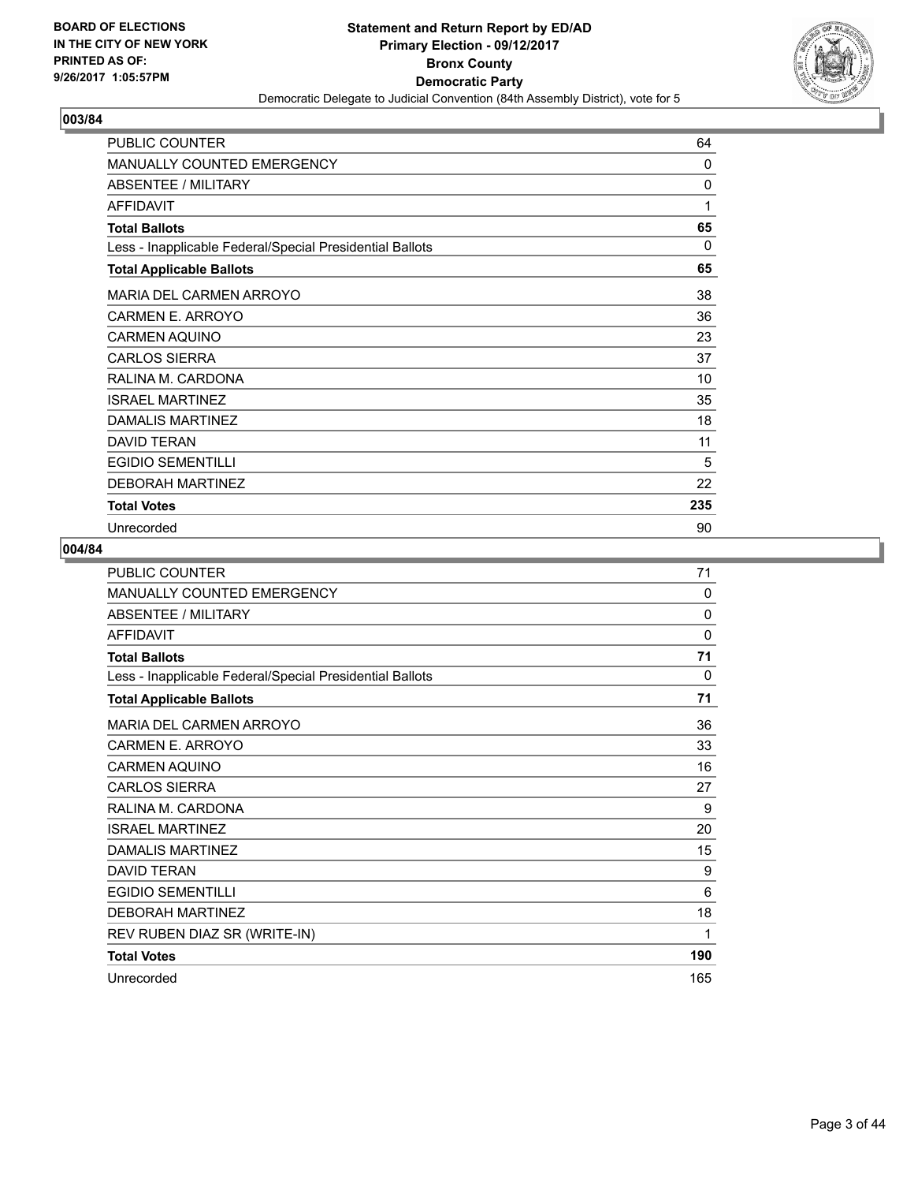BOARD OF ELECTIONS
IN THE CITY OF NEW YORK
PRINTED AS OF:
9/26/2017 1:05:57PM

**Statement and Return Report by ED/AD**
**Primary Election - 09/12/2017**
**Bronx County**
**Democratic Party**
Democratic Delegate to Judicial Convention (84th Assembly District), vote for 5

## 003/84

| | |
|---|---|
| PUBLIC COUNTER | 64 |
| MANUALLY COUNTED EMERGENCY | 0 |
| ABSENTEE / MILITARY | 0 |
| AFFIDAVIT | 1 |
| **Total Ballots** | **65** |
| Less - Inapplicable Federal/Special Presidential Ballots | 0 |
| **Total Applicable Ballots** | **65** |
| MARIA DEL CARMEN ARROYO | 38 |
| CARMEN E. ARROYO | 36 |
| CARMEN AQUINO | 23 |
| CARLOS SIERRA | 37 |
| RALINA M. CARDONA | 10 |
| ISRAEL MARTINEZ | 35 |
| DAMALIS MARTINEZ | 18 |
| DAVID TERAN | 11 |
| EGIDIO SEMENTILLI | 5 |
| DEBORAH MARTINEZ | 22 |
| **Total Votes** | **235** |
| Unrecorded | 90 |

## 004/84

| | |
|---|---|
| PUBLIC COUNTER | 71 |
| MANUALLY COUNTED EMERGENCY | 0 |
| ABSENTEE / MILITARY | 0 |
| AFFIDAVIT | 0 |
| **Total Ballots** | **71** |
| Less - Inapplicable Federal/Special Presidential Ballots | 0 |
| **Total Applicable Ballots** | **71** |
| MARIA DEL CARMEN ARROYO | 36 |
| CARMEN E. ARROYO | 33 |
| CARMEN AQUINO | 16 |
| CARLOS SIERRA | 27 |
| RALINA M. CARDONA | 9 |
| ISRAEL MARTINEZ | 20 |
| DAMALIS MARTINEZ | 15 |
| DAVID TERAN | 9 |
| EGIDIO SEMENTILLI | 6 |
| DEBORAH MARTINEZ | 18 |
| REV RUBEN DIAZ SR (WRITE-IN) | 1 |
| **Total Votes** | **190** |
| Unrecorded | 165 |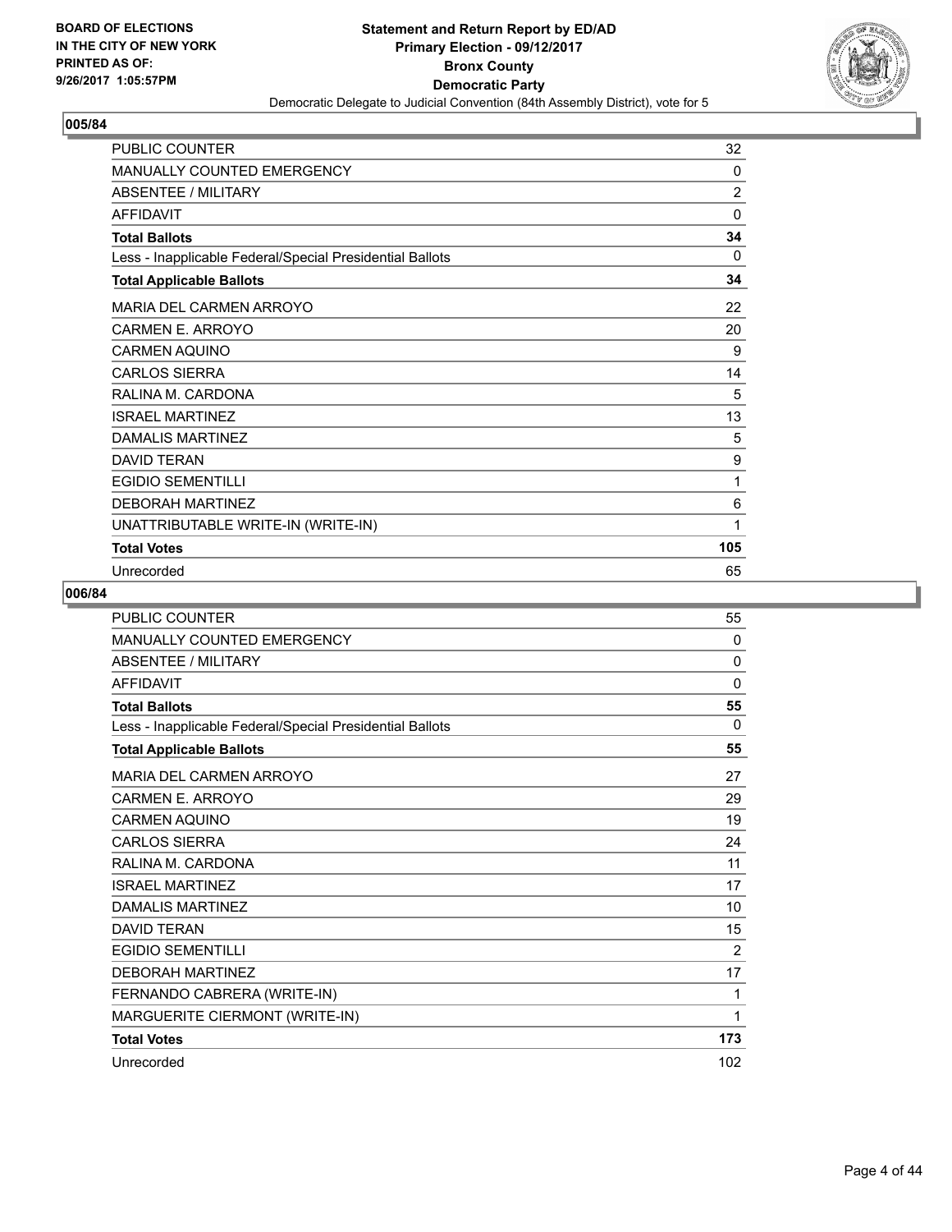**Statement and Return Report by ED/AD**
**Primary Election - 09/12/2017**
**Bronx County**
**Democratic Party**
Democratic Delegate to Judicial Convention (84th Assembly District), vote for 5

BOARD OF ELECTIONS
IN THE CITY OF NEW YORK
PRINTED AS OF:
9/26/2017 1:05:57PM

## 005/84

| | |
|---|---|
| PUBLIC COUNTER | 32 |
| MANUALLY COUNTED EMERGENCY | 0 |
| ABSENTEE / MILITARY | 2 |
| AFFIDAVIT | 0 |
| **Total Ballots** | **34** |
| Less - Inapplicable Federal/Special Presidential Ballots | 0 |
| **Total Applicable Ballots** | **34** |
| MARIA DEL CARMEN ARROYO | 22 |
| CARMEN E. ARROYO | 20 |
| CARMEN AQUINO | 9 |
| CARLOS SIERRA | 14 |
| RALINA M. CARDONA | 5 |
| ISRAEL MARTINEZ | 13 |
| DAMALIS MARTINEZ | 5 |
| DAVID TERAN | 9 |
| EGIDIO SEMENTILLI | 1 |
| DEBORAH MARTINEZ | 6 |
| UNATTRIBUTABLE WRITE-IN (WRITE-IN) | 1 |
| **Total Votes** | **105** |
| Unrecorded | 65 |

## 006/84

| | |
|---|---|
| PUBLIC COUNTER | 55 |
| MANUALLY COUNTED EMERGENCY | 0 |
| ABSENTEE / MILITARY | 0 |
| AFFIDAVIT | 0 |
| **Total Ballots** | **55** |
| Less - Inapplicable Federal/Special Presidential Ballots | 0 |
| **Total Applicable Ballots** | **55** |
| MARIA DEL CARMEN ARROYO | 27 |
| CARMEN E. ARROYO | 29 |
| CARMEN AQUINO | 19 |
| CARLOS SIERRA | 24 |
| RALINA M. CARDONA | 11 |
| ISRAEL MARTINEZ | 17 |
| DAMALIS MARTINEZ | 10 |
| DAVID TERAN | 15 |
| EGIDIO SEMENTILLI | 2 |
| DEBORAH MARTINEZ | 17 |
| FERNANDO CABRERA (WRITE-IN) | 1 |
| MARGUERITE CIERMONT (WRITE-IN) | 1 |
| **Total Votes** | **173** |
| Unrecorded | 102 |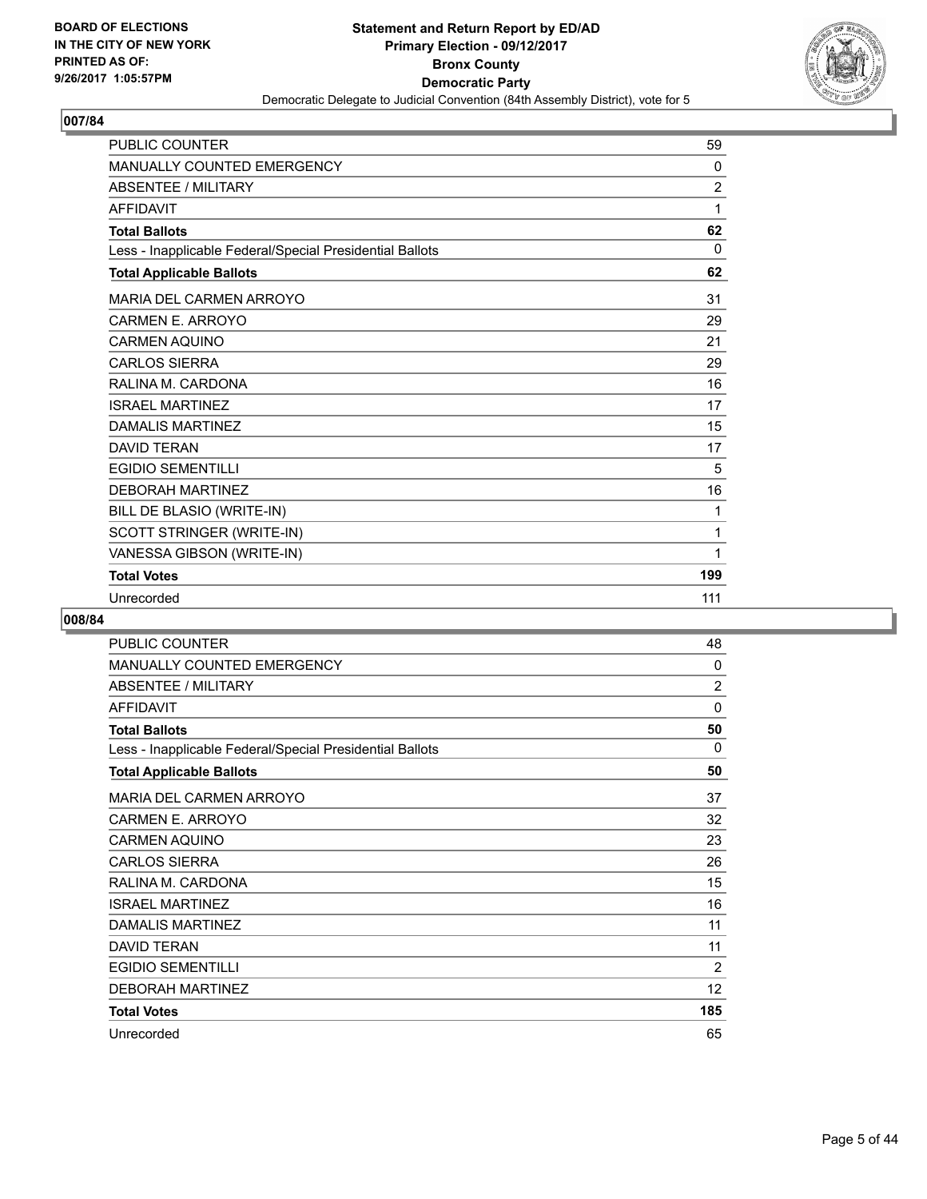**BOARD OF ELECTIONS IN THE CITY OF NEW YORK PRINTED AS OF: 9/26/2017 1:05:57PM**

**Statement and Return Report by ED/AD**
**Primary Election - 09/12/2017**
**Bronx County**
**Democratic Party**
Democratic Delegate to Judicial Convention (84th Assembly District), vote for 5

## 007/84

| | |
|---|---|
| PUBLIC COUNTER | 59 |
| MANUALLY COUNTED EMERGENCY | 0 |
| ABSENTEE / MILITARY | 2 |
| AFFIDAVIT | 1 |
| **Total Ballots** | **62** |
| Less - Inapplicable Federal/Special Presidential Ballots | 0 |
| **Total Applicable Ballots** | **62** |
| MARIA DEL CARMEN ARROYO | 31 |
| CARMEN E. ARROYO | 29 |
| CARMEN AQUINO | 21 |
| CARLOS SIERRA | 29 |
| RALINA M. CARDONA | 16 |
| ISRAEL MARTINEZ | 17 |
| DAMALIS MARTINEZ | 15 |
| DAVID TERAN | 17 |
| EGIDIO SEMENTILLI | 5 |
| DEBORAH MARTINEZ | 16 |
| BILL DE BLASIO (WRITE-IN) | 1 |
| SCOTT STRINGER (WRITE-IN) | 1 |
| VANESSA GIBSON (WRITE-IN) | 1 |
| **Total Votes** | **199** |
| Unrecorded | 111 |

## 008/84

| | |
|---|---|
| PUBLIC COUNTER | 48 |
| MANUALLY COUNTED EMERGENCY | 0 |
| ABSENTEE / MILITARY | 2 |
| AFFIDAVIT | 0 |
| **Total Ballots** | **50** |
| Less - Inapplicable Federal/Special Presidential Ballots | 0 |
| **Total Applicable Ballots** | **50** |
| MARIA DEL CARMEN ARROYO | 37 |
| CARMEN E. ARROYO | 32 |
| CARMEN AQUINO | 23 |
| CARLOS SIERRA | 26 |
| RALINA M. CARDONA | 15 |
| ISRAEL MARTINEZ | 16 |
| DAMALIS MARTINEZ | 11 |
| DAVID TERAN | 11 |
| EGIDIO SEMENTILLI | 2 |
| DEBORAH MARTINEZ | 12 |
| **Total Votes** | **185** |
| Unrecorded | 65 |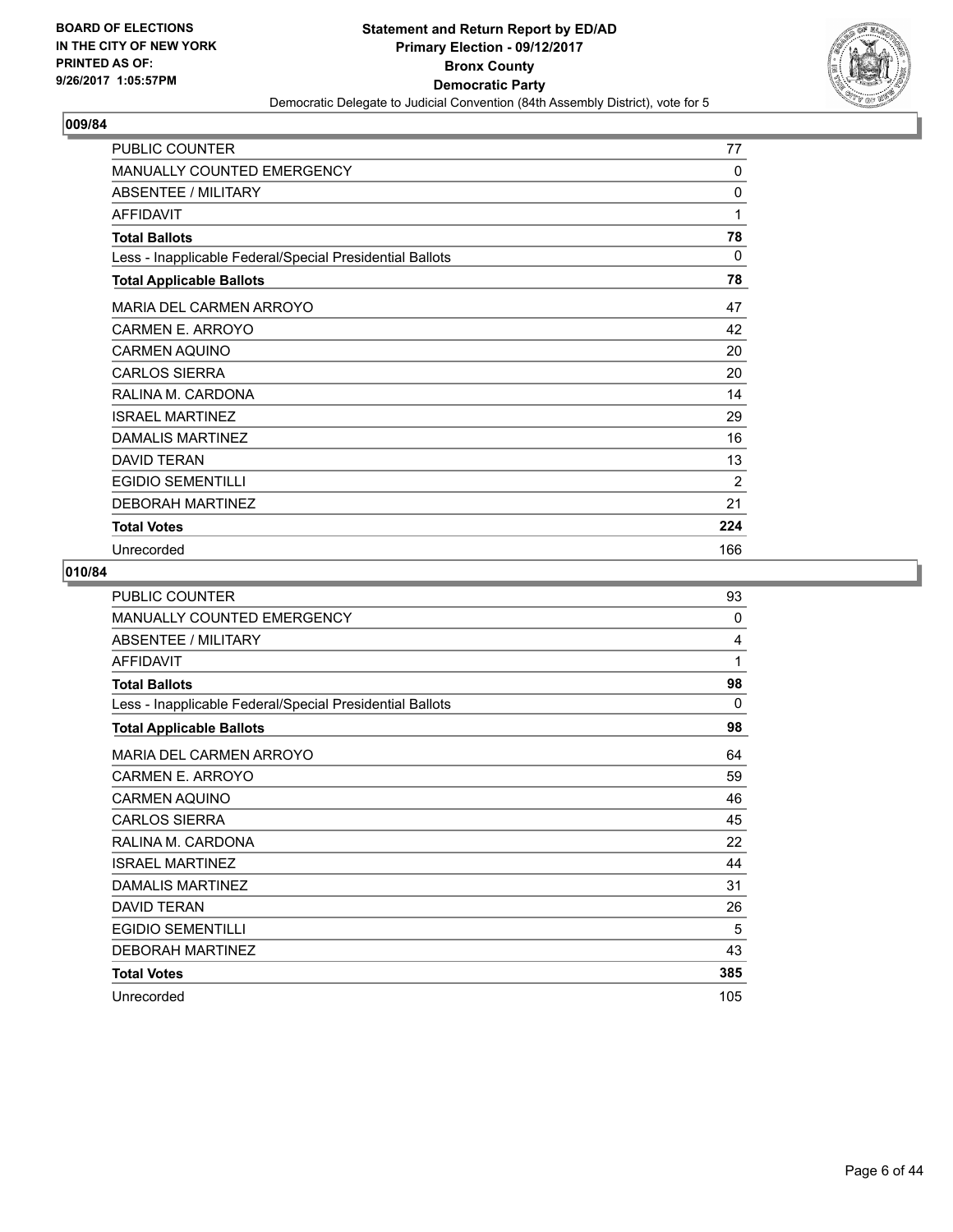**BOARD OF ELECTIONS IN THE CITY OF NEW YORK PRINTED AS OF: 9/26/2017 1:05:57PM**

**Statement and Return Report by ED/AD**
**Primary Election - 09/12/2017**
**Bronx County**
**Democratic Party**
Democratic Delegate to Judicial Convention (84th Assembly District), vote for 5

## 009/84

| | |
|---|---|
| PUBLIC COUNTER | 77 |
| MANUALLY COUNTED EMERGENCY | 0 |
| ABSENTEE / MILITARY | 0 |
| AFFIDAVIT | 1 |
| **Total Ballots** | **78** |
| Less - Inapplicable Federal/Special Presidential Ballots | 0 |
| **Total Applicable Ballots** | **78** |
| MARIA DEL CARMEN ARROYO | 47 |
| CARMEN E. ARROYO | 42 |
| CARMEN AQUINO | 20 |
| CARLOS SIERRA | 20 |
| RALINA M. CARDONA | 14 |
| ISRAEL MARTINEZ | 29 |
| DAMALIS MARTINEZ | 16 |
| DAVID TERAN | 13 |
| EGIDIO SEMENTILLI | 2 |
| DEBORAH MARTINEZ | 21 |
| **Total Votes** | **224** |
| Unrecorded | 166 |

## 010/84

| | |
|---|---|
| PUBLIC COUNTER | 93 |
| MANUALLY COUNTED EMERGENCY | 0 |
| ABSENTEE / MILITARY | 4 |
| AFFIDAVIT | 1 |
| **Total Ballots** | **98** |
| Less - Inapplicable Federal/Special Presidential Ballots | 0 |
| **Total Applicable Ballots** | **98** |
| MARIA DEL CARMEN ARROYO | 64 |
| CARMEN E. ARROYO | 59 |
| CARMEN AQUINO | 46 |
| CARLOS SIERRA | 45 |
| RALINA M. CARDONA | 22 |
| ISRAEL MARTINEZ | 44 |
| DAMALIS MARTINEZ | 31 |
| DAVID TERAN | 26 |
| EGIDIO SEMENTILLI | 5 |
| DEBORAH MARTINEZ | 43 |
| **Total Votes** | **385** |
| Unrecorded | 105 |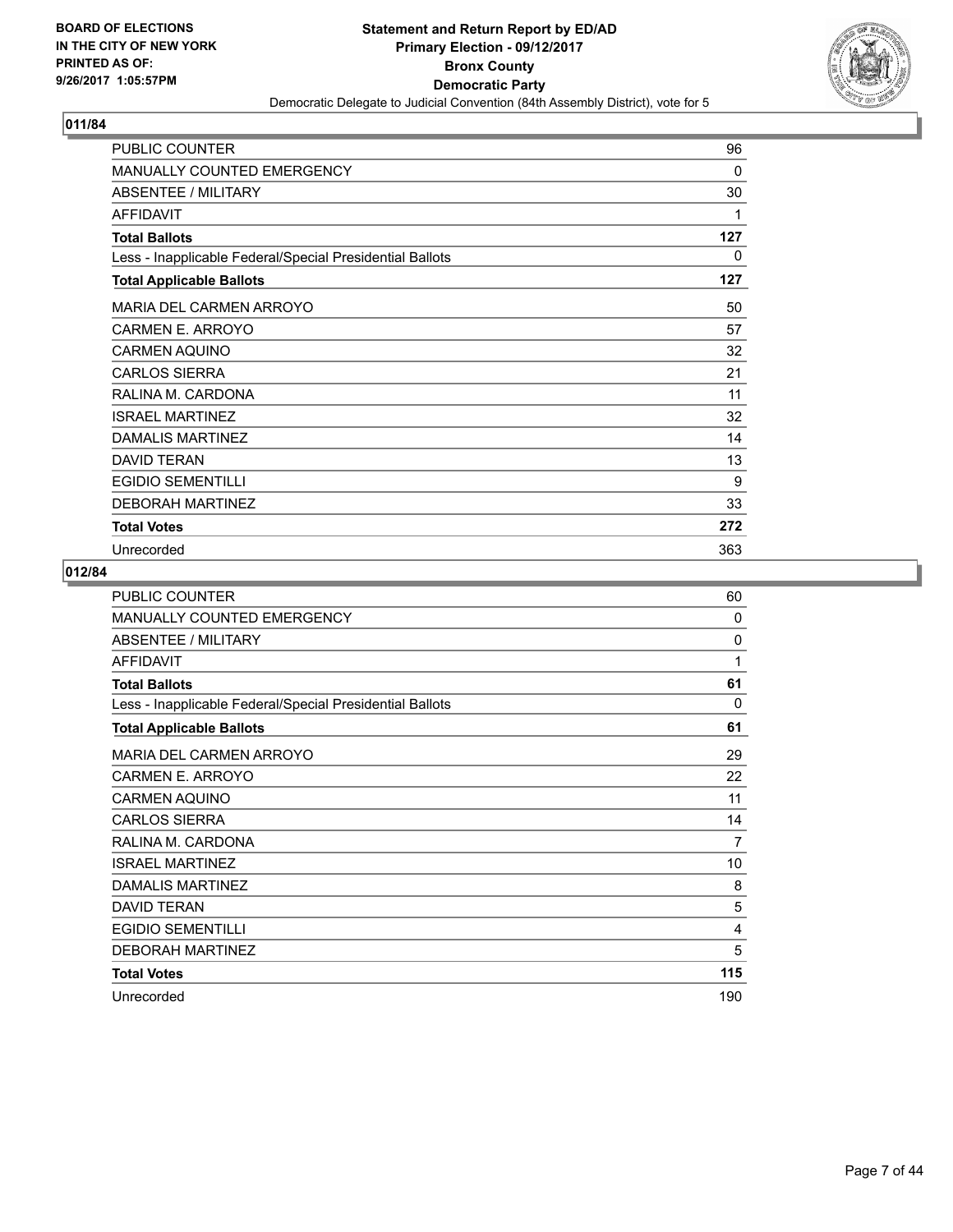BOARD OF ELECTIONS
IN THE CITY OF NEW YORK
PRINTED AS OF:
9/26/2017 1:05:57PM

**Statement and Return Report by ED/AD**
**Primary Election - 09/12/2017**
**Bronx County**
**Democratic Party**
Democratic Delegate to Judicial Convention (84th Assembly District), vote for 5

## 011/84

| | |
|---|---|
| PUBLIC COUNTER | 96 |
| MANUALLY COUNTED EMERGENCY | 0 |
| ABSENTEE / MILITARY | 30 |
| AFFIDAVIT | 1 |
| **Total Ballots** | **127** |
| Less - Inapplicable Federal/Special Presidential Ballots | 0 |
| **Total Applicable Ballots** | **127** |
| MARIA DEL CARMEN ARROYO | 50 |
| CARMEN E. ARROYO | 57 |
| CARMEN AQUINO | 32 |
| CARLOS SIERRA | 21 |
| RALINA M. CARDONA | 11 |
| ISRAEL MARTINEZ | 32 |
| DAMALIS MARTINEZ | 14 |
| DAVID TERAN | 13 |
| EGIDIO SEMENTILLI | 9 |
| DEBORAH MARTINEZ | 33 |
| **Total Votes** | **272** |
| Unrecorded | 363 |

## 012/84

| | |
|---|---|
| PUBLIC COUNTER | 60 |
| MANUALLY COUNTED EMERGENCY | 0 |
| ABSENTEE / MILITARY | 0 |
| AFFIDAVIT | 1 |
| **Total Ballots** | **61** |
| Less - Inapplicable Federal/Special Presidential Ballots | 0 |
| **Total Applicable Ballots** | **61** |
| MARIA DEL CARMEN ARROYO | 29 |
| CARMEN E. ARROYO | 22 |
| CARMEN AQUINO | 11 |
| CARLOS SIERRA | 14 |
| RALINA M. CARDONA | 7 |
| ISRAEL MARTINEZ | 10 |
| DAMALIS MARTINEZ | 8 |
| DAVID TERAN | 5 |
| EGIDIO SEMENTILLI | 4 |
| DEBORAH MARTINEZ | 5 |
| **Total Votes** | **115** |
| Unrecorded | 190 |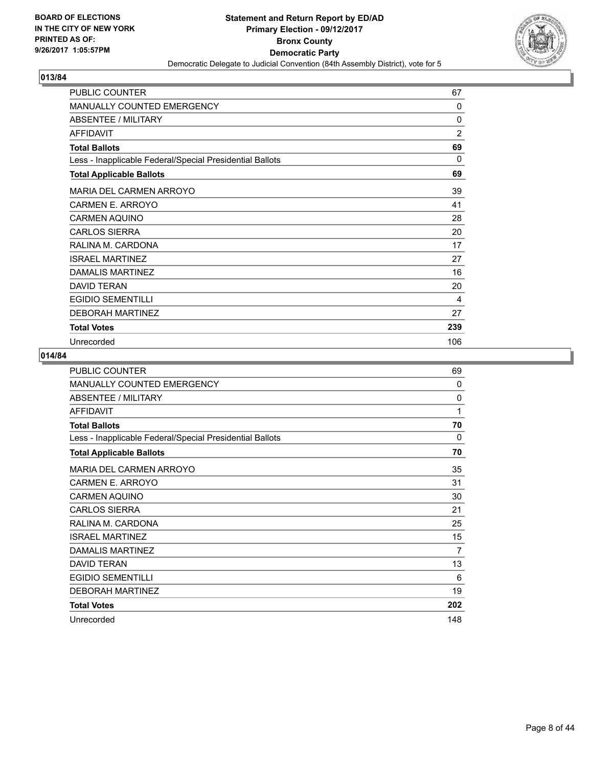BOARD OF ELECTIONS
IN THE CITY OF NEW YORK
PRINTED AS OF:
9/26/2017 1:05:57PM

**Statement and Return Report by ED/AD**
**Primary Election - 09/12/2017**
**Bronx County**
**Democratic Party**
Democratic Delegate to Judicial Convention (84th Assembly District), vote for 5

## 013/84

| | |
|---|---|
| PUBLIC COUNTER | 67 |
| MANUALLY COUNTED EMERGENCY | 0 |
| ABSENTEE / MILITARY | 0 |
| AFFIDAVIT | 2 |
| **Total Ballots** | **69** |
| Less - Inapplicable Federal/Special Presidential Ballots | 0 |
| **Total Applicable Ballots** | **69** |
| MARIA DEL CARMEN ARROYO | 39 |
| CARMEN E. ARROYO | 41 |
| CARMEN AQUINO | 28 |
| CARLOS SIERRA | 20 |
| RALINA M. CARDONA | 17 |
| ISRAEL MARTINEZ | 27 |
| DAMALIS MARTINEZ | 16 |
| DAVID TERAN | 20 |
| EGIDIO SEMENTILLI | 4 |
| DEBORAH MARTINEZ | 27 |
| **Total Votes** | **239** |
| Unrecorded | 106 |

## 014/84

| | |
|---|---|
| PUBLIC COUNTER | 69 |
| MANUALLY COUNTED EMERGENCY | 0 |
| ABSENTEE / MILITARY | 0 |
| AFFIDAVIT | 1 |
| **Total Ballots** | **70** |
| Less - Inapplicable Federal/Special Presidential Ballots | 0 |
| **Total Applicable Ballots** | **70** |
| MARIA DEL CARMEN ARROYO | 35 |
| CARMEN E. ARROYO | 31 |
| CARMEN AQUINO | 30 |
| CARLOS SIERRA | 21 |
| RALINA M. CARDONA | 25 |
| ISRAEL MARTINEZ | 15 |
| DAMALIS MARTINEZ | 7 |
| DAVID TERAN | 13 |
| EGIDIO SEMENTILLI | 6 |
| DEBORAH MARTINEZ | 19 |
| **Total Votes** | **202** |
| Unrecorded | 148 |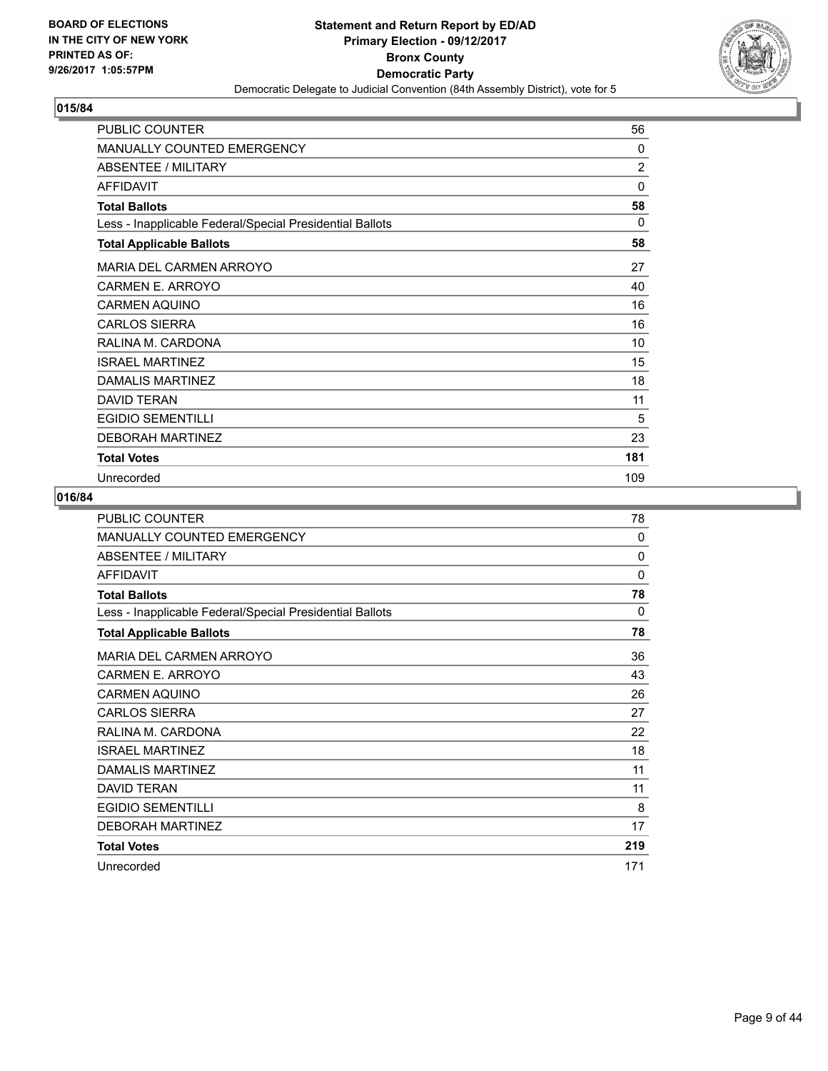BOARD OF ELECTIONS
IN THE CITY OF NEW YORK
PRINTED AS OF:
9/26/2017 1:05:57PM

**Statement and Return Report by ED/AD**
**Primary Election - 09/12/2017**
**Bronx County**
**Democratic Party**
Democratic Delegate to Judicial Convention (84th Assembly District), vote for 5

## 015/84

| | |
|---|---|
| PUBLIC COUNTER | 56 |
| MANUALLY COUNTED EMERGENCY | 0 |
| ABSENTEE / MILITARY | 2 |
| AFFIDAVIT | 0 |
| **Total Ballots** | **58** |
| Less - Inapplicable Federal/Special Presidential Ballots | 0 |
| **Total Applicable Ballots** | **58** |
| MARIA DEL CARMEN ARROYO | 27 |
| CARMEN E. ARROYO | 40 |
| CARMEN AQUINO | 16 |
| CARLOS SIERRA | 16 |
| RALINA M. CARDONA | 10 |
| ISRAEL MARTINEZ | 15 |
| DAMALIS MARTINEZ | 18 |
| DAVID TERAN | 11 |
| EGIDIO SEMENTILLI | 5 |
| DEBORAH MARTINEZ | 23 |
| **Total Votes** | **181** |
| Unrecorded | 109 |

## 016/84

| | |
|---|---|
| PUBLIC COUNTER | 78 |
| MANUALLY COUNTED EMERGENCY | 0 |
| ABSENTEE / MILITARY | 0 |
| AFFIDAVIT | 0 |
| **Total Ballots** | **78** |
| Less - Inapplicable Federal/Special Presidential Ballots | 0 |
| **Total Applicable Ballots** | **78** |
| MARIA DEL CARMEN ARROYO | 36 |
| CARMEN E. ARROYO | 43 |
| CARMEN AQUINO | 26 |
| CARLOS SIERRA | 27 |
| RALINA M. CARDONA | 22 |
| ISRAEL MARTINEZ | 18 |
| DAMALIS MARTINEZ | 11 |
| DAVID TERAN | 11 |
| EGIDIO SEMENTILLI | 8 |
| DEBORAH MARTINEZ | 17 |
| **Total Votes** | **219** |
| Unrecorded | 171 |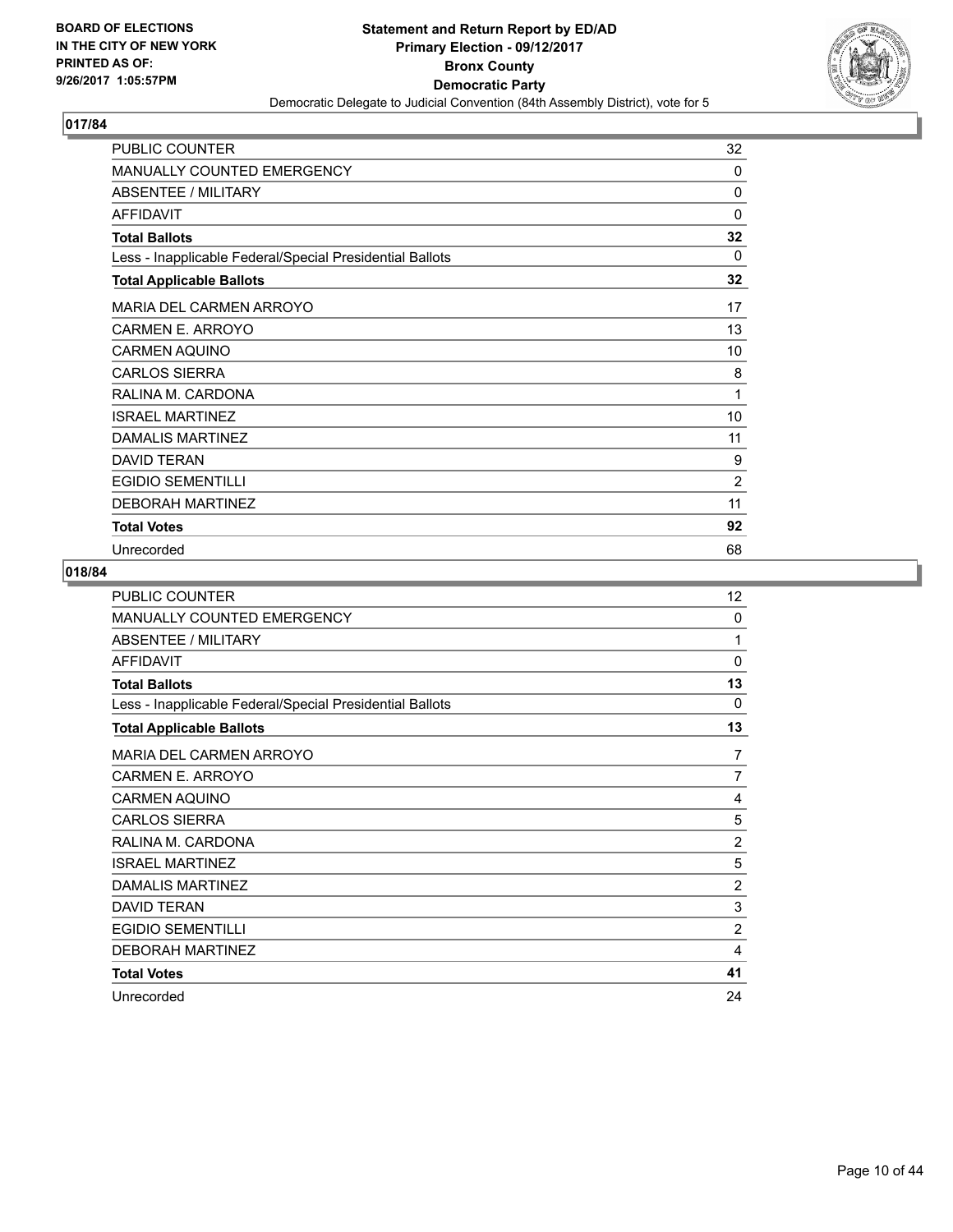BOARD OF ELECTIONS
IN THE CITY OF NEW YORK
PRINTED AS OF:
9/26/2017 1:05:57PM

**Statement and Return Report by ED/AD**
**Primary Election - 09/12/2017**
**Bronx County**
**Democratic Party**
Democratic Delegate to Judicial Convention (84th Assembly District), vote for 5

## 017/84

| | |
|---|---|
| PUBLIC COUNTER | 32 |
| MANUALLY COUNTED EMERGENCY | 0 |
| ABSENTEE / MILITARY | 0 |
| AFFIDAVIT | 0 |
| **Total Ballots** | **32** |
| Less - Inapplicable Federal/Special Presidential Ballots | 0 |
| **Total Applicable Ballots** | **32** |
| MARIA DEL CARMEN ARROYO | 17 |
| CARMEN E. ARROYO | 13 |
| CARMEN AQUINO | 10 |
| CARLOS SIERRA | 8 |
| RALINA M. CARDONA | 1 |
| ISRAEL MARTINEZ | 10 |
| DAMALIS MARTINEZ | 11 |
| DAVID TERAN | 9 |
| EGIDIO SEMENTILLI | 2 |
| DEBORAH MARTINEZ | 11 |
| **Total Votes** | **92** |
| Unrecorded | 68 |

## 018/84

| | |
|---|---|
| PUBLIC COUNTER | 12 |
| MANUALLY COUNTED EMERGENCY | 0 |
| ABSENTEE / MILITARY | 1 |
| AFFIDAVIT | 0 |
| **Total Ballots** | **13** |
| Less - Inapplicable Federal/Special Presidential Ballots | 0 |
| **Total Applicable Ballots** | **13** |
| MARIA DEL CARMEN ARROYO | 7 |
| CARMEN E. ARROYO | 7 |
| CARMEN AQUINO | 4 |
| CARLOS SIERRA | 5 |
| RALINA M. CARDONA | 2 |
| ISRAEL MARTINEZ | 5 |
| DAMALIS MARTINEZ | 2 |
| DAVID TERAN | 3 |
| EGIDIO SEMENTILLI | 2 |
| DEBORAH MARTINEZ | 4 |
| **Total Votes** | **41** |
| Unrecorded | 24 |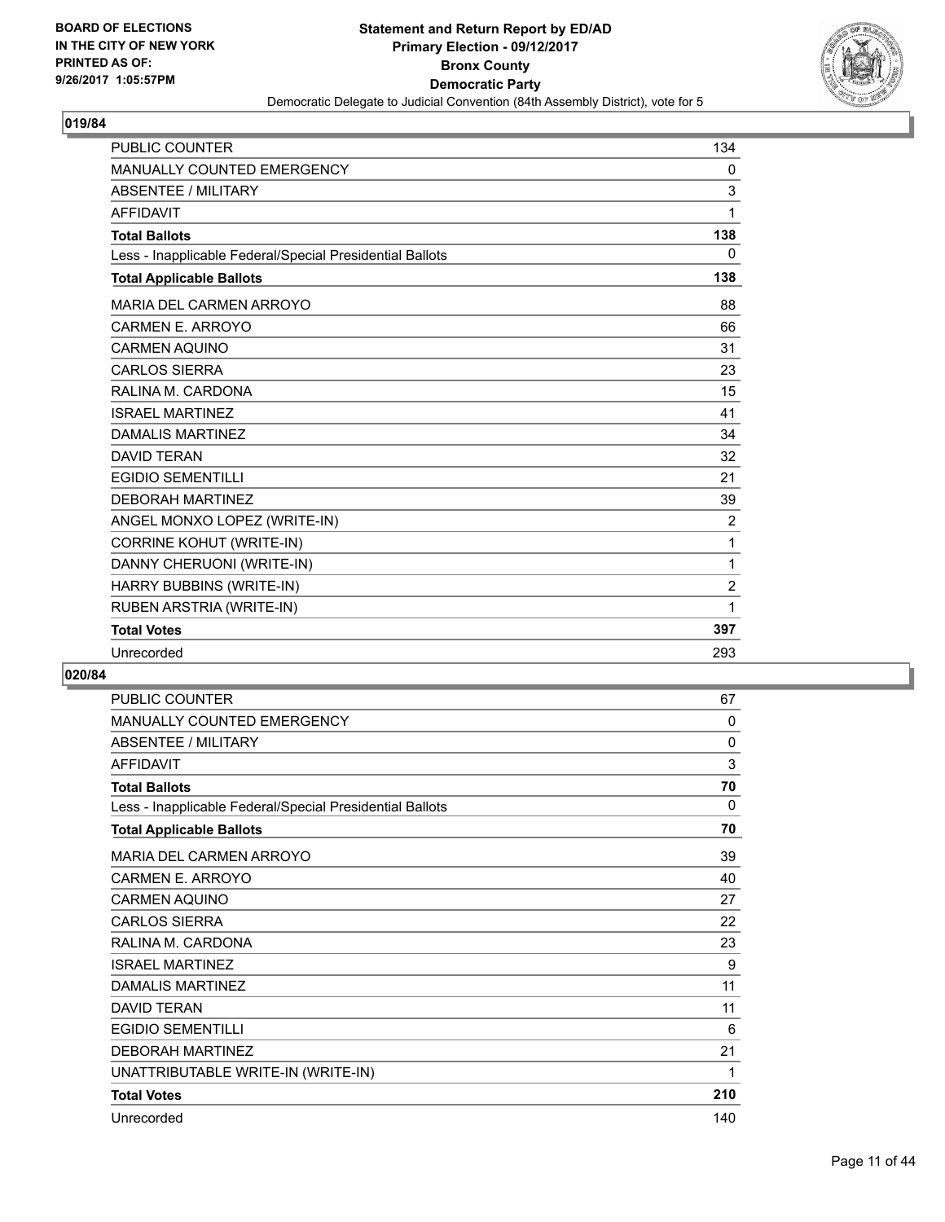BOARD OF ELECTIONS
IN THE CITY OF NEW YORK
PRINTED AS OF:
9/26/2017 1:05:57PM

**Statement and Return Report by ED/AD**
**Primary Election - 09/12/2017**
**Bronx County**
**Democratic Party**
Democratic Delegate to Judicial Convention (84th Assembly District), vote for 5

## 019/84

| | |
|---|---|
| PUBLIC COUNTER | 134 |
| MANUALLY COUNTED EMERGENCY | 0 |
| ABSENTEE / MILITARY | 3 |
| AFFIDAVIT | 1 |
| **Total Ballots** | **138** |
| Less - Inapplicable Federal/Special Presidential Ballots | 0 |
| **Total Applicable Ballots** | **138** |
| MARIA DEL CARMEN ARROYO | 88 |
| CARMEN E. ARROYO | 66 |
| CARMEN AQUINO | 31 |
| CARLOS SIERRA | 23 |
| RALINA M. CARDONA | 15 |
| ISRAEL MARTINEZ | 41 |
| DAMALIS MARTINEZ | 34 |
| DAVID TERAN | 32 |
| EGIDIO SEMENTILLI | 21 |
| DEBORAH MARTINEZ | 39 |
| ANGEL MONXO LOPEZ (WRITE-IN) | 2 |
| CORRINE KOHUT (WRITE-IN) | 1 |
| DANNY CHERUONI (WRITE-IN) | 1 |
| HARRY BUBBINS (WRITE-IN) | 2 |
| RUBEN ARSTRIA (WRITE-IN) | 1 |
| **Total Votes** | **397** |
| Unrecorded | 293 |

## 020/84

| | |
|---|---|
| PUBLIC COUNTER | 67 |
| MANUALLY COUNTED EMERGENCY | 0 |
| ABSENTEE / MILITARY | 0 |
| AFFIDAVIT | 3 |
| **Total Ballots** | **70** |
| Less - Inapplicable Federal/Special Presidential Ballots | 0 |
| **Total Applicable Ballots** | **70** |
| MARIA DEL CARMEN ARROYO | 39 |
| CARMEN E. ARROYO | 40 |
| CARMEN AQUINO | 27 |
| CARLOS SIERRA | 22 |
| RALINA M. CARDONA | 23 |
| ISRAEL MARTINEZ | 9 |
| DAMALIS MARTINEZ | 11 |
| DAVID TERAN | 11 |
| EGIDIO SEMENTILLI | 6 |
| DEBORAH MARTINEZ | 21 |
| UNATTRIBUTABLE WRITE-IN (WRITE-IN) | 1 |
| **Total Votes** | **210** |
| Unrecorded | 140 |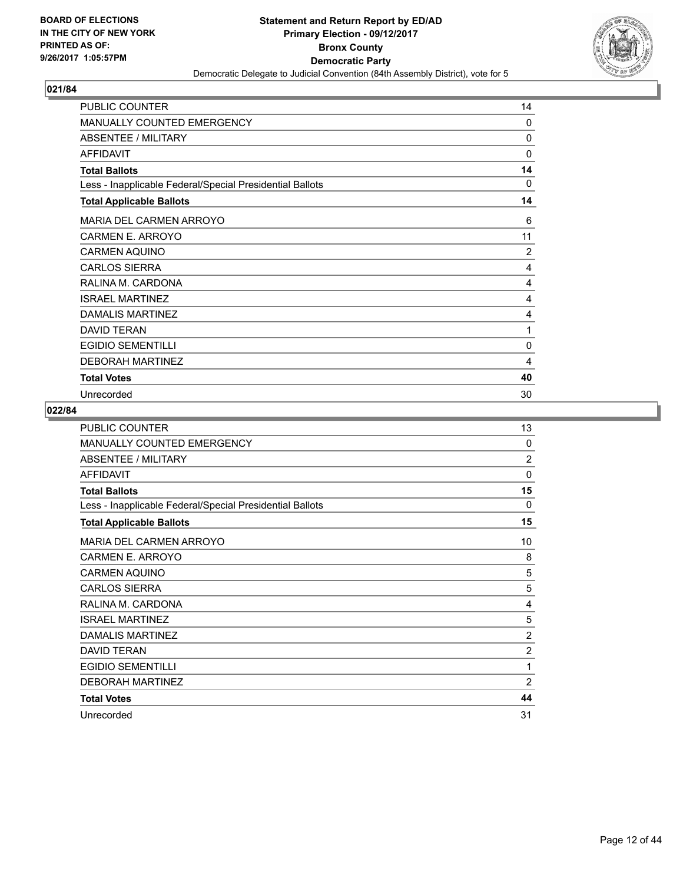**BOARD OF ELECTIONS IN THE CITY OF NEW YORK PRINTED AS OF: 9/26/2017 1:05:57PM**

**Statement and Return Report by ED/AD Primary Election - 09/12/2017 Bronx County Democratic Party**

Democratic Delegate to Judicial Convention (84th Assembly District), vote for 5

## 021/84

| | |
|---|---|
| PUBLIC COUNTER | 14 |
| MANUALLY COUNTED EMERGENCY | 0 |
| ABSENTEE / MILITARY | 0 |
| AFFIDAVIT | 0 |
| **Total Ballots** | **14** |
| Less - Inapplicable Federal/Special Presidential Ballots | 0 |
| **Total Applicable Ballots** | **14** |
| MARIA DEL CARMEN ARROYO | 6 |
| CARMEN E. ARROYO | 11 |
| CARMEN AQUINO | 2 |
| CARLOS SIERRA | 4 |
| RALINA M. CARDONA | 4 |
| ISRAEL MARTINEZ | 4 |
| DAMALIS MARTINEZ | 4 |
| DAVID TERAN | 1 |
| EGIDIO SEMENTILLI | 0 |
| DEBORAH MARTINEZ | 4 |
| **Total Votes** | **40** |
| Unrecorded | 30 |

## 022/84

| | |
|---|---|
| PUBLIC COUNTER | 13 |
| MANUALLY COUNTED EMERGENCY | 0 |
| ABSENTEE / MILITARY | 2 |
| AFFIDAVIT | 0 |
| **Total Ballots** | **15** |
| Less - Inapplicable Federal/Special Presidential Ballots | 0 |
| **Total Applicable Ballots** | **15** |
| MARIA DEL CARMEN ARROYO | 10 |
| CARMEN E. ARROYO | 8 |
| CARMEN AQUINO | 5 |
| CARLOS SIERRA | 5 |
| RALINA M. CARDONA | 4 |
| ISRAEL MARTINEZ | 5 |
| DAMALIS MARTINEZ | 2 |
| DAVID TERAN | 2 |
| EGIDIO SEMENTILLI | 1 |
| DEBORAH MARTINEZ | 2 |
| **Total Votes** | **44** |
| Unrecorded | 31 |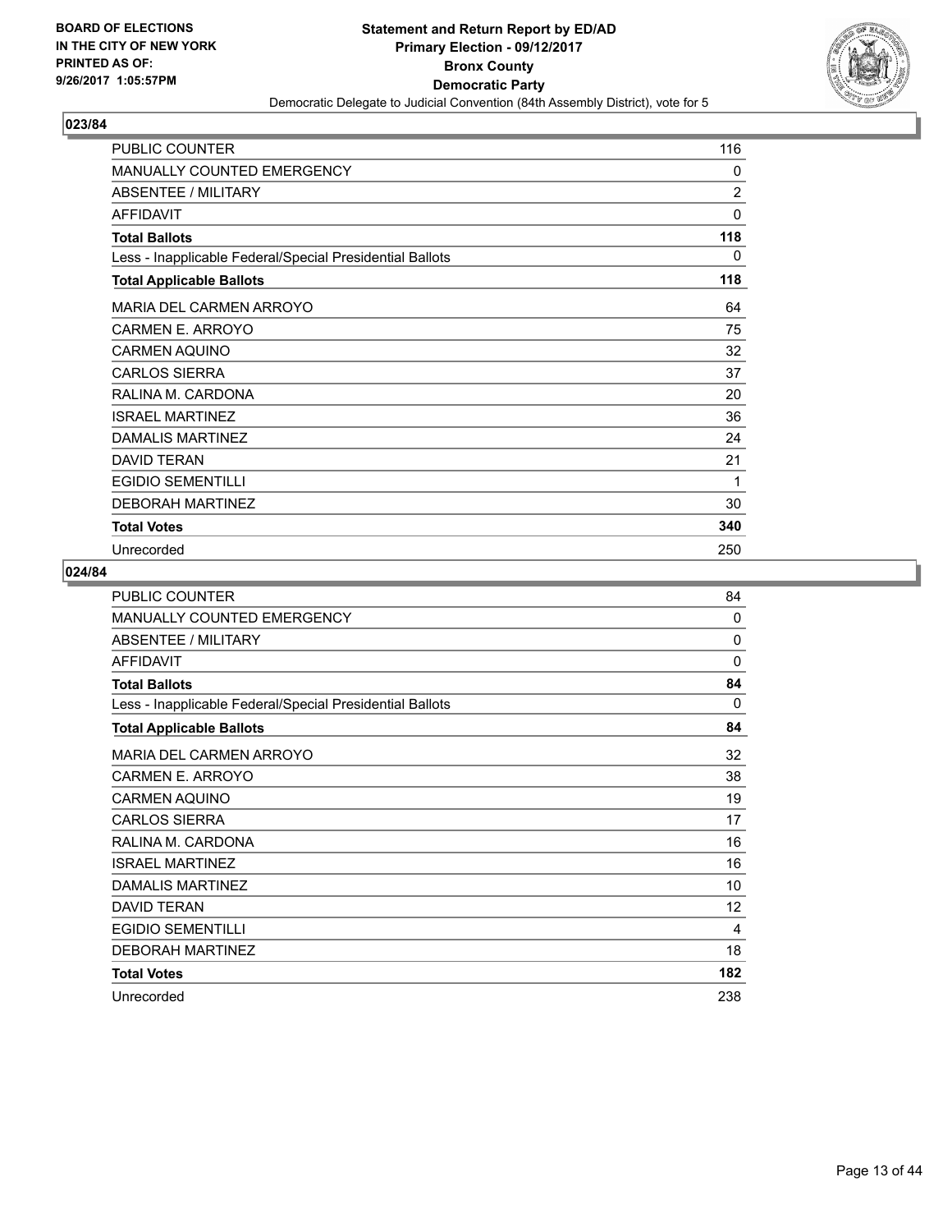**BOARD OF ELECTIONS IN THE CITY OF NEW YORK PRINTED AS OF: 9/26/2017 1:05:57PM**

**Statement and Return Report by ED/AD Primary Election - 09/12/2017 Bronx County Democratic Party**

Democratic Delegate to Judicial Convention (84th Assembly District), vote for 5

## 023/84

| | |
|---|---|
| PUBLIC COUNTER | 116 |
| MANUALLY COUNTED EMERGENCY | 0 |
| ABSENTEE / MILITARY | 2 |
| AFFIDAVIT | 0 |
| **Total Ballots** | **118** |
| Less - Inapplicable Federal/Special Presidential Ballots | 0 |
| **Total Applicable Ballots** | **118** |
| MARIA DEL CARMEN ARROYO | 64 |
| CARMEN E. ARROYO | 75 |
| CARMEN AQUINO | 32 |
| CARLOS SIERRA | 37 |
| RALINA M. CARDONA | 20 |
| ISRAEL MARTINEZ | 36 |
| DAMALIS MARTINEZ | 24 |
| DAVID TERAN | 21 |
| EGIDIO SEMENTILLI | 1 |
| DEBORAH MARTINEZ | 30 |
| **Total Votes** | **340** |
| Unrecorded | 250 |

## 024/84

| | |
|---|---|
| PUBLIC COUNTER | 84 |
| MANUALLY COUNTED EMERGENCY | 0 |
| ABSENTEE / MILITARY | 0 |
| AFFIDAVIT | 0 |
| **Total Ballots** | **84** |
| Less - Inapplicable Federal/Special Presidential Ballots | 0 |
| **Total Applicable Ballots** | **84** |
| MARIA DEL CARMEN ARROYO | 32 |
| CARMEN E. ARROYO | 38 |
| CARMEN AQUINO | 19 |
| CARLOS SIERRA | 17 |
| RALINA M. CARDONA | 16 |
| ISRAEL MARTINEZ | 16 |
| DAMALIS MARTINEZ | 10 |
| DAVID TERAN | 12 |
| EGIDIO SEMENTILLI | 4 |
| DEBORAH MARTINEZ | 18 |
| **Total Votes** | **182** |
| Unrecorded | 238 |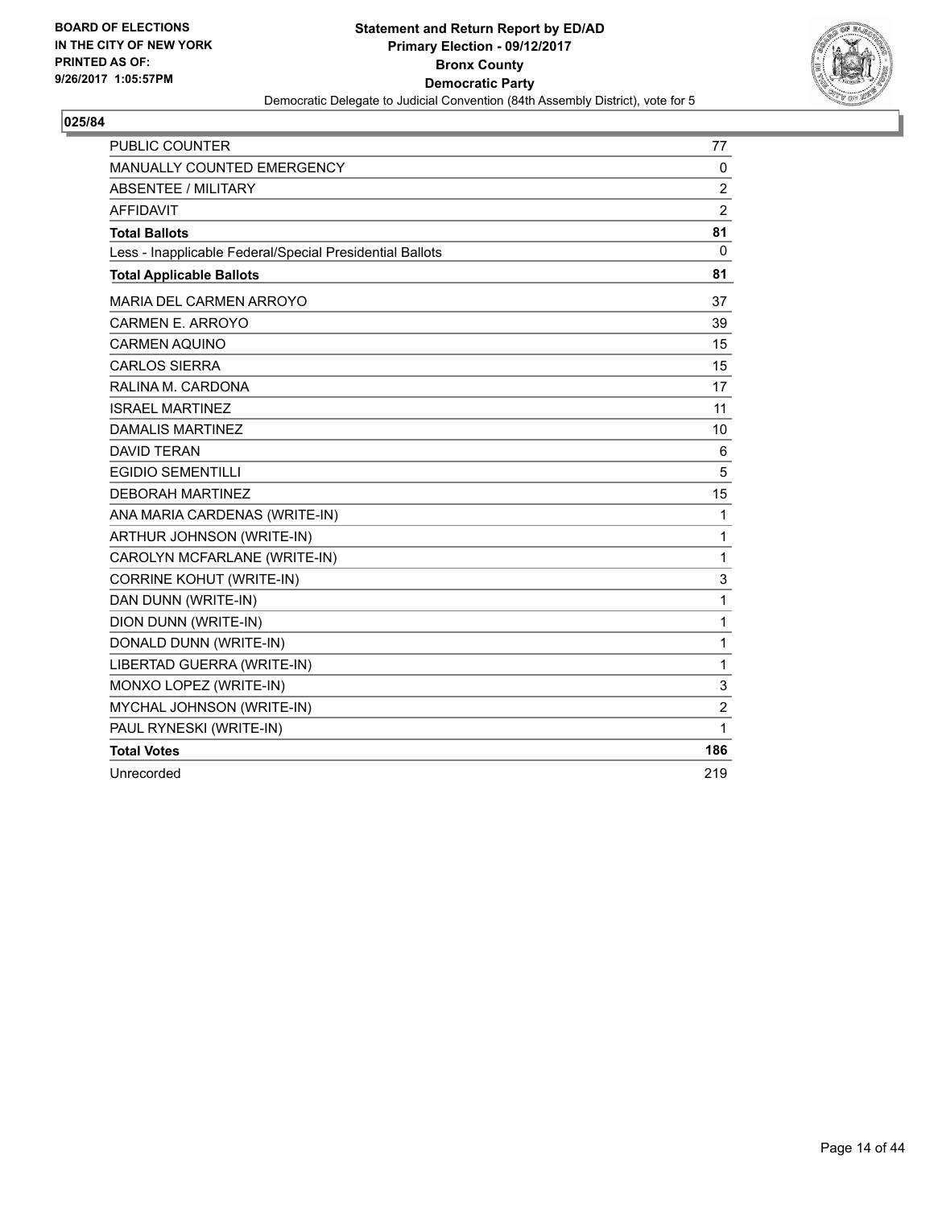BOARD OF ELECTIONS
IN THE CITY OF NEW YORK
PRINTED AS OF:
9/26/2017 1:05:57PM

**Statement and Return Report by ED/AD**
**Primary Election - 09/12/2017**
**Bronx County**
**Democratic Party**
Democratic Delegate to Judicial Convention (84th Assembly District), vote for 5

**025/84**

| | |
|---|---|
| PUBLIC COUNTER | 77 |
| MANUALLY COUNTED EMERGENCY | 0 |
| ABSENTEE / MILITARY | 2 |
| AFFIDAVIT | 2 |
| **Total Ballots** | **81** |
| Less - Inapplicable Federal/Special Presidential Ballots | 0 |
| **Total Applicable Ballots** | **81** |
| MARIA DEL CARMEN ARROYO | 37 |
| CARMEN E. ARROYO | 39 |
| CARMEN AQUINO | 15 |
| CARLOS SIERRA | 15 |
| RALINA M. CARDONA | 17 |
| ISRAEL MARTINEZ | 11 |
| DAMALIS MARTINEZ | 10 |
| DAVID TERAN | 6 |
| EGIDIO SEMENTILLI | 5 |
| DEBORAH MARTINEZ | 15 |
| ANA MARIA CARDENAS (WRITE-IN) | 1 |
| ARTHUR JOHNSON (WRITE-IN) | 1 |
| CAROLYN MCFARLANE (WRITE-IN) | 1 |
| CORRINE KOHUT (WRITE-IN) | 3 |
| DAN DUNN (WRITE-IN) | 1 |
| DION DUNN (WRITE-IN) | 1 |
| DONALD DUNN (WRITE-IN) | 1 |
| LIBERTAD GUERRA (WRITE-IN) | 1 |
| MONXO LOPEZ (WRITE-IN) | 3 |
| MYCHAL JOHNSON (WRITE-IN) | 2 |
| PAUL RYNESKI (WRITE-IN) | 1 |
| **Total Votes** | **186** |
| Unrecorded | 219 |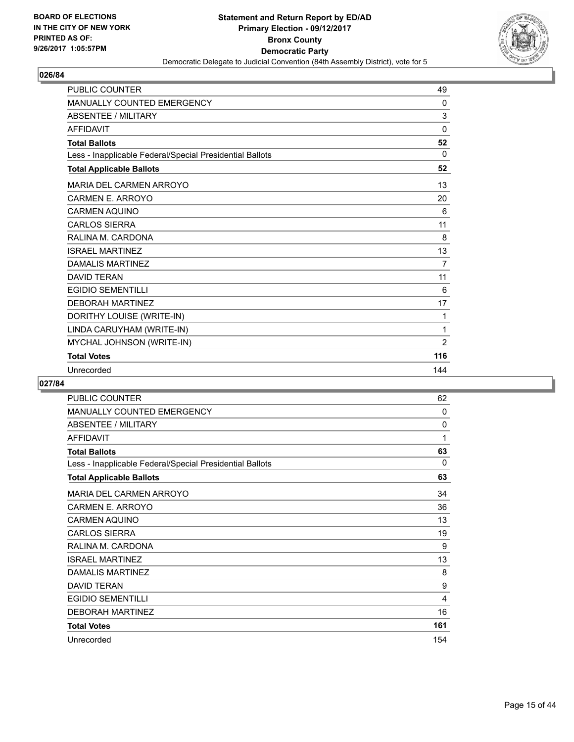**BOARD OF ELECTIONS IN THE CITY OF NEW YORK PRINTED AS OF: 9/26/2017 1:05:57PM**

**Statement and Return Report by ED/AD Primary Election - 09/12/2017 Bronx County Democratic Party**

Democratic Delegate to Judicial Convention (84th Assembly District), vote for 5

## 026/84

| | |
|---|---|
| PUBLIC COUNTER | 49 |
| MANUALLY COUNTED EMERGENCY | 0 |
| ABSENTEE / MILITARY | 3 |
| AFFIDAVIT | 0 |
| **Total Ballots** | **52** |
| Less - Inapplicable Federal/Special Presidential Ballots | 0 |
| **Total Applicable Ballots** | **52** |
| MARIA DEL CARMEN ARROYO | 13 |
| CARMEN E. ARROYO | 20 |
| CARMEN AQUINO | 6 |
| CARLOS SIERRA | 11 |
| RALINA M. CARDONA | 8 |
| ISRAEL MARTINEZ | 13 |
| DAMALIS MARTINEZ | 7 |
| DAVID TERAN | 11 |
| EGIDIO SEMENTILLI | 6 |
| DEBORAH MARTINEZ | 17 |
| DORITHY LOUISE (WRITE-IN) | 1 |
| LINDA CARUYHAM (WRITE-IN) | 1 |
| MYCHAL JOHNSON (WRITE-IN) | 2 |
| **Total Votes** | **116** |
| Unrecorded | 144 |

## 027/84

| | |
|---|---|
| PUBLIC COUNTER | 62 |
| MANUALLY COUNTED EMERGENCY | 0 |
| ABSENTEE / MILITARY | 0 |
| AFFIDAVIT | 1 |
| **Total Ballots** | **63** |
| Less - Inapplicable Federal/Special Presidential Ballots | 0 |
| **Total Applicable Ballots** | **63** |
| MARIA DEL CARMEN ARROYO | 34 |
| CARMEN E. ARROYO | 36 |
| CARMEN AQUINO | 13 |
| CARLOS SIERRA | 19 |
| RALINA M. CARDONA | 9 |
| ISRAEL MARTINEZ | 13 |
| DAMALIS MARTINEZ | 8 |
| DAVID TERAN | 9 |
| EGIDIO SEMENTILLI | 4 |
| DEBORAH MARTINEZ | 16 |
| **Total Votes** | **161** |
| Unrecorded | 154 |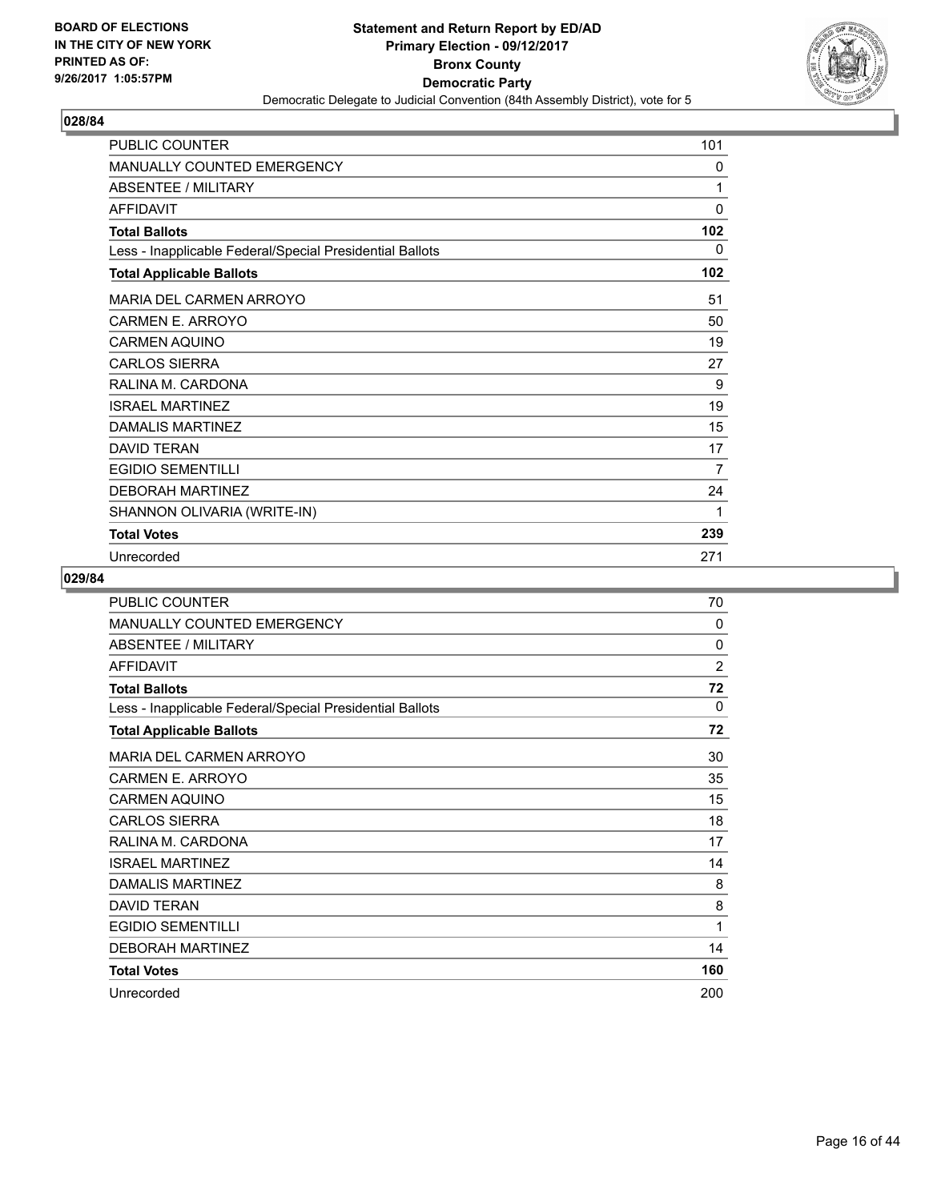BOARD OF ELECTIONS
IN THE CITY OF NEW YORK
PRINTED AS OF:
9/26/2017 1:05:57PM

**Statement and Return Report by ED/AD**
**Primary Election - 09/12/2017**
**Bronx County**
**Democratic Party**
Democratic Delegate to Judicial Convention (84th Assembly District), vote for 5

## 028/84

| | |
|---|---|
| PUBLIC COUNTER | 101 |
| MANUALLY COUNTED EMERGENCY | 0 |
| ABSENTEE / MILITARY | 1 |
| AFFIDAVIT | 0 |
| **Total Ballots** | **102** |
| Less - Inapplicable Federal/Special Presidential Ballots | 0 |
| **Total Applicable Ballots** | **102** |
| MARIA DEL CARMEN ARROYO | 51 |
| CARMEN E. ARROYO | 50 |
| CARMEN AQUINO | 19 |
| CARLOS SIERRA | 27 |
| RALINA M. CARDONA | 9 |
| ISRAEL MARTINEZ | 19 |
| DAMALIS MARTINEZ | 15 |
| DAVID TERAN | 17 |
| EGIDIO SEMENTILLI | 7 |
| DEBORAH MARTINEZ | 24 |
| SHANNON OLIVARIA (WRITE-IN) | 1 |
| **Total Votes** | **239** |
| Unrecorded | 271 |

## 029/84

| | |
|---|---|
| PUBLIC COUNTER | 70 |
| MANUALLY COUNTED EMERGENCY | 0 |
| ABSENTEE / MILITARY | 0 |
| AFFIDAVIT | 2 |
| **Total Ballots** | **72** |
| Less - Inapplicable Federal/Special Presidential Ballots | 0 |
| **Total Applicable Ballots** | **72** |
| MARIA DEL CARMEN ARROYO | 30 |
| CARMEN E. ARROYO | 35 |
| CARMEN AQUINO | 15 |
| CARLOS SIERRA | 18 |
| RALINA M. CARDONA | 17 |
| ISRAEL MARTINEZ | 14 |
| DAMALIS MARTINEZ | 8 |
| DAVID TERAN | 8 |
| EGIDIO SEMENTILLI | 1 |
| DEBORAH MARTINEZ | 14 |
| **Total Votes** | **160** |
| Unrecorded | 200 |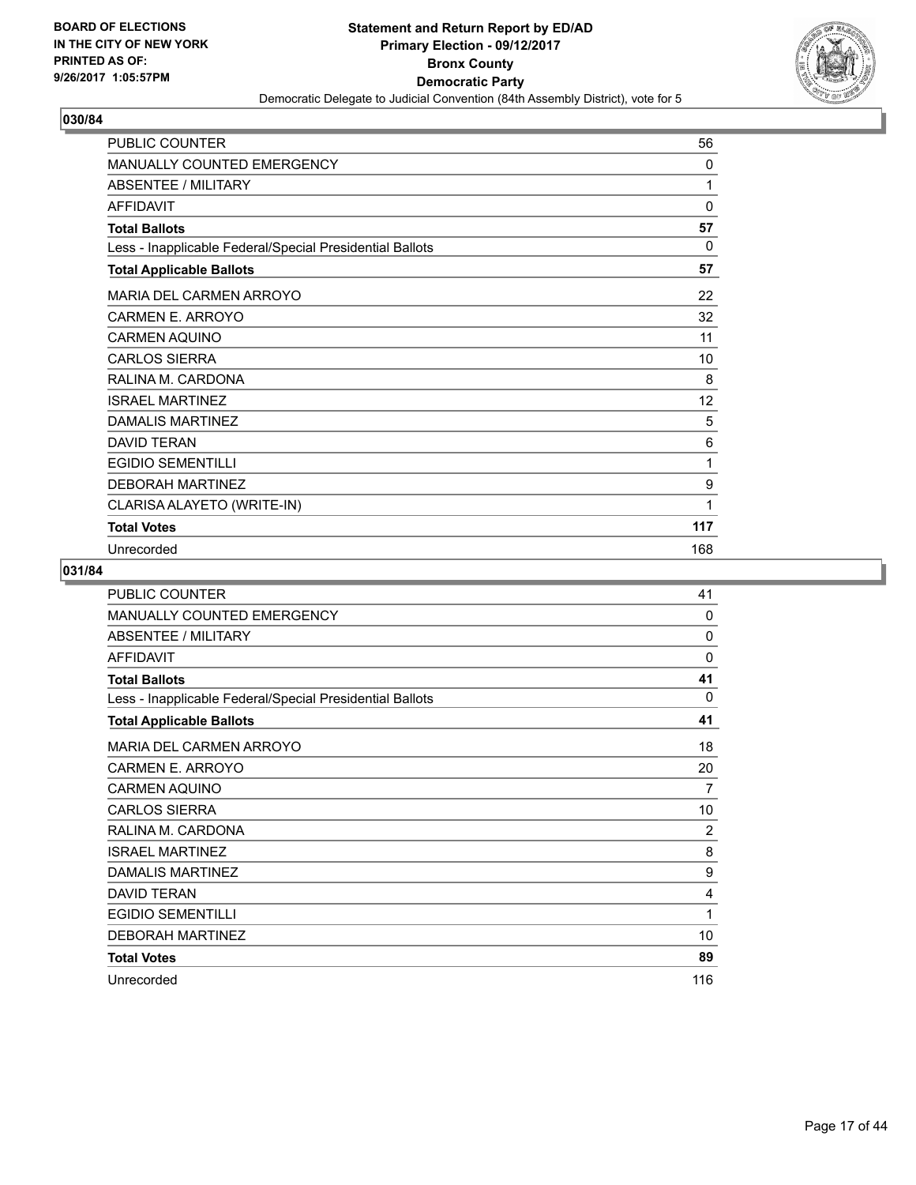**Statement and Return Report by ED/AD**
**Primary Election - 09/12/2017**
**Bronx County**
**Democratic Party**
Democratic Delegate to Judicial Convention (84th Assembly District), vote for 5

BOARD OF ELECTIONS
IN THE CITY OF NEW YORK
PRINTED AS OF:
9/26/2017 1:05:57PM

## 030/84

| | |
|---|---|
| PUBLIC COUNTER | 56 |
| MANUALLY COUNTED EMERGENCY | 0 |
| ABSENTEE / MILITARY | 1 |
| AFFIDAVIT | 0 |
| **Total Ballots** | **57** |
| Less - Inapplicable Federal/Special Presidential Ballots | 0 |
| **Total Applicable Ballots** | **57** |
| MARIA DEL CARMEN ARROYO | 22 |
| CARMEN E. ARROYO | 32 |
| CARMEN AQUINO | 11 |
| CARLOS SIERRA | 10 |
| RALINA M. CARDONA | 8 |
| ISRAEL MARTINEZ | 12 |
| DAMALIS MARTINEZ | 5 |
| DAVID TERAN | 6 |
| EGIDIO SEMENTILLI | 1 |
| DEBORAH MARTINEZ | 9 |
| CLARISA ALAYETO (WRITE-IN) | 1 |
| **Total Votes** | **117** |
| Unrecorded | 168 |

## 031/84

| | |
|---|---|
| PUBLIC COUNTER | 41 |
| MANUALLY COUNTED EMERGENCY | 0 |
| ABSENTEE / MILITARY | 0 |
| AFFIDAVIT | 0 |
| **Total Ballots** | **41** |
| Less - Inapplicable Federal/Special Presidential Ballots | 0 |
| **Total Applicable Ballots** | **41** |
| MARIA DEL CARMEN ARROYO | 18 |
| CARMEN E. ARROYO | 20 |
| CARMEN AQUINO | 7 |
| CARLOS SIERRA | 10 |
| RALINA M. CARDONA | 2 |
| ISRAEL MARTINEZ | 8 |
| DAMALIS MARTINEZ | 9 |
| DAVID TERAN | 4 |
| EGIDIO SEMENTILLI | 1 |
| DEBORAH MARTINEZ | 10 |
| **Total Votes** | **89** |
| Unrecorded | 116 |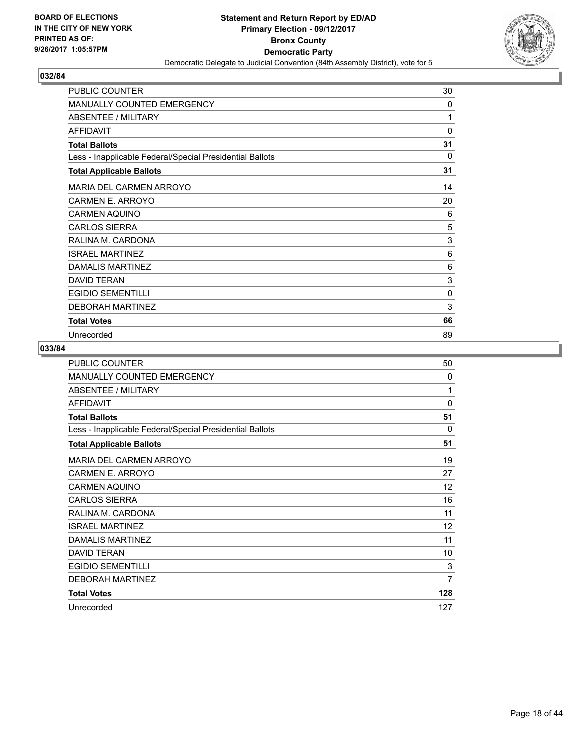BOARD OF ELECTIONS
IN THE CITY OF NEW YORK
PRINTED AS OF:
9/26/2017 1:05:57PM

**Statement and Return Report by ED/AD**
**Primary Election - 09/12/2017**
**Bronx County**
**Democratic Party**
Democratic Delegate to Judicial Convention (84th Assembly District), vote for 5

## 032/84

| | |
|---|---|
| PUBLIC COUNTER | 30 |
| MANUALLY COUNTED EMERGENCY | 0 |
| ABSENTEE / MILITARY | 1 |
| AFFIDAVIT | 0 |
| **Total Ballots** | **31** |
| Less - Inapplicable Federal/Special Presidential Ballots | 0 |
| **Total Applicable Ballots** | **31** |
| MARIA DEL CARMEN ARROYO | 14 |
| CARMEN E. ARROYO | 20 |
| CARMEN AQUINO | 6 |
| CARLOS SIERRA | 5 |
| RALINA M. CARDONA | 3 |
| ISRAEL MARTINEZ | 6 |
| DAMALIS MARTINEZ | 6 |
| DAVID TERAN | 3 |
| EGIDIO SEMENTILLI | 0 |
| DEBORAH MARTINEZ | 3 |
| **Total Votes** | **66** |
| Unrecorded | 89 |

## 033/84

| | |
|---|---|
| PUBLIC COUNTER | 50 |
| MANUALLY COUNTED EMERGENCY | 0 |
| ABSENTEE / MILITARY | 1 |
| AFFIDAVIT | 0 |
| **Total Ballots** | **51** |
| Less - Inapplicable Federal/Special Presidential Ballots | 0 |
| **Total Applicable Ballots** | **51** |
| MARIA DEL CARMEN ARROYO | 19 |
| CARMEN E. ARROYO | 27 |
| CARMEN AQUINO | 12 |
| CARLOS SIERRA | 16 |
| RALINA M. CARDONA | 11 |
| ISRAEL MARTINEZ | 12 |
| DAMALIS MARTINEZ | 11 |
| DAVID TERAN | 10 |
| EGIDIO SEMENTILLI | 3 |
| DEBORAH MARTINEZ | 7 |
| **Total Votes** | **128** |
| Unrecorded | 127 |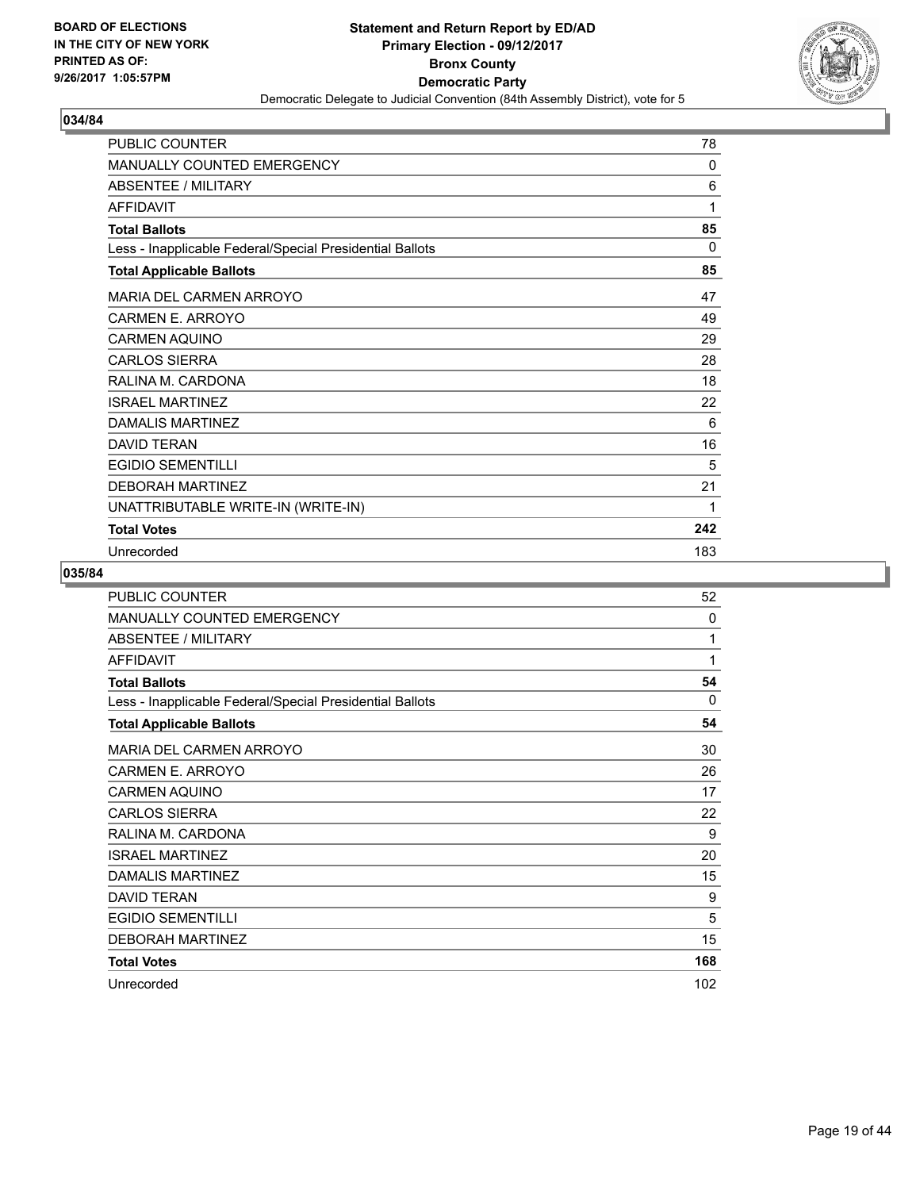**BOARD OF ELECTIONS IN THE CITY OF NEW YORK PRINTED AS OF: 9/26/2017 1:05:57PM**

**Statement and Return Report by ED/AD Primary Election - 09/12/2017 Bronx County Democratic Party**

Democratic Delegate to Judicial Convention (84th Assembly District), vote for 5

## 034/84

| | |
|---|---|
| PUBLIC COUNTER | 78 |
| MANUALLY COUNTED EMERGENCY | 0 |
| ABSENTEE / MILITARY | 6 |
| AFFIDAVIT | 1 |
| **Total Ballots** | **85** |
| Less - Inapplicable Federal/Special Presidential Ballots | 0 |
| **Total Applicable Ballots** | **85** |
| MARIA DEL CARMEN ARROYO | 47 |
| CARMEN E. ARROYO | 49 |
| CARMEN AQUINO | 29 |
| CARLOS SIERRA | 28 |
| RALINA M. CARDONA | 18 |
| ISRAEL MARTINEZ | 22 |
| DAMALIS MARTINEZ | 6 |
| DAVID TERAN | 16 |
| EGIDIO SEMENTILLI | 5 |
| DEBORAH MARTINEZ | 21 |
| UNATTRIBUTABLE WRITE-IN (WRITE-IN) | 1 |
| **Total Votes** | **242** |
| Unrecorded | 183 |

## 035/84

| | |
|---|---|
| PUBLIC COUNTER | 52 |
| MANUALLY COUNTED EMERGENCY | 0 |
| ABSENTEE / MILITARY | 1 |
| AFFIDAVIT | 1 |
| **Total Ballots** | **54** |
| Less - Inapplicable Federal/Special Presidential Ballots | 0 |
| **Total Applicable Ballots** | **54** |
| MARIA DEL CARMEN ARROYO | 30 |
| CARMEN E. ARROYO | 26 |
| CARMEN AQUINO | 17 |
| CARLOS SIERRA | 22 |
| RALINA M. CARDONA | 9 |
| ISRAEL MARTINEZ | 20 |
| DAMALIS MARTINEZ | 15 |
| DAVID TERAN | 9 |
| EGIDIO SEMENTILLI | 5 |
| DEBORAH MARTINEZ | 15 |
| **Total Votes** | **168** |
| Unrecorded | 102 |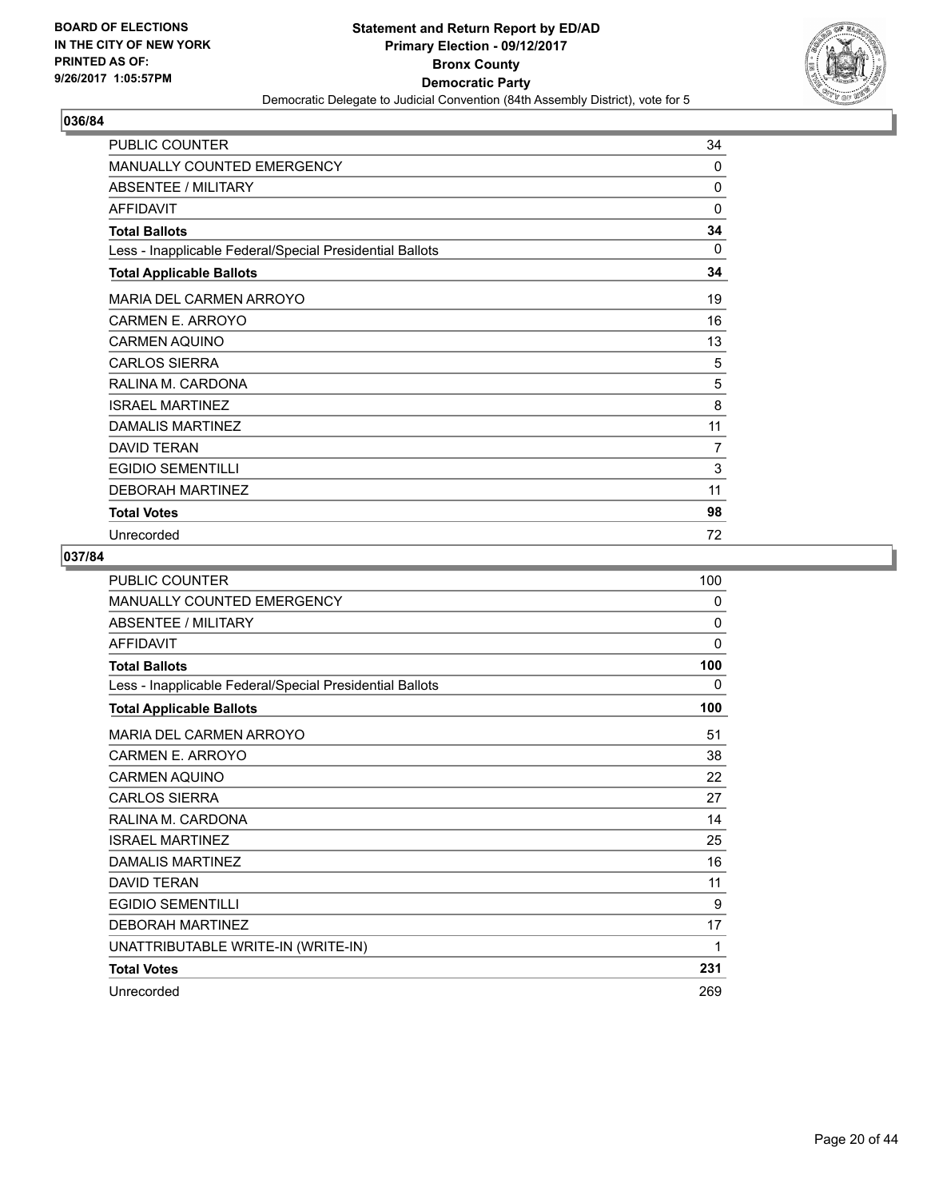**BOARD OF ELECTIONS IN THE CITY OF NEW YORK PRINTED AS OF: 9/26/2017 1:05:57PM**

**Statement and Return Report by ED/AD**
**Primary Election - 09/12/2017**
**Bronx County**
**Democratic Party**
Democratic Delegate to Judicial Convention (84th Assembly District), vote for 5

## 036/84

| | |
|---|---|
| PUBLIC COUNTER | 34 |
| MANUALLY COUNTED EMERGENCY | 0 |
| ABSENTEE / MILITARY | 0 |
| AFFIDAVIT | 0 |
| **Total Ballots** | **34** |
| Less - Inapplicable Federal/Special Presidential Ballots | 0 |
| **Total Applicable Ballots** | **34** |
| MARIA DEL CARMEN ARROYO | 19 |
| CARMEN E. ARROYO | 16 |
| CARMEN AQUINO | 13 |
| CARLOS SIERRA | 5 |
| RALINA M. CARDONA | 5 |
| ISRAEL MARTINEZ | 8 |
| DAMALIS MARTINEZ | 11 |
| DAVID TERAN | 7 |
| EGIDIO SEMENTILLI | 3 |
| DEBORAH MARTINEZ | 11 |
| **Total Votes** | **98** |
| Unrecorded | 72 |

## 037/84

| | |
|---|---|
| PUBLIC COUNTER | 100 |
| MANUALLY COUNTED EMERGENCY | 0 |
| ABSENTEE / MILITARY | 0 |
| AFFIDAVIT | 0 |
| **Total Ballots** | **100** |
| Less - Inapplicable Federal/Special Presidential Ballots | 0 |
| **Total Applicable Ballots** | **100** |
| MARIA DEL CARMEN ARROYO | 51 |
| CARMEN E. ARROYO | 38 |
| CARMEN AQUINO | 22 |
| CARLOS SIERRA | 27 |
| RALINA M. CARDONA | 14 |
| ISRAEL MARTINEZ | 25 |
| DAMALIS MARTINEZ | 16 |
| DAVID TERAN | 11 |
| EGIDIO SEMENTILLI | 9 |
| DEBORAH MARTINEZ | 17 |
| UNATTRIBUTABLE WRITE-IN (WRITE-IN) | 1 |
| **Total Votes** | **231** |
| Unrecorded | 269 |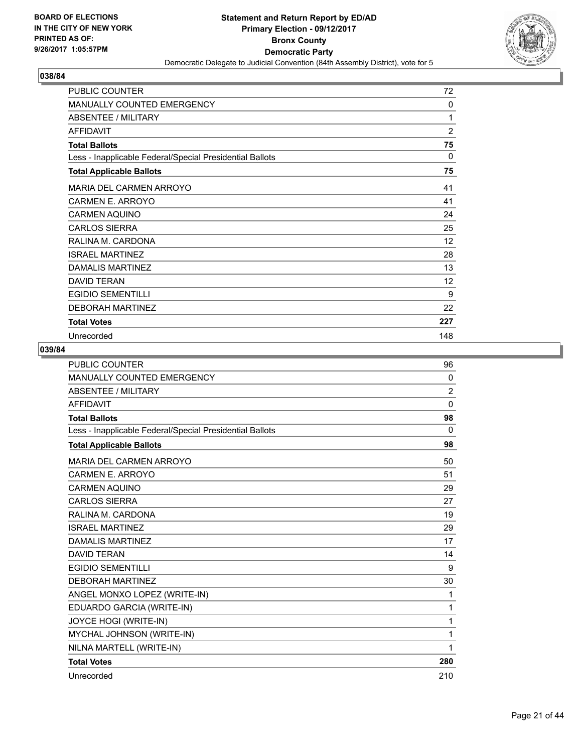**Statement and Return Report by ED/AD**
**Primary Election - 09/12/2017**
**Bronx County**
**Democratic Party**
Democratic Delegate to Judicial Convention (84th Assembly District), vote for 5

BOARD OF ELECTIONS
IN THE CITY OF NEW YORK
PRINTED AS OF:
9/26/2017 1:05:57PM

## 038/84

| | |
|---|---|
| PUBLIC COUNTER | 72 |
| MANUALLY COUNTED EMERGENCY | 0 |
| ABSENTEE / MILITARY | 1 |
| AFFIDAVIT | 2 |
| **Total Ballots** | **75** |
| Less - Inapplicable Federal/Special Presidential Ballots | 0 |
| **Total Applicable Ballots** | **75** |
| MARIA DEL CARMEN ARROYO | 41 |
| CARMEN E. ARROYO | 41 |
| CARMEN AQUINO | 24 |
| CARLOS SIERRA | 25 |
| RALINA M. CARDONA | 12 |
| ISRAEL MARTINEZ | 28 |
| DAMALIS MARTINEZ | 13 |
| DAVID TERAN | 12 |
| EGIDIO SEMENTILLI | 9 |
| DEBORAH MARTINEZ | 22 |
| **Total Votes** | **227** |
| Unrecorded | 148 |

## 039/84

| | |
|---|---|
| PUBLIC COUNTER | 96 |
| MANUALLY COUNTED EMERGENCY | 0 |
| ABSENTEE / MILITARY | 2 |
| AFFIDAVIT | 0 |
| **Total Ballots** | **98** |
| Less - Inapplicable Federal/Special Presidential Ballots | 0 |
| **Total Applicable Ballots** | **98** |
| MARIA DEL CARMEN ARROYO | 50 |
| CARMEN E. ARROYO | 51 |
| CARMEN AQUINO | 29 |
| CARLOS SIERRA | 27 |
| RALINA M. CARDONA | 19 |
| ISRAEL MARTINEZ | 29 |
| DAMALIS MARTINEZ | 17 |
| DAVID TERAN | 14 |
| EGIDIO SEMENTILLI | 9 |
| DEBORAH MARTINEZ | 30 |
| ANGEL MONXO LOPEZ (WRITE-IN) | 1 |
| EDUARDO GARCIA (WRITE-IN) | 1 |
| JOYCE HOGI (WRITE-IN) | 1 |
| MYCHAL JOHNSON (WRITE-IN) | 1 |
| NILNA MARTELL (WRITE-IN) | 1 |
| **Total Votes** | **280** |
| Unrecorded | 210 |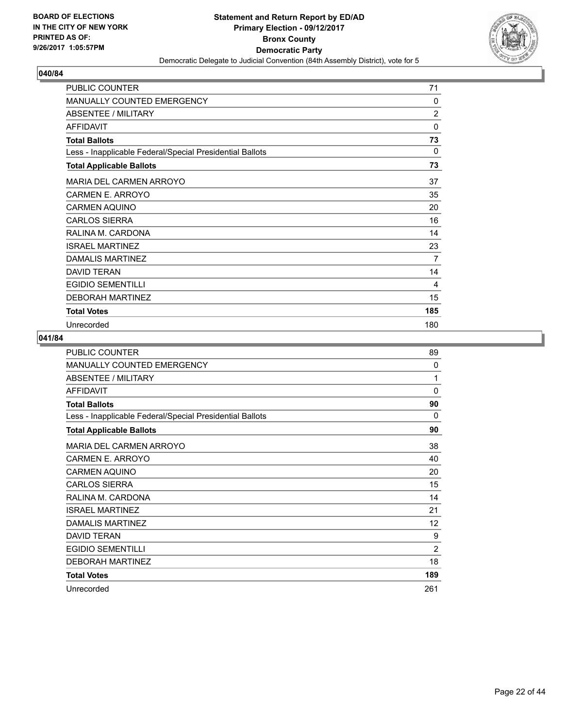**Statement and Return Report by ED/AD**
**Primary Election - 09/12/2017**
**Bronx County**
**Democratic Party**
Democratic Delegate to Judicial Convention (84th Assembly District), vote for 5

BOARD OF ELECTIONS
IN THE CITY OF NEW YORK
PRINTED AS OF:
9/26/2017 1:05:57PM

## 040/84

| | |
|---|---|
| PUBLIC COUNTER | 71 |
| MANUALLY COUNTED EMERGENCY | 0 |
| ABSENTEE / MILITARY | 2 |
| AFFIDAVIT | 0 |
| **Total Ballots** | **73** |
| Less - Inapplicable Federal/Special Presidential Ballots | 0 |
| **Total Applicable Ballots** | **73** |
| MARIA DEL CARMEN ARROYO | 37 |
| CARMEN E. ARROYO | 35 |
| CARMEN AQUINO | 20 |
| CARLOS SIERRA | 16 |
| RALINA M. CARDONA | 14 |
| ISRAEL MARTINEZ | 23 |
| DAMALIS MARTINEZ | 7 |
| DAVID TERAN | 14 |
| EGIDIO SEMENTILLI | 4 |
| DEBORAH MARTINEZ | 15 |
| **Total Votes** | **185** |
| Unrecorded | 180 |

## 041/84

| | |
|---|---|
| PUBLIC COUNTER | 89 |
| MANUALLY COUNTED EMERGENCY | 0 |
| ABSENTEE / MILITARY | 1 |
| AFFIDAVIT | 0 |
| **Total Ballots** | **90** |
| Less - Inapplicable Federal/Special Presidential Ballots | 0 |
| **Total Applicable Ballots** | **90** |
| MARIA DEL CARMEN ARROYO | 38 |
| CARMEN E. ARROYO | 40 |
| CARMEN AQUINO | 20 |
| CARLOS SIERRA | 15 |
| RALINA M. CARDONA | 14 |
| ISRAEL MARTINEZ | 21 |
| DAMALIS MARTINEZ | 12 |
| DAVID TERAN | 9 |
| EGIDIO SEMENTILLI | 2 |
| DEBORAH MARTINEZ | 18 |
| **Total Votes** | **189** |
| Unrecorded | 261 |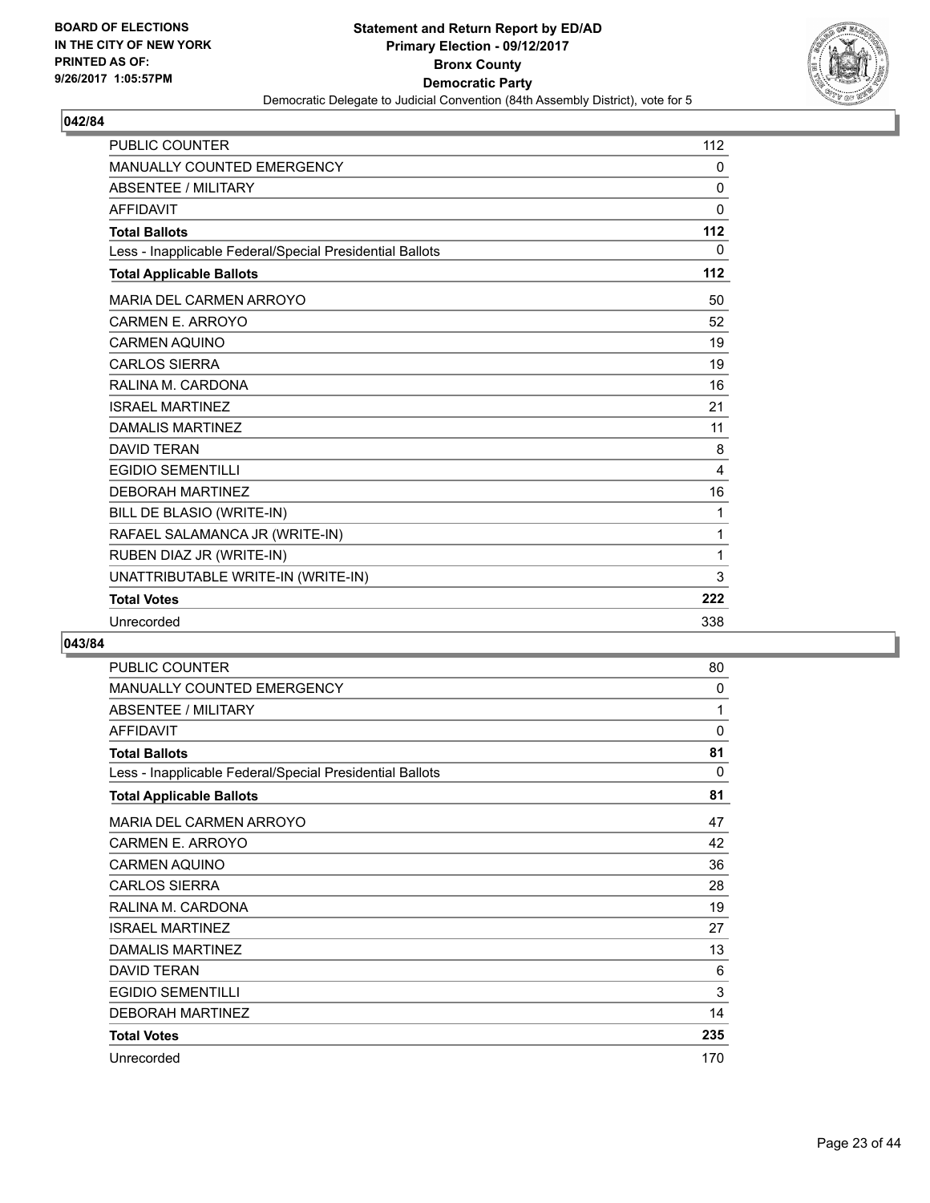BOARD OF ELECTIONS
IN THE CITY OF NEW YORK
PRINTED AS OF:
9/26/2017 1:05:57PM

**Statement and Return Report by ED/AD**
**Primary Election - 09/12/2017**
**Bronx County**
**Democratic Party**
Democratic Delegate to Judicial Convention (84th Assembly District), vote for 5

## 042/84

| | |
|---|---|
| PUBLIC COUNTER | 112 |
| MANUALLY COUNTED EMERGENCY | 0 |
| ABSENTEE / MILITARY | 0 |
| AFFIDAVIT | 0 |
| **Total Ballots** | **112** |
| Less - Inapplicable Federal/Special Presidential Ballots | 0 |
| **Total Applicable Ballots** | **112** |
| MARIA DEL CARMEN ARROYO | 50 |
| CARMEN E. ARROYO | 52 |
| CARMEN AQUINO | 19 |
| CARLOS SIERRA | 19 |
| RALINA M. CARDONA | 16 |
| ISRAEL MARTINEZ | 21 |
| DAMALIS MARTINEZ | 11 |
| DAVID TERAN | 8 |
| EGIDIO SEMENTILLI | 4 |
| DEBORAH MARTINEZ | 16 |
| BILL DE BLASIO (WRITE-IN) | 1 |
| RAFAEL SALAMANCA JR (WRITE-IN) | 1 |
| RUBEN DIAZ JR (WRITE-IN) | 1 |
| UNATTRIBUTABLE WRITE-IN (WRITE-IN) | 3 |
| **Total Votes** | **222** |
| Unrecorded | 338 |

## 043/84

| | |
|---|---|
| PUBLIC COUNTER | 80 |
| MANUALLY COUNTED EMERGENCY | 0 |
| ABSENTEE / MILITARY | 1 |
| AFFIDAVIT | 0 |
| **Total Ballots** | **81** |
| Less - Inapplicable Federal/Special Presidential Ballots | 0 |
| **Total Applicable Ballots** | **81** |
| MARIA DEL CARMEN ARROYO | 47 |
| CARMEN E. ARROYO | 42 |
| CARMEN AQUINO | 36 |
| CARLOS SIERRA | 28 |
| RALINA M. CARDONA | 19 |
| ISRAEL MARTINEZ | 27 |
| DAMALIS MARTINEZ | 13 |
| DAVID TERAN | 6 |
| EGIDIO SEMENTILLI | 3 |
| DEBORAH MARTINEZ | 14 |
| **Total Votes** | **235** |
| Unrecorded | 170 |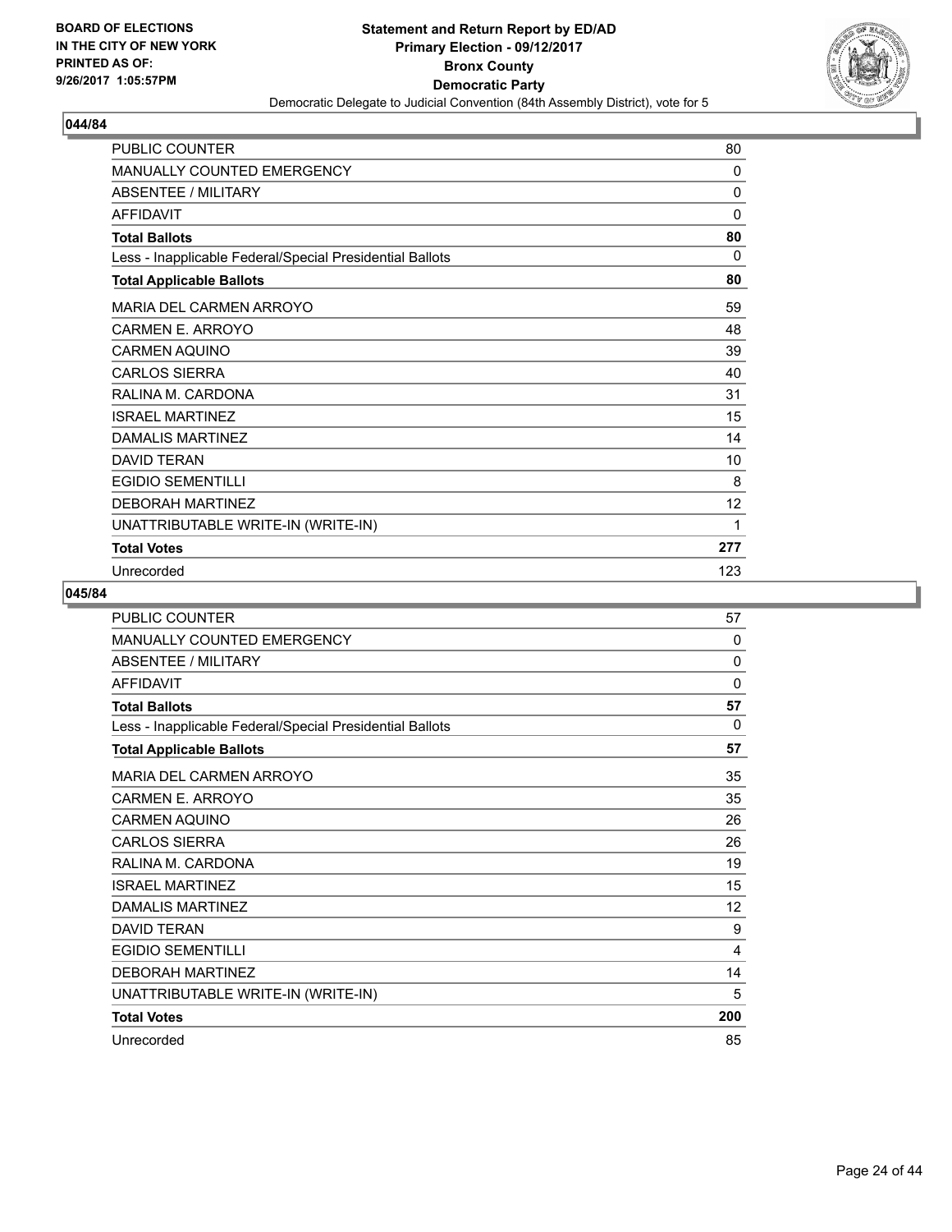BOARD OF ELECTIONS
IN THE CITY OF NEW YORK
PRINTED AS OF:
9/26/2017 1:05:57PM

**Statement and Return Report by ED/AD**
**Primary Election - 09/12/2017**
**Bronx County**
**Democratic Party**
Democratic Delegate to Judicial Convention (84th Assembly District), vote for 5

## 044/84

| | |
|---|---|
| PUBLIC COUNTER | 80 |
| MANUALLY COUNTED EMERGENCY | 0 |
| ABSENTEE / MILITARY | 0 |
| AFFIDAVIT | 0 |
| **Total Ballots** | **80** |
| Less - Inapplicable Federal/Special Presidential Ballots | 0 |
| **Total Applicable Ballots** | **80** |
| MARIA DEL CARMEN ARROYO | 59 |
| CARMEN E. ARROYO | 48 |
| CARMEN AQUINO | 39 |
| CARLOS SIERRA | 40 |
| RALINA M. CARDONA | 31 |
| ISRAEL MARTINEZ | 15 |
| DAMALIS MARTINEZ | 14 |
| DAVID TERAN | 10 |
| EGIDIO SEMENTILLI | 8 |
| DEBORAH MARTINEZ | 12 |
| UNATTRIBUTABLE WRITE-IN (WRITE-IN) | 1 |
| **Total Votes** | **277** |
| Unrecorded | 123 |

## 045/84

| | |
|---|---|
| PUBLIC COUNTER | 57 |
| MANUALLY COUNTED EMERGENCY | 0 |
| ABSENTEE / MILITARY | 0 |
| AFFIDAVIT | 0 |
| **Total Ballots** | **57** |
| Less - Inapplicable Federal/Special Presidential Ballots | 0 |
| **Total Applicable Ballots** | **57** |
| MARIA DEL CARMEN ARROYO | 35 |
| CARMEN E. ARROYO | 35 |
| CARMEN AQUINO | 26 |
| CARLOS SIERRA | 26 |
| RALINA M. CARDONA | 19 |
| ISRAEL MARTINEZ | 15 |
| DAMALIS MARTINEZ | 12 |
| DAVID TERAN | 9 |
| EGIDIO SEMENTILLI | 4 |
| DEBORAH MARTINEZ | 14 |
| UNATTRIBUTABLE WRITE-IN (WRITE-IN) | 5 |
| **Total Votes** | **200** |
| Unrecorded | 85 |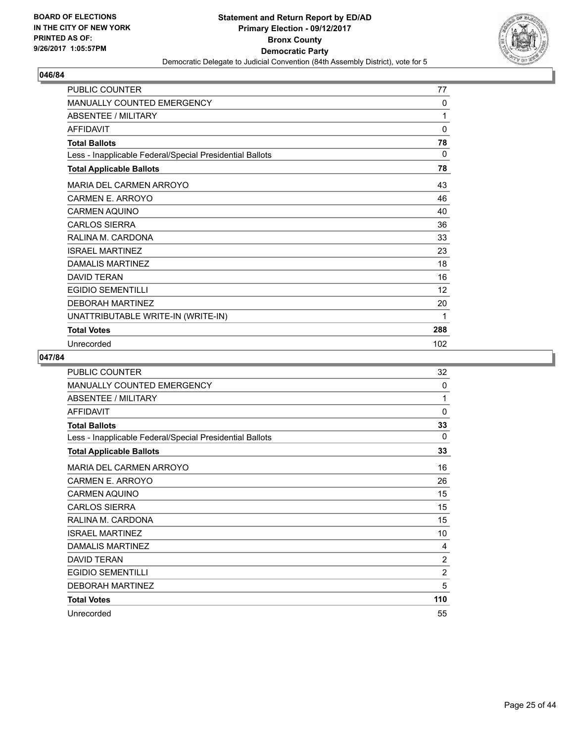**Statement and Return Report by ED/AD**
**Primary Election - 09/12/2017**
**Bronx County**
**Democratic Party**
Democratic Delegate to Judicial Convention (84th Assembly District), vote for 5

BOARD OF ELECTIONS
IN THE CITY OF NEW YORK
PRINTED AS OF:
9/26/2017 1:05:57PM

## 046/84

| | |
|---|---|
| PUBLIC COUNTER | 77 |
| MANUALLY COUNTED EMERGENCY | 0 |
| ABSENTEE / MILITARY | 1 |
| AFFIDAVIT | 0 |
| **Total Ballots** | **78** |
| Less - Inapplicable Federal/Special Presidential Ballots | 0 |
| **Total Applicable Ballots** | **78** |
| MARIA DEL CARMEN ARROYO | 43 |
| CARMEN E. ARROYO | 46 |
| CARMEN AQUINO | 40 |
| CARLOS SIERRA | 36 |
| RALINA M. CARDONA | 33 |
| ISRAEL MARTINEZ | 23 |
| DAMALIS MARTINEZ | 18 |
| DAVID TERAN | 16 |
| EGIDIO SEMENTILLI | 12 |
| DEBORAH MARTINEZ | 20 |
| UNATTRIBUTABLE WRITE-IN (WRITE-IN) | 1 |
| **Total Votes** | **288** |
| Unrecorded | 102 |

## 047/84

| | |
|---|---|
| PUBLIC COUNTER | 32 |
| MANUALLY COUNTED EMERGENCY | 0 |
| ABSENTEE / MILITARY | 1 |
| AFFIDAVIT | 0 |
| **Total Ballots** | **33** |
| Less - Inapplicable Federal/Special Presidential Ballots | 0 |
| **Total Applicable Ballots** | **33** |
| MARIA DEL CARMEN ARROYO | 16 |
| CARMEN E. ARROYO | 26 |
| CARMEN AQUINO | 15 |
| CARLOS SIERRA | 15 |
| RALINA M. CARDONA | 15 |
| ISRAEL MARTINEZ | 10 |
| DAMALIS MARTINEZ | 4 |
| DAVID TERAN | 2 |
| EGIDIO SEMENTILLI | 2 |
| DEBORAH MARTINEZ | 5 |
| **Total Votes** | **110** |
| Unrecorded | 55 |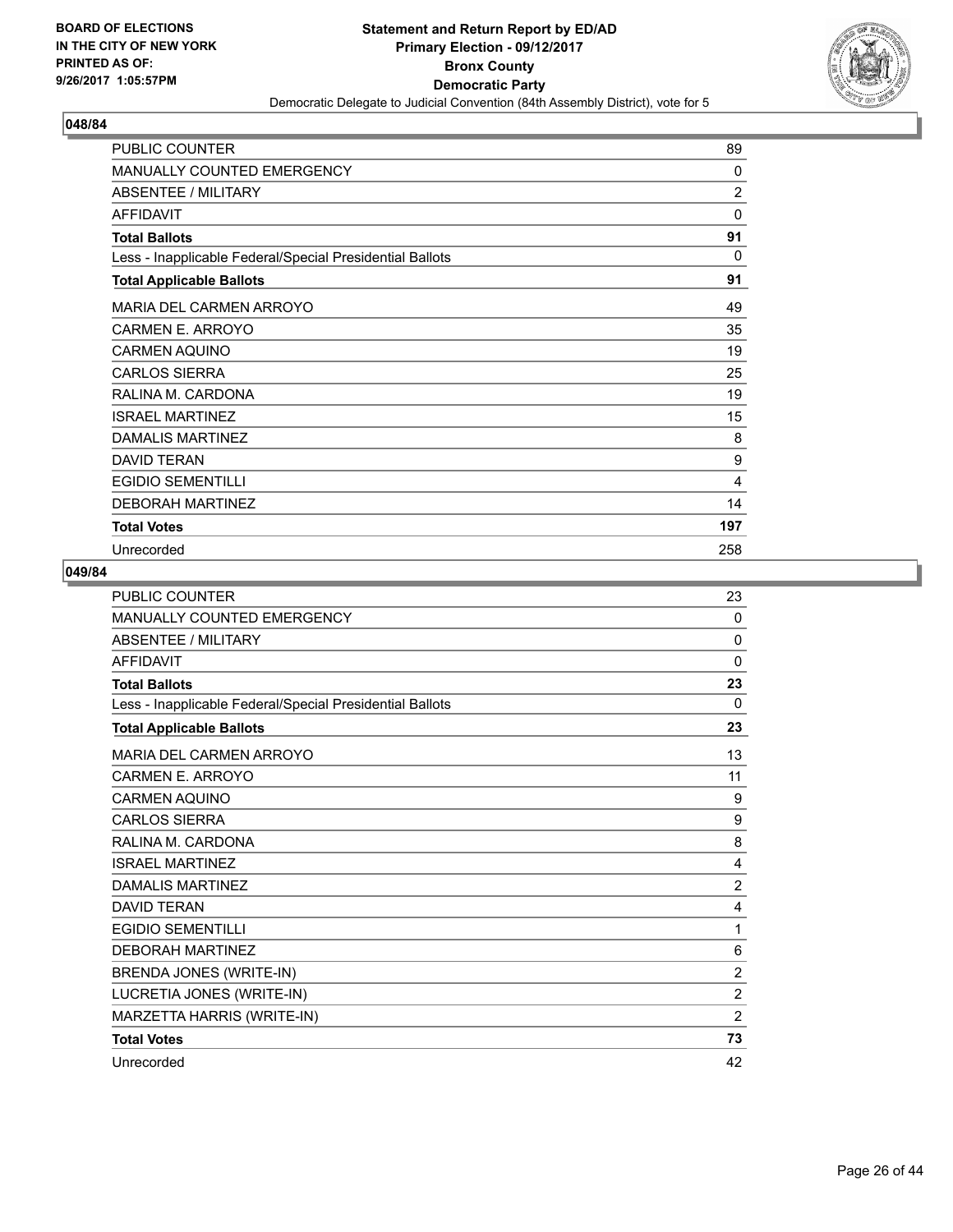**BOARD OF ELECTIONS IN THE CITY OF NEW YORK PRINTED AS OF: 9/26/2017 1:05:57PM**

**Statement and Return Report by ED/AD Primary Election - 09/12/2017 Bronx County Democratic Party**

Democratic Delegate to Judicial Convention (84th Assembly District), vote for 5

### 048/84

| | |
|---|---|
| PUBLIC COUNTER | 89 |
| MANUALLY COUNTED EMERGENCY | 0 |
| ABSENTEE / MILITARY | 2 |
| AFFIDAVIT | 0 |
| **Total Ballots** | **91** |
| Less - Inapplicable Federal/Special Presidential Ballots | 0 |
| **Total Applicable Ballots** | **91** |
| MARIA DEL CARMEN ARROYO | 49 |
| CARMEN E. ARROYO | 35 |
| CARMEN AQUINO | 19 |
| CARLOS SIERRA | 25 |
| RALINA M. CARDONA | 19 |
| ISRAEL MARTINEZ | 15 |
| DAMALIS MARTINEZ | 8 |
| DAVID TERAN | 9 |
| EGIDIO SEMENTILLI | 4 |
| DEBORAH MARTINEZ | 14 |
| **Total Votes** | **197** |
| Unrecorded | 258 |

### 049/84

| | |
|---|---|
| PUBLIC COUNTER | 23 |
| MANUALLY COUNTED EMERGENCY | 0 |
| ABSENTEE / MILITARY | 0 |
| AFFIDAVIT | 0 |
| **Total Ballots** | **23** |
| Less - Inapplicable Federal/Special Presidential Ballots | 0 |
| **Total Applicable Ballots** | **23** |
| MARIA DEL CARMEN ARROYO | 13 |
| CARMEN E. ARROYO | 11 |
| CARMEN AQUINO | 9 |
| CARLOS SIERRA | 9 |
| RALINA M. CARDONA | 8 |
| ISRAEL MARTINEZ | 4 |
| DAMALIS MARTINEZ | 2 |
| DAVID TERAN | 4 |
| EGIDIO SEMENTILLI | 1 |
| DEBORAH MARTINEZ | 6 |
| BRENDA JONES (WRITE-IN) | 2 |
| LUCRETIA JONES (WRITE-IN) | 2 |
| MARZETTA HARRIS (WRITE-IN) | 2 |
| **Total Votes** | **73** |
| Unrecorded | 42 |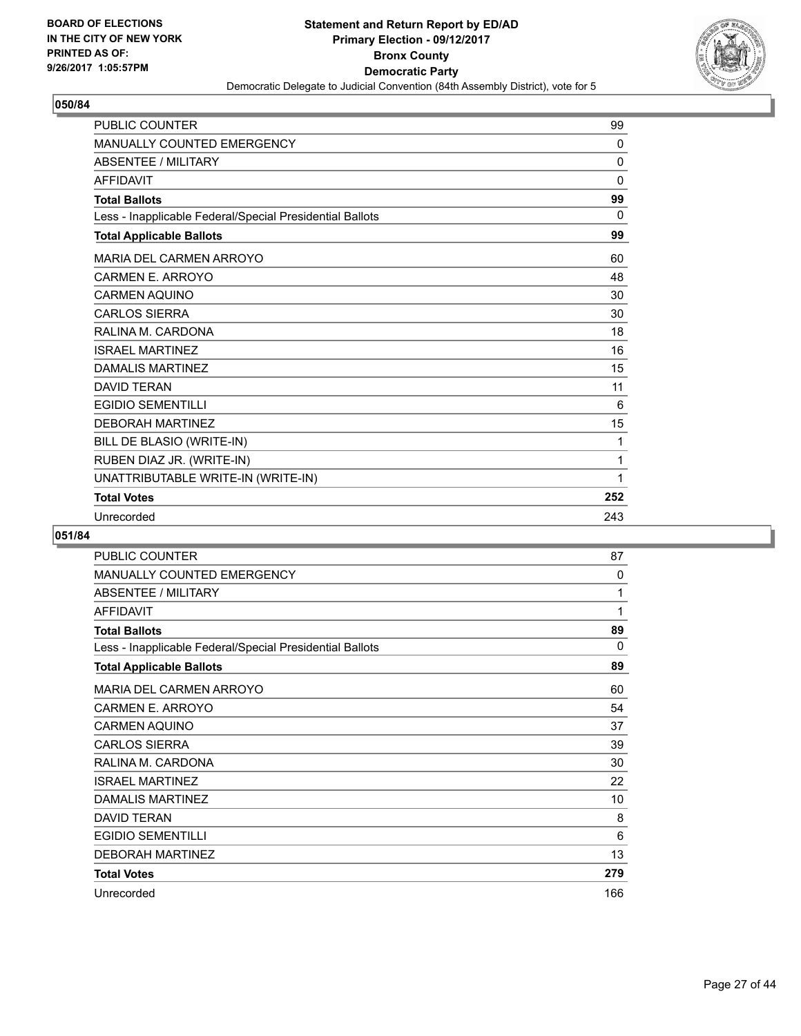**BOARD OF ELECTIONS IN THE CITY OF NEW YORK PRINTED AS OF: 9/26/2017 1:05:57PM**

**Statement and Return Report by ED/AD**
**Primary Election - 09/12/2017**
**Bronx County**
**Democratic Party**
Democratic Delegate to Judicial Convention (84th Assembly District), vote for 5

## 050/84

| | |
|---|---|
| PUBLIC COUNTER | 99 |
| MANUALLY COUNTED EMERGENCY | 0 |
| ABSENTEE / MILITARY | 0 |
| AFFIDAVIT | 0 |
| **Total Ballots** | **99** |
| Less - Inapplicable Federal/Special Presidential Ballots | 0 |
| **Total Applicable Ballots** | **99** |
| MARIA DEL CARMEN ARROYO | 60 |
| CARMEN E. ARROYO | 48 |
| CARMEN AQUINO | 30 |
| CARLOS SIERRA | 30 |
| RALINA M. CARDONA | 18 |
| ISRAEL MARTINEZ | 16 |
| DAMALIS MARTINEZ | 15 |
| DAVID TERAN | 11 |
| EGIDIO SEMENTILLI | 6 |
| DEBORAH MARTINEZ | 15 |
| BILL DE BLASIO (WRITE-IN) | 1 |
| RUBEN DIAZ JR. (WRITE-IN) | 1 |
| UNATTRIBUTABLE WRITE-IN (WRITE-IN) | 1 |
| **Total Votes** | **252** |
| Unrecorded | 243 |

## 051/84

| | |
|---|---|
| PUBLIC COUNTER | 87 |
| MANUALLY COUNTED EMERGENCY | 0 |
| ABSENTEE / MILITARY | 1 |
| AFFIDAVIT | 1 |
| **Total Ballots** | **89** |
| Less - Inapplicable Federal/Special Presidential Ballots | 0 |
| **Total Applicable Ballots** | **89** |
| MARIA DEL CARMEN ARROYO | 60 |
| CARMEN E. ARROYO | 54 |
| CARMEN AQUINO | 37 |
| CARLOS SIERRA | 39 |
| RALINA M. CARDONA | 30 |
| ISRAEL MARTINEZ | 22 |
| DAMALIS MARTINEZ | 10 |
| DAVID TERAN | 8 |
| EGIDIO SEMENTILLI | 6 |
| DEBORAH MARTINEZ | 13 |
| **Total Votes** | **279** |
| Unrecorded | 166 |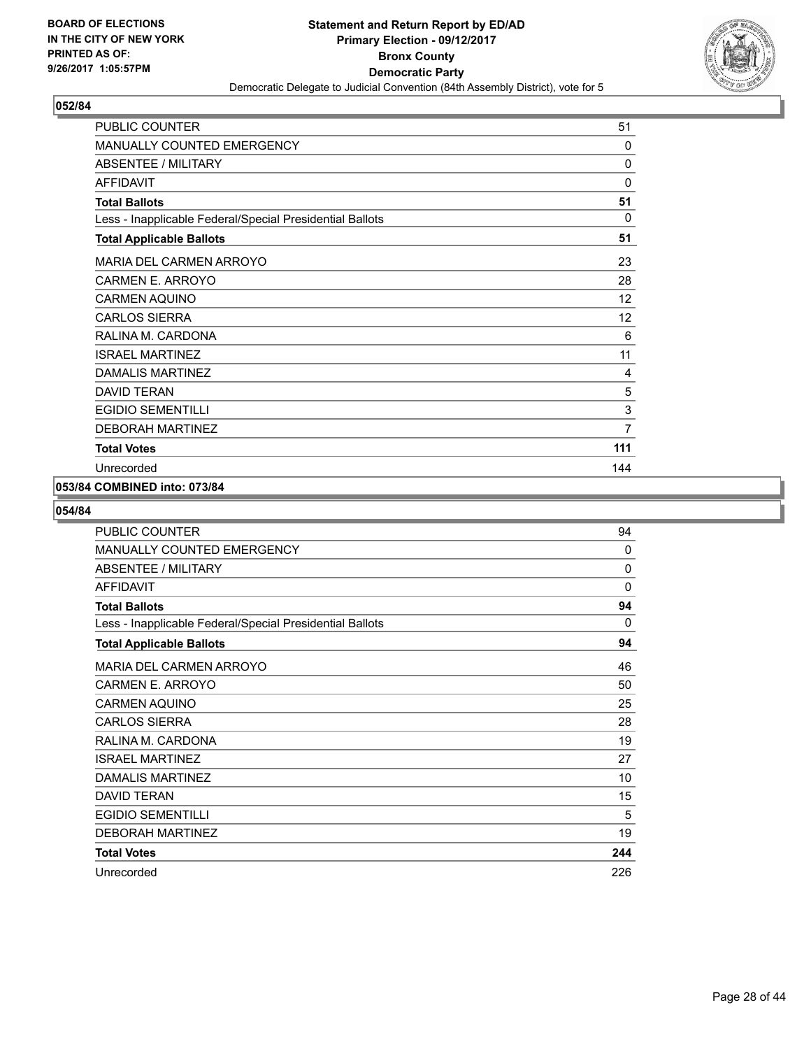**BOARD OF ELECTIONS IN THE CITY OF NEW YORK PRINTED AS OF: 9/26/2017 1:05:57PM**

**Statement and Return Report by ED/AD Primary Election - 09/12/2017 Bronx County Democratic Party**

Democratic Delegate to Judicial Convention (84th Assembly District), vote for 5

## 052/84

| | |
|---|---|
| PUBLIC COUNTER | 51 |
| MANUALLY COUNTED EMERGENCY | 0 |
| ABSENTEE / MILITARY | 0 |
| AFFIDAVIT | 0 |
| **Total Ballots** | **51** |
| Less - Inapplicable Federal/Special Presidential Ballots | 0 |
| **Total Applicable Ballots** | **51** |
| MARIA DEL CARMEN ARROYO | 23 |
| CARMEN E. ARROYO | 28 |
| CARMEN AQUINO | 12 |
| CARLOS SIERRA | 12 |
| RALINA M. CARDONA | 6 |
| ISRAEL MARTINEZ | 11 |
| DAMALIS MARTINEZ | 4 |
| DAVID TERAN | 5 |
| EGIDIO SEMENTILLI | 3 |
| DEBORAH MARTINEZ | 7 |
| **Total Votes** | **111** |
| Unrecorded | 144 |

## 053/84 COMBINED into: 073/84

## 054/84

| | |
|---|---|
| PUBLIC COUNTER | 94 |
| MANUALLY COUNTED EMERGENCY | 0 |
| ABSENTEE / MILITARY | 0 |
| AFFIDAVIT | 0 |
| **Total Ballots** | **94** |
| Less - Inapplicable Federal/Special Presidential Ballots | 0 |
| **Total Applicable Ballots** | **94** |
| MARIA DEL CARMEN ARROYO | 46 |
| CARMEN E. ARROYO | 50 |
| CARMEN AQUINO | 25 |
| CARLOS SIERRA | 28 |
| RALINA M. CARDONA | 19 |
| ISRAEL MARTINEZ | 27 |
| DAMALIS MARTINEZ | 10 |
| DAVID TERAN | 15 |
| EGIDIO SEMENTILLI | 5 |
| DEBORAH MARTINEZ | 19 |
| **Total Votes** | **244** |
| Unrecorded | 226 |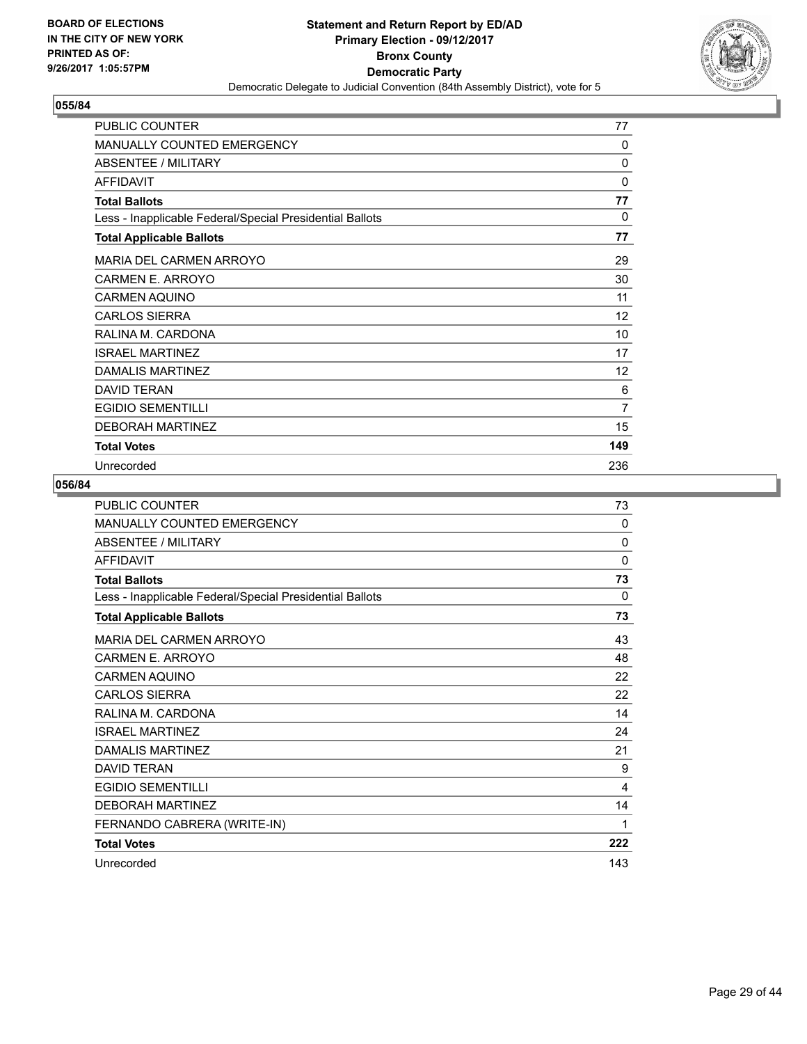BOARD OF ELECTIONS
IN THE CITY OF NEW YORK
PRINTED AS OF:
9/26/2017 1:05:57PM

**Statement and Return Report by ED/AD**
**Primary Election - 09/12/2017**
**Bronx County**
**Democratic Party**
Democratic Delegate to Judicial Convention (84th Assembly District), vote for 5

## 055/84

| | |
|---|---|
| PUBLIC COUNTER | 77 |
| MANUALLY COUNTED EMERGENCY | 0 |
| ABSENTEE / MILITARY | 0 |
| AFFIDAVIT | 0 |
| **Total Ballots** | **77** |
| Less - Inapplicable Federal/Special Presidential Ballots | 0 |
| **Total Applicable Ballots** | **77** |
| MARIA DEL CARMEN ARROYO | 29 |
| CARMEN E. ARROYO | 30 |
| CARMEN AQUINO | 11 |
| CARLOS SIERRA | 12 |
| RALINA M. CARDONA | 10 |
| ISRAEL MARTINEZ | 17 |
| DAMALIS MARTINEZ | 12 |
| DAVID TERAN | 6 |
| EGIDIO SEMENTILLI | 7 |
| DEBORAH MARTINEZ | 15 |
| **Total Votes** | **149** |
| Unrecorded | 236 |

## 056/84

| | |
|---|---|
| PUBLIC COUNTER | 73 |
| MANUALLY COUNTED EMERGENCY | 0 |
| ABSENTEE / MILITARY | 0 |
| AFFIDAVIT | 0 |
| **Total Ballots** | **73** |
| Less - Inapplicable Federal/Special Presidential Ballots | 0 |
| **Total Applicable Ballots** | **73** |
| MARIA DEL CARMEN ARROYO | 43 |
| CARMEN E. ARROYO | 48 |
| CARMEN AQUINO | 22 |
| CARLOS SIERRA | 22 |
| RALINA M. CARDONA | 14 |
| ISRAEL MARTINEZ | 24 |
| DAMALIS MARTINEZ | 21 |
| DAVID TERAN | 9 |
| EGIDIO SEMENTILLI | 4 |
| DEBORAH MARTINEZ | 14 |
| FERNANDO CABRERA (WRITE-IN) | 1 |
| **Total Votes** | **222** |
| Unrecorded | 143 |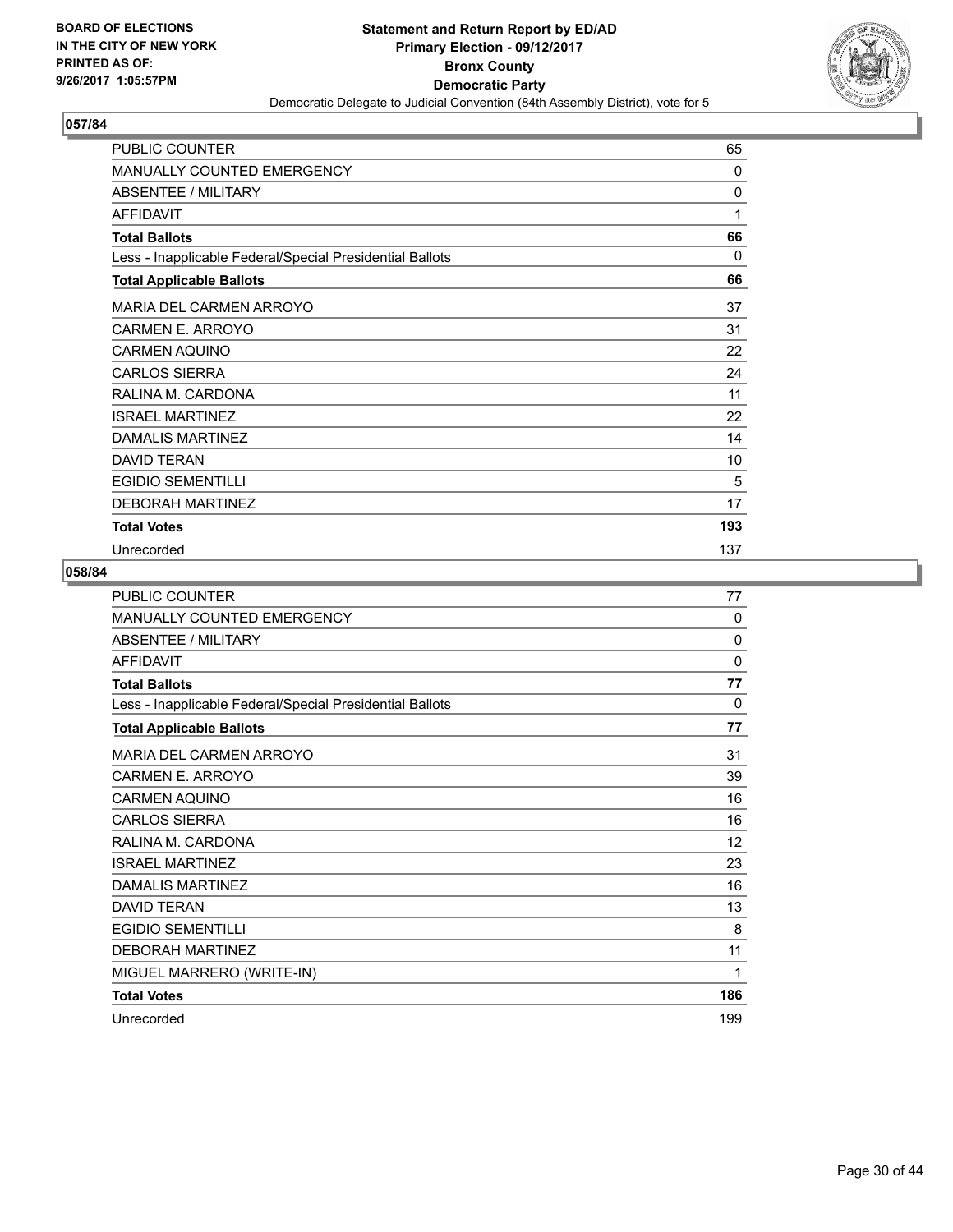**BOARD OF ELECTIONS IN THE CITY OF NEW YORK PRINTED AS OF: 9/26/2017 1:05:57PM**

**Statement and Return Report by ED/AD**
**Primary Election - 09/12/2017**
**Bronx County**
**Democratic Party**
Democratic Delegate to Judicial Convention (84th Assembly District), vote for 5

## 057/84

| | |
|---|---|
| PUBLIC COUNTER | 65 |
| MANUALLY COUNTED EMERGENCY | 0 |
| ABSENTEE / MILITARY | 0 |
| AFFIDAVIT | 1 |
| **Total Ballots** | **66** |
| Less - Inapplicable Federal/Special Presidential Ballots | 0 |
| **Total Applicable Ballots** | **66** |
| MARIA DEL CARMEN ARROYO | 37 |
| CARMEN E. ARROYO | 31 |
| CARMEN AQUINO | 22 |
| CARLOS SIERRA | 24 |
| RALINA M. CARDONA | 11 |
| ISRAEL MARTINEZ | 22 |
| DAMALIS MARTINEZ | 14 |
| DAVID TERAN | 10 |
| EGIDIO SEMENTILLI | 5 |
| DEBORAH MARTINEZ | 17 |
| **Total Votes** | **193** |
| Unrecorded | 137 |

## 058/84

| | |
|---|---|
| PUBLIC COUNTER | 77 |
| MANUALLY COUNTED EMERGENCY | 0 |
| ABSENTEE / MILITARY | 0 |
| AFFIDAVIT | 0 |
| **Total Ballots** | **77** |
| Less - Inapplicable Federal/Special Presidential Ballots | 0 |
| **Total Applicable Ballots** | **77** |
| MARIA DEL CARMEN ARROYO | 31 |
| CARMEN E. ARROYO | 39 |
| CARMEN AQUINO | 16 |
| CARLOS SIERRA | 16 |
| RALINA M. CARDONA | 12 |
| ISRAEL MARTINEZ | 23 |
| DAMALIS MARTINEZ | 16 |
| DAVID TERAN | 13 |
| EGIDIO SEMENTILLI | 8 |
| DEBORAH MARTINEZ | 11 |
| MIGUEL MARRERO (WRITE-IN) | 1 |
| **Total Votes** | **186** |
| Unrecorded | 199 |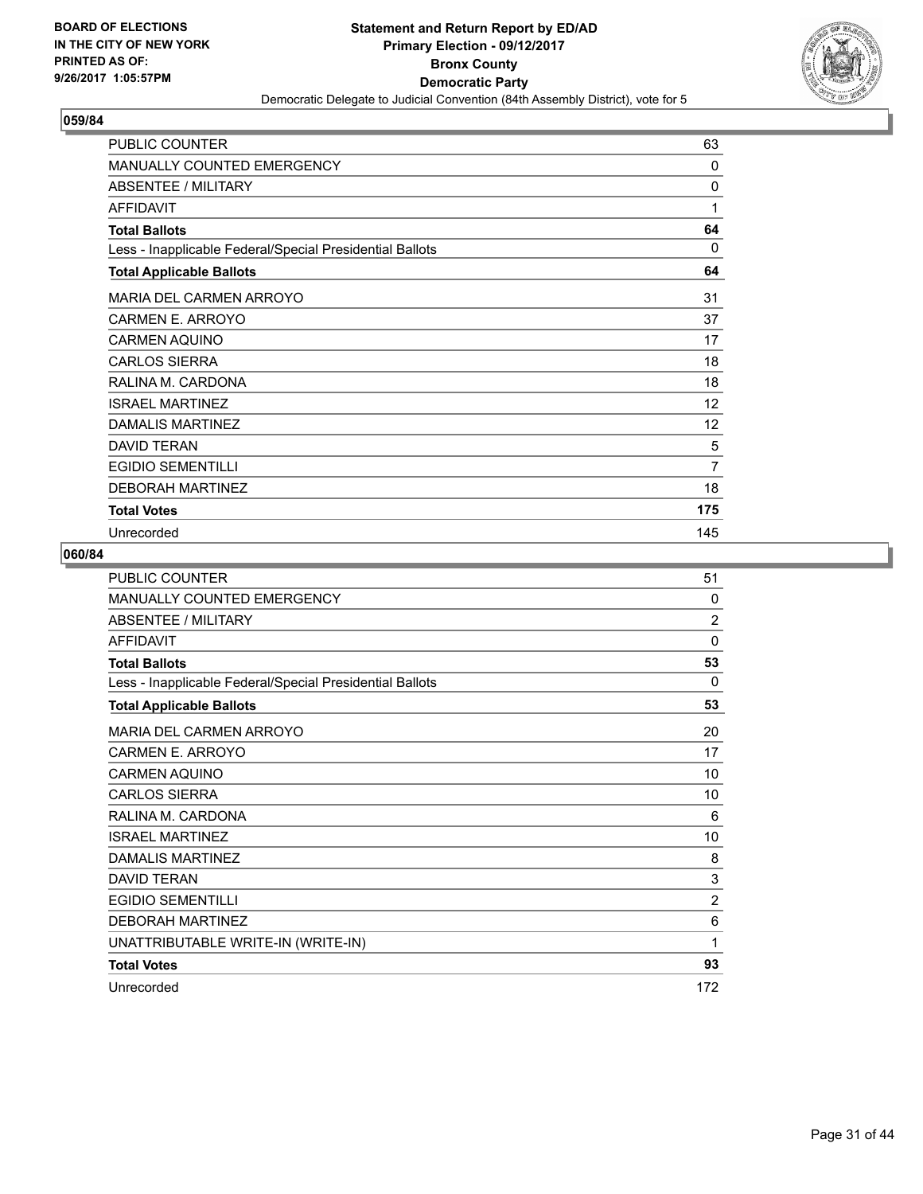BOARD OF ELECTIONS
IN THE CITY OF NEW YORK
PRINTED AS OF:
9/26/2017 1:05:57PM

**Statement and Return Report by ED/AD**
**Primary Election - 09/12/2017**
**Bronx County**
**Democratic Party**
Democratic Delegate to Judicial Convention (84th Assembly District), vote for 5

## 059/84

| | |
|---|---|
| PUBLIC COUNTER | 63 |
| MANUALLY COUNTED EMERGENCY | 0 |
| ABSENTEE / MILITARY | 0 |
| AFFIDAVIT | 1 |
| **Total Ballots** | **64** |
| Less - Inapplicable Federal/Special Presidential Ballots | 0 |
| **Total Applicable Ballots** | **64** |
| MARIA DEL CARMEN ARROYO | 31 |
| CARMEN E. ARROYO | 37 |
| CARMEN AQUINO | 17 |
| CARLOS SIERRA | 18 |
| RALINA M. CARDONA | 18 |
| ISRAEL MARTINEZ | 12 |
| DAMALIS MARTINEZ | 12 |
| DAVID TERAN | 5 |
| EGIDIO SEMENTILLI | 7 |
| DEBORAH MARTINEZ | 18 |
| **Total Votes** | **175** |
| Unrecorded | 145 |

## 060/84

| | |
|---|---|
| PUBLIC COUNTER | 51 |
| MANUALLY COUNTED EMERGENCY | 0 |
| ABSENTEE / MILITARY | 2 |
| AFFIDAVIT | 0 |
| **Total Ballots** | **53** |
| Less - Inapplicable Federal/Special Presidential Ballots | 0 |
| **Total Applicable Ballots** | **53** |
| MARIA DEL CARMEN ARROYO | 20 |
| CARMEN E. ARROYO | 17 |
| CARMEN AQUINO | 10 |
| CARLOS SIERRA | 10 |
| RALINA M. CARDONA | 6 |
| ISRAEL MARTINEZ | 10 |
| DAMALIS MARTINEZ | 8 |
| DAVID TERAN | 3 |
| EGIDIO SEMENTILLI | 2 |
| DEBORAH MARTINEZ | 6 |
| UNATTRIBUTABLE WRITE-IN (WRITE-IN) | 1 |
| **Total Votes** | **93** |
| Unrecorded | 172 |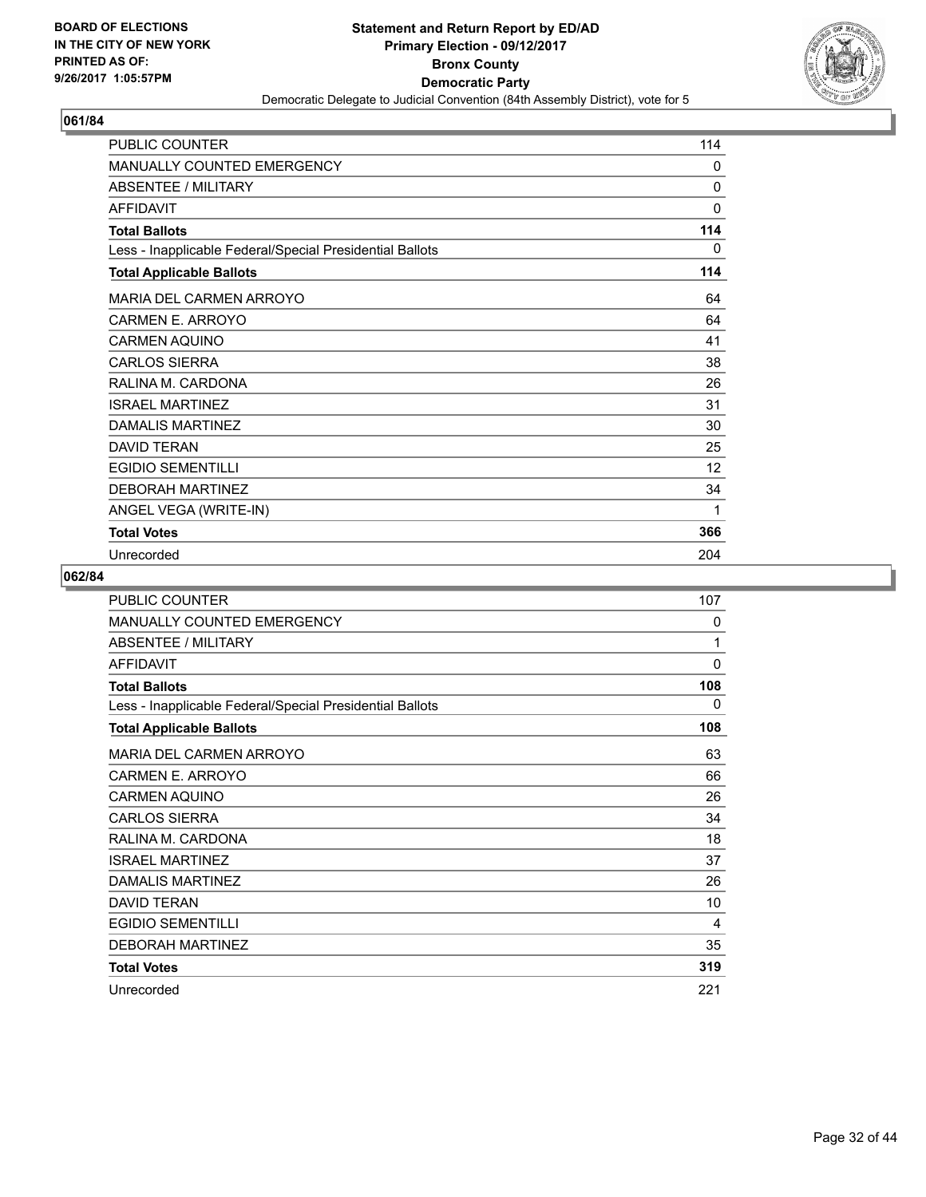BOARD OF ELECTIONS IN THE CITY OF NEW YORK PRINTED AS OF: 9/26/2017 1:05:57PM

**Statement and Return Report by ED/AD**
**Primary Election - 09/12/2017**
**Bronx County**
**Democratic Party**
Democratic Delegate to Judicial Convention (84th Assembly District), vote for 5

## 061/84

| | |
|---|---|
| PUBLIC COUNTER | 114 |
| MANUALLY COUNTED EMERGENCY | 0 |
| ABSENTEE / MILITARY | 0 |
| AFFIDAVIT | 0 |
| **Total Ballots** | **114** |
| Less - Inapplicable Federal/Special Presidential Ballots | 0 |
| **Total Applicable Ballots** | **114** |
| MARIA DEL CARMEN ARROYO | 64 |
| CARMEN E. ARROYO | 64 |
| CARMEN AQUINO | 41 |
| CARLOS SIERRA | 38 |
| RALINA M. CARDONA | 26 |
| ISRAEL MARTINEZ | 31 |
| DAMALIS MARTINEZ | 30 |
| DAVID TERAN | 25 |
| EGIDIO SEMENTILLI | 12 |
| DEBORAH MARTINEZ | 34 |
| ANGEL VEGA (WRITE-IN) | 1 |
| **Total Votes** | **366** |
| Unrecorded | 204 |

## 062/84

| | |
|---|---|
| PUBLIC COUNTER | 107 |
| MANUALLY COUNTED EMERGENCY | 0 |
| ABSENTEE / MILITARY | 1 |
| AFFIDAVIT | 0 |
| **Total Ballots** | **108** |
| Less - Inapplicable Federal/Special Presidential Ballots | 0 |
| **Total Applicable Ballots** | **108** |
| MARIA DEL CARMEN ARROYO | 63 |
| CARMEN E. ARROYO | 66 |
| CARMEN AQUINO | 26 |
| CARLOS SIERRA | 34 |
| RALINA M. CARDONA | 18 |
| ISRAEL MARTINEZ | 37 |
| DAMALIS MARTINEZ | 26 |
| DAVID TERAN | 10 |
| EGIDIO SEMENTILLI | 4 |
| DEBORAH MARTINEZ | 35 |
| **Total Votes** | **319** |
| Unrecorded | 221 |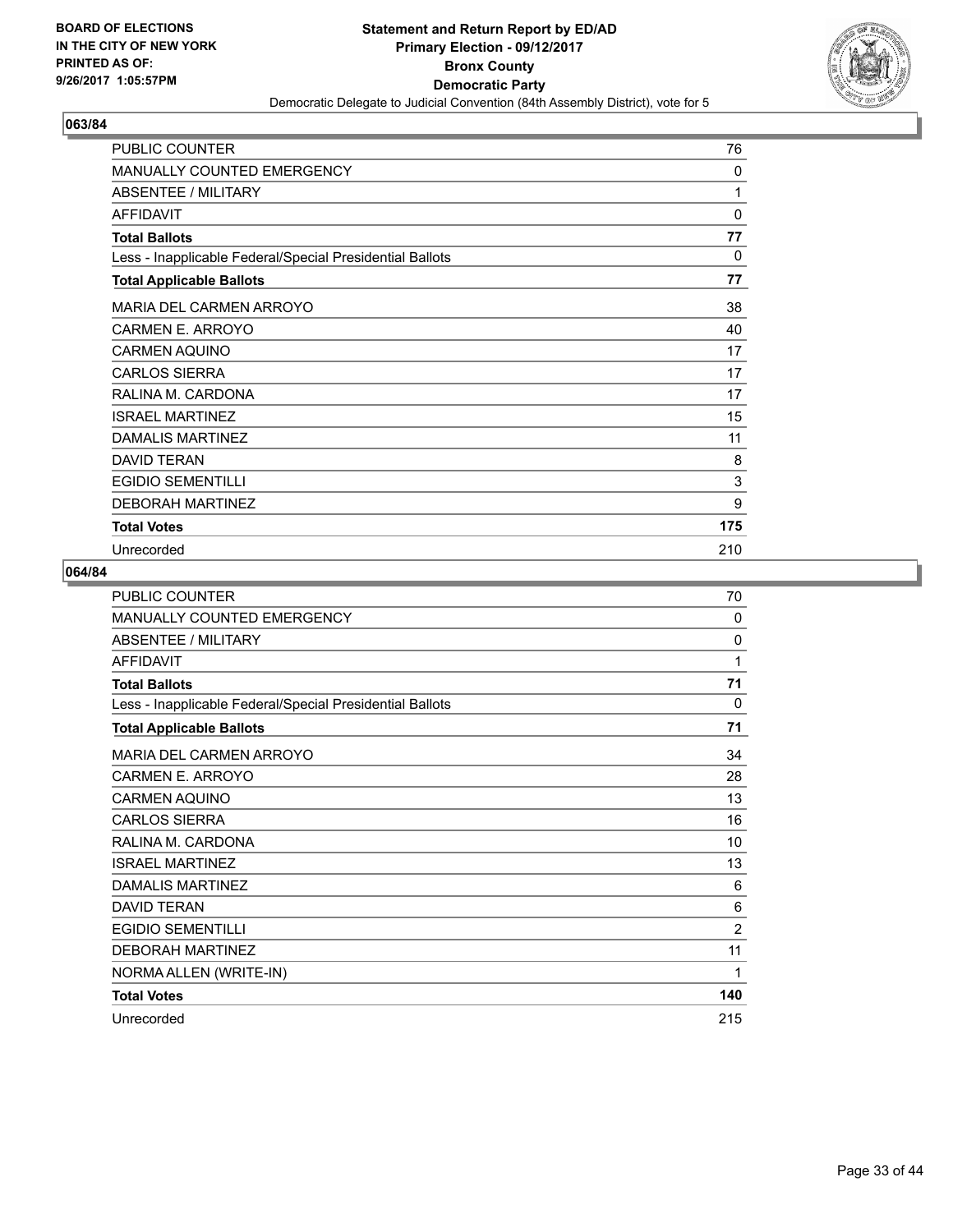BOARD OF ELECTIONS
IN THE CITY OF NEW YORK
PRINTED AS OF:
9/26/2017 1:05:57PM

**Statement and Return Report by ED/AD**
**Primary Election - 09/12/2017**
**Bronx County**
**Democratic Party**
Democratic Delegate to Judicial Convention (84th Assembly District), vote for 5

## 063/84

| | |
|---|---|
| PUBLIC COUNTER | 76 |
| MANUALLY COUNTED EMERGENCY | 0 |
| ABSENTEE / MILITARY | 1 |
| AFFIDAVIT | 0 |
| **Total Ballots** | **77** |
| Less - Inapplicable Federal/Special Presidential Ballots | 0 |
| **Total Applicable Ballots** | **77** |
| MARIA DEL CARMEN ARROYO | 38 |
| CARMEN E. ARROYO | 40 |
| CARMEN AQUINO | 17 |
| CARLOS SIERRA | 17 |
| RALINA M. CARDONA | 17 |
| ISRAEL MARTINEZ | 15 |
| DAMALIS MARTINEZ | 11 |
| DAVID TERAN | 8 |
| EGIDIO SEMENTILLI | 3 |
| DEBORAH MARTINEZ | 9 |
| **Total Votes** | **175** |
| Unrecorded | 210 |

## 064/84

| | |
|---|---|
| PUBLIC COUNTER | 70 |
| MANUALLY COUNTED EMERGENCY | 0 |
| ABSENTEE / MILITARY | 0 |
| AFFIDAVIT | 1 |
| **Total Ballots** | **71** |
| Less - Inapplicable Federal/Special Presidential Ballots | 0 |
| **Total Applicable Ballots** | **71** |
| MARIA DEL CARMEN ARROYO | 34 |
| CARMEN E. ARROYO | 28 |
| CARMEN AQUINO | 13 |
| CARLOS SIERRA | 16 |
| RALINA M. CARDONA | 10 |
| ISRAEL MARTINEZ | 13 |
| DAMALIS MARTINEZ | 6 |
| DAVID TERAN | 6 |
| EGIDIO SEMENTILLI | 2 |
| DEBORAH MARTINEZ | 11 |
| NORMA ALLEN (WRITE-IN) | 1 |
| **Total Votes** | **140** |
| Unrecorded | 215 |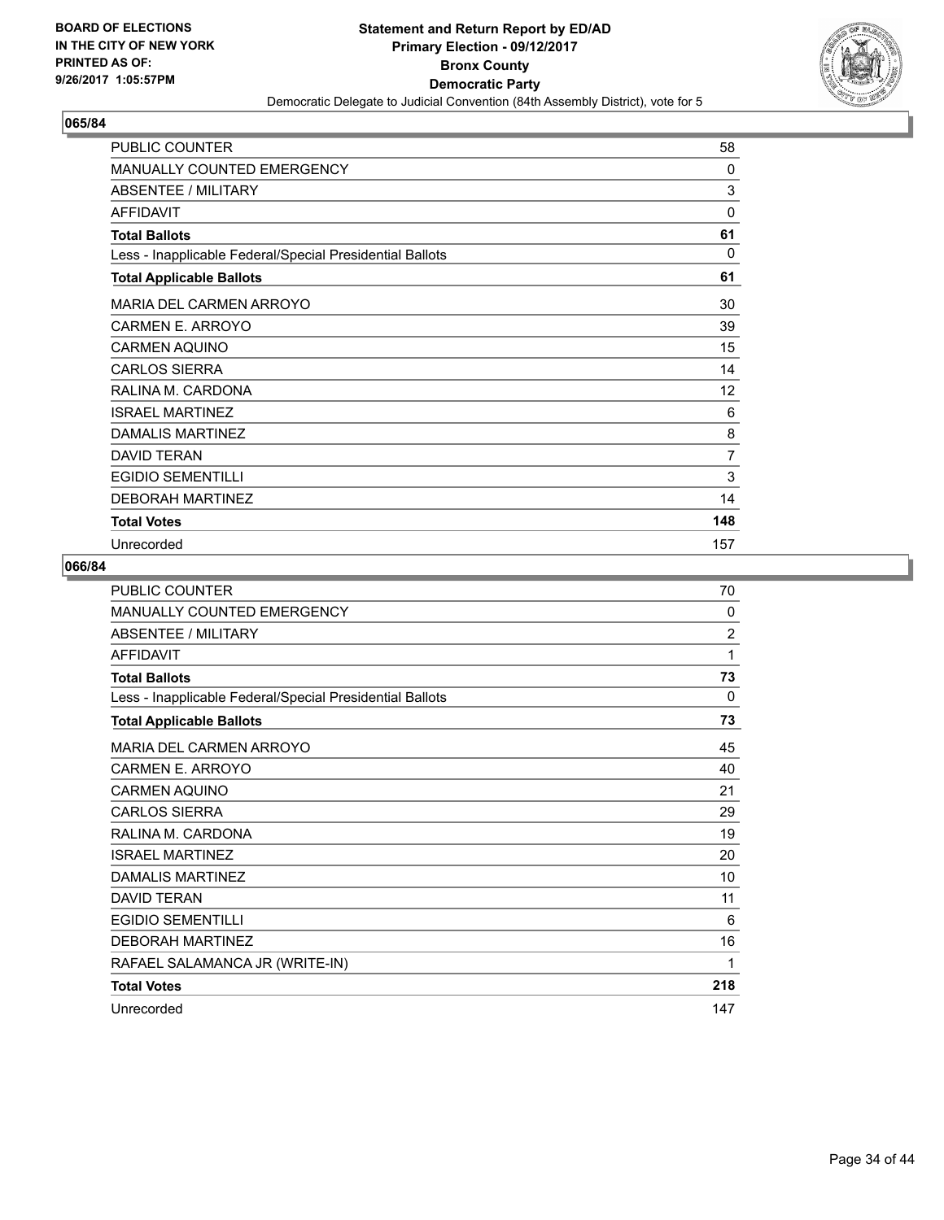BOARD OF ELECTIONS
IN THE CITY OF NEW YORK
PRINTED AS OF:
9/26/2017 1:05:57PM

**Statement and Return Report by ED/AD**
**Primary Election - 09/12/2017**
**Bronx County**
**Democratic Party**
Democratic Delegate to Judicial Convention (84th Assembly District), vote for 5

## 065/84

| | |
|---|---|
| PUBLIC COUNTER | 58 |
| MANUALLY COUNTED EMERGENCY | 0 |
| ABSENTEE / MILITARY | 3 |
| AFFIDAVIT | 0 |
| **Total Ballots** | **61** |
| Less - Inapplicable Federal/Special Presidential Ballots | 0 |
| **Total Applicable Ballots** | **61** |
| MARIA DEL CARMEN ARROYO | 30 |
| CARMEN E. ARROYO | 39 |
| CARMEN AQUINO | 15 |
| CARLOS SIERRA | 14 |
| RALINA M. CARDONA | 12 |
| ISRAEL MARTINEZ | 6 |
| DAMALIS MARTINEZ | 8 |
| DAVID TERAN | 7 |
| EGIDIO SEMENTILLI | 3 |
| DEBORAH MARTINEZ | 14 |
| **Total Votes** | **148** |
| Unrecorded | 157 |

## 066/84

| | |
|---|---|
| PUBLIC COUNTER | 70 |
| MANUALLY COUNTED EMERGENCY | 0 |
| ABSENTEE / MILITARY | 2 |
| AFFIDAVIT | 1 |
| **Total Ballots** | **73** |
| Less - Inapplicable Federal/Special Presidential Ballots | 0 |
| **Total Applicable Ballots** | **73** |
| MARIA DEL CARMEN ARROYO | 45 |
| CARMEN E. ARROYO | 40 |
| CARMEN AQUINO | 21 |
| CARLOS SIERRA | 29 |
| RALINA M. CARDONA | 19 |
| ISRAEL MARTINEZ | 20 |
| DAMALIS MARTINEZ | 10 |
| DAVID TERAN | 11 |
| EGIDIO SEMENTILLI | 6 |
| DEBORAH MARTINEZ | 16 |
| RAFAEL SALAMANCA JR (WRITE-IN) | 1 |
| **Total Votes** | **218** |
| Unrecorded | 147 |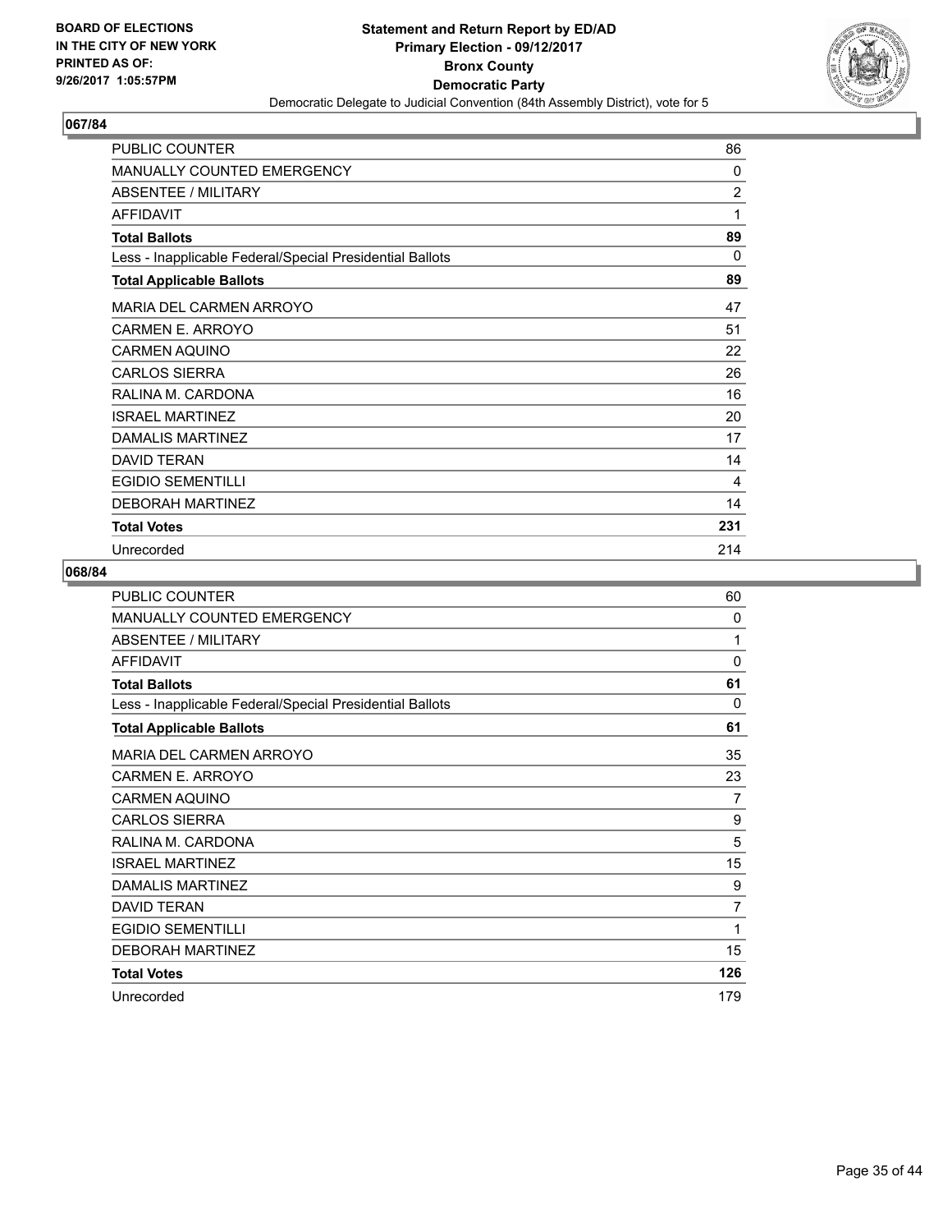BOARD OF ELECTIONS IN THE CITY OF NEW YORK PRINTED AS OF: 9/26/2017 1:05:57PM

**Statement and Return Report by ED/AD**
**Primary Election - 09/12/2017**
**Bronx County**
**Democratic Party**
Democratic Delegate to Judicial Convention (84th Assembly District), vote for 5

## 067/84

| | |
|---|---|
| PUBLIC COUNTER | 86 |
| MANUALLY COUNTED EMERGENCY | 0 |
| ABSENTEE / MILITARY | 2 |
| AFFIDAVIT | 1 |
| **Total Ballots** | **89** |
| Less - Inapplicable Federal/Special Presidential Ballots | 0 |
| **Total Applicable Ballots** | **89** |
| MARIA DEL CARMEN ARROYO | 47 |
| CARMEN E. ARROYO | 51 |
| CARMEN AQUINO | 22 |
| CARLOS SIERRA | 26 |
| RALINA M. CARDONA | 16 |
| ISRAEL MARTINEZ | 20 |
| DAMALIS MARTINEZ | 17 |
| DAVID TERAN | 14 |
| EGIDIO SEMENTILLI | 4 |
| DEBORAH MARTINEZ | 14 |
| **Total Votes** | **231** |
| Unrecorded | 214 |

## 068/84

| | |
|---|---|
| PUBLIC COUNTER | 60 |
| MANUALLY COUNTED EMERGENCY | 0 |
| ABSENTEE / MILITARY | 1 |
| AFFIDAVIT | 0 |
| **Total Ballots** | **61** |
| Less - Inapplicable Federal/Special Presidential Ballots | 0 |
| **Total Applicable Ballots** | **61** |
| MARIA DEL CARMEN ARROYO | 35 |
| CARMEN E. ARROYO | 23 |
| CARMEN AQUINO | 7 |
| CARLOS SIERRA | 9 |
| RALINA M. CARDONA | 5 |
| ISRAEL MARTINEZ | 15 |
| DAMALIS MARTINEZ | 9 |
| DAVID TERAN | 7 |
| EGIDIO SEMENTILLI | 1 |
| DEBORAH MARTINEZ | 15 |
| **Total Votes** | **126** |
| Unrecorded | 179 |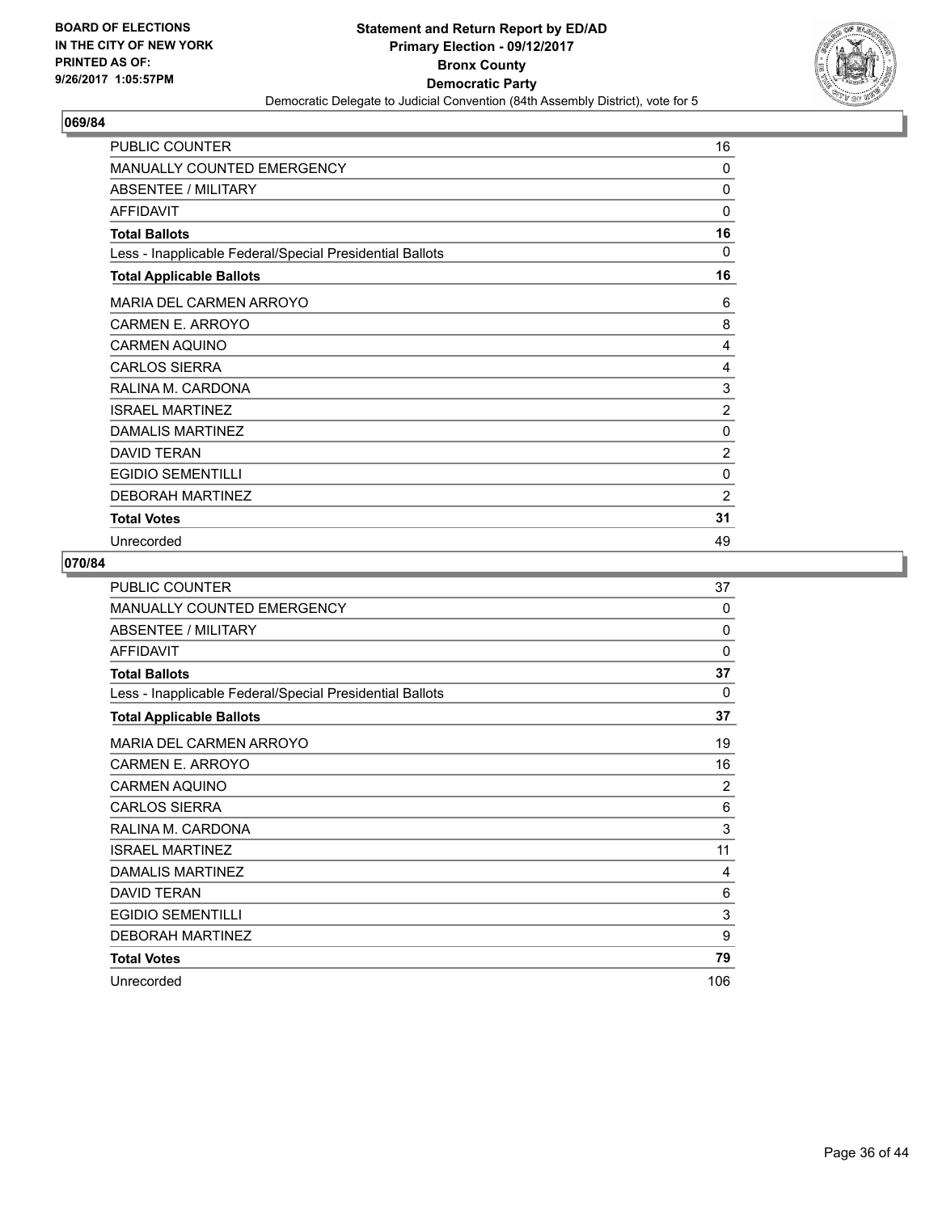BOARD OF ELECTIONS
IN THE CITY OF NEW YORK
PRINTED AS OF:
9/26/2017 1:05:57PM

**Statement and Return Report by ED/AD**
**Primary Election - 09/12/2017**
**Bronx County**
**Democratic Party**
Democratic Delegate to Judicial Convention (84th Assembly District), vote for 5

## 069/84

| | |
|---|---|
| PUBLIC COUNTER | 16 |
| MANUALLY COUNTED EMERGENCY | 0 |
| ABSENTEE / MILITARY | 0 |
| AFFIDAVIT | 0 |
| **Total Ballots** | **16** |
| Less - Inapplicable Federal/Special Presidential Ballots | 0 |
| **Total Applicable Ballots** | **16** |
| MARIA DEL CARMEN ARROYO | 6 |
| CARMEN E. ARROYO | 8 |
| CARMEN AQUINO | 4 |
| CARLOS SIERRA | 4 |
| RALINA M. CARDONA | 3 |
| ISRAEL MARTINEZ | 2 |
| DAMALIS MARTINEZ | 0 |
| DAVID TERAN | 2 |
| EGIDIO SEMENTILLI | 0 |
| DEBORAH MARTINEZ | 2 |
| **Total Votes** | **31** |
| Unrecorded | 49 |

## 070/84

| | |
|---|---|
| PUBLIC COUNTER | 37 |
| MANUALLY COUNTED EMERGENCY | 0 |
| ABSENTEE / MILITARY | 0 |
| AFFIDAVIT | 0 |
| **Total Ballots** | **37** |
| Less - Inapplicable Federal/Special Presidential Ballots | 0 |
| **Total Applicable Ballots** | **37** |
| MARIA DEL CARMEN ARROYO | 19 |
| CARMEN E. ARROYO | 16 |
| CARMEN AQUINO | 2 |
| CARLOS SIERRA | 6 |
| RALINA M. CARDONA | 3 |
| ISRAEL MARTINEZ | 11 |
| DAMALIS MARTINEZ | 4 |
| DAVID TERAN | 6 |
| EGIDIO SEMENTILLI | 3 |
| DEBORAH MARTINEZ | 9 |
| **Total Votes** | **79** |
| Unrecorded | 106 |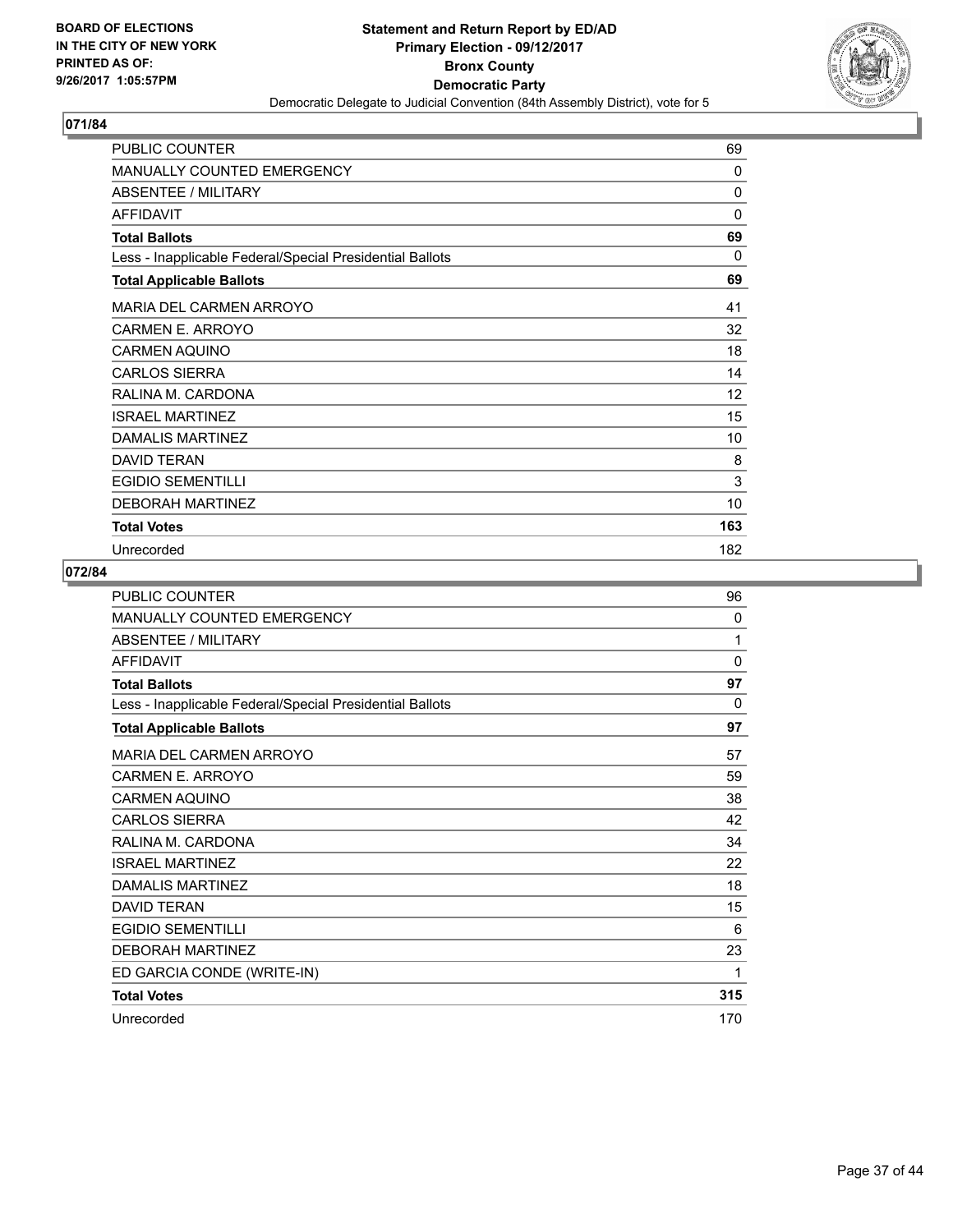BOARD OF ELECTIONS
IN THE CITY OF NEW YORK
PRINTED AS OF:
9/26/2017 1:05:57PM

**Statement and Return Report by ED/AD**
**Primary Election - 09/12/2017**
**Bronx County**
**Democratic Party**
Democratic Delegate to Judicial Convention (84th Assembly District), vote for 5

## 071/84

| | |
|---|---|
| PUBLIC COUNTER | 69 |
| MANUALLY COUNTED EMERGENCY | 0 |
| ABSENTEE / MILITARY | 0 |
| AFFIDAVIT | 0 |
| **Total Ballots** | **69** |
| Less - Inapplicable Federal/Special Presidential Ballots | 0 |
| **Total Applicable Ballots** | **69** |
| MARIA DEL CARMEN ARROYO | 41 |
| CARMEN E. ARROYO | 32 |
| CARMEN AQUINO | 18 |
| CARLOS SIERRA | 14 |
| RALINA M. CARDONA | 12 |
| ISRAEL MARTINEZ | 15 |
| DAMALIS MARTINEZ | 10 |
| DAVID TERAN | 8 |
| EGIDIO SEMENTILLI | 3 |
| DEBORAH MARTINEZ | 10 |
| **Total Votes** | **163** |
| Unrecorded | 182 |

## 072/84

| | |
|---|---|
| PUBLIC COUNTER | 96 |
| MANUALLY COUNTED EMERGENCY | 0 |
| ABSENTEE / MILITARY | 1 |
| AFFIDAVIT | 0 |
| **Total Ballots** | **97** |
| Less - Inapplicable Federal/Special Presidential Ballots | 0 |
| **Total Applicable Ballots** | **97** |
| MARIA DEL CARMEN ARROYO | 57 |
| CARMEN E. ARROYO | 59 |
| CARMEN AQUINO | 38 |
| CARLOS SIERRA | 42 |
| RALINA M. CARDONA | 34 |
| ISRAEL MARTINEZ | 22 |
| DAMALIS MARTINEZ | 18 |
| DAVID TERAN | 15 |
| EGIDIO SEMENTILLI | 6 |
| DEBORAH MARTINEZ | 23 |
| ED GARCIA CONDE (WRITE-IN) | 1 |
| **Total Votes** | **315** |
| Unrecorded | 170 |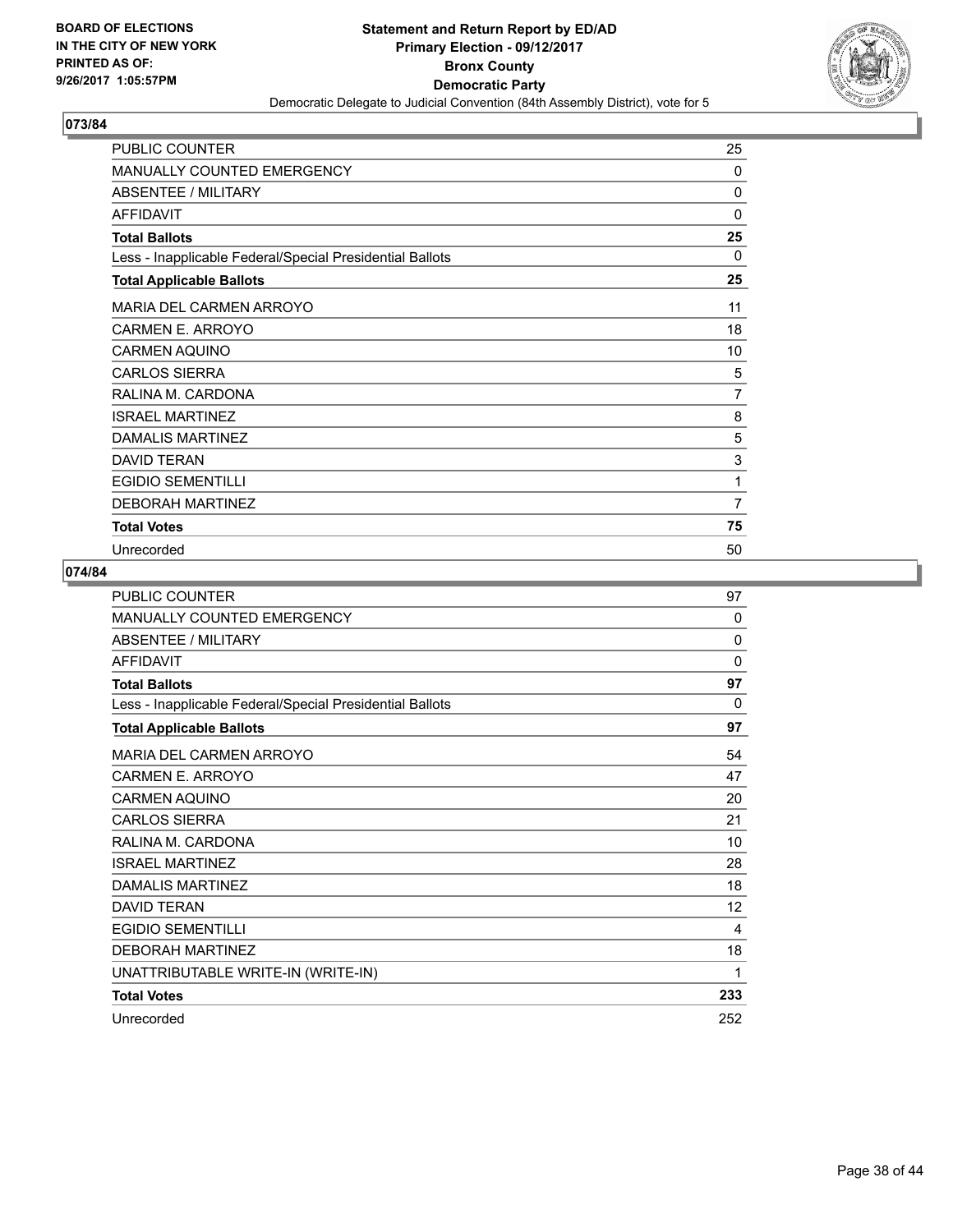BOARD OF ELECTIONS
IN THE CITY OF NEW YORK
PRINTED AS OF:
9/26/2017 1:05:57PM

**Statement and Return Report by ED/AD**
**Primary Election - 09/12/2017**
**Bronx County**
**Democratic Party**
Democratic Delegate to Judicial Convention (84th Assembly District), vote for 5

## 073/84

| | |
|---|---|
| PUBLIC COUNTER | 25 |
| MANUALLY COUNTED EMERGENCY | 0 |
| ABSENTEE / MILITARY | 0 |
| AFFIDAVIT | 0 |
| **Total Ballots** | **25** |
| Less - Inapplicable Federal/Special Presidential Ballots | 0 |
| **Total Applicable Ballots** | **25** |
| MARIA DEL CARMEN ARROYO | 11 |
| CARMEN E. ARROYO | 18 |
| CARMEN AQUINO | 10 |
| CARLOS SIERRA | 5 |
| RALINA M. CARDONA | 7 |
| ISRAEL MARTINEZ | 8 |
| DAMALIS MARTINEZ | 5 |
| DAVID TERAN | 3 |
| EGIDIO SEMENTILLI | 1 |
| DEBORAH MARTINEZ | 7 |
| **Total Votes** | **75** |
| Unrecorded | 50 |

## 074/84

| | |
|---|---|
| PUBLIC COUNTER | 97 |
| MANUALLY COUNTED EMERGENCY | 0 |
| ABSENTEE / MILITARY | 0 |
| AFFIDAVIT | 0 |
| **Total Ballots** | **97** |
| Less - Inapplicable Federal/Special Presidential Ballots | 0 |
| **Total Applicable Ballots** | **97** |
| MARIA DEL CARMEN ARROYO | 54 |
| CARMEN E. ARROYO | 47 |
| CARMEN AQUINO | 20 |
| CARLOS SIERRA | 21 |
| RALINA M. CARDONA | 10 |
| ISRAEL MARTINEZ | 28 |
| DAMALIS MARTINEZ | 18 |
| DAVID TERAN | 12 |
| EGIDIO SEMENTILLI | 4 |
| DEBORAH MARTINEZ | 18 |
| UNATTRIBUTABLE WRITE-IN (WRITE-IN) | 1 |
| **Total Votes** | **233** |
| Unrecorded | 252 |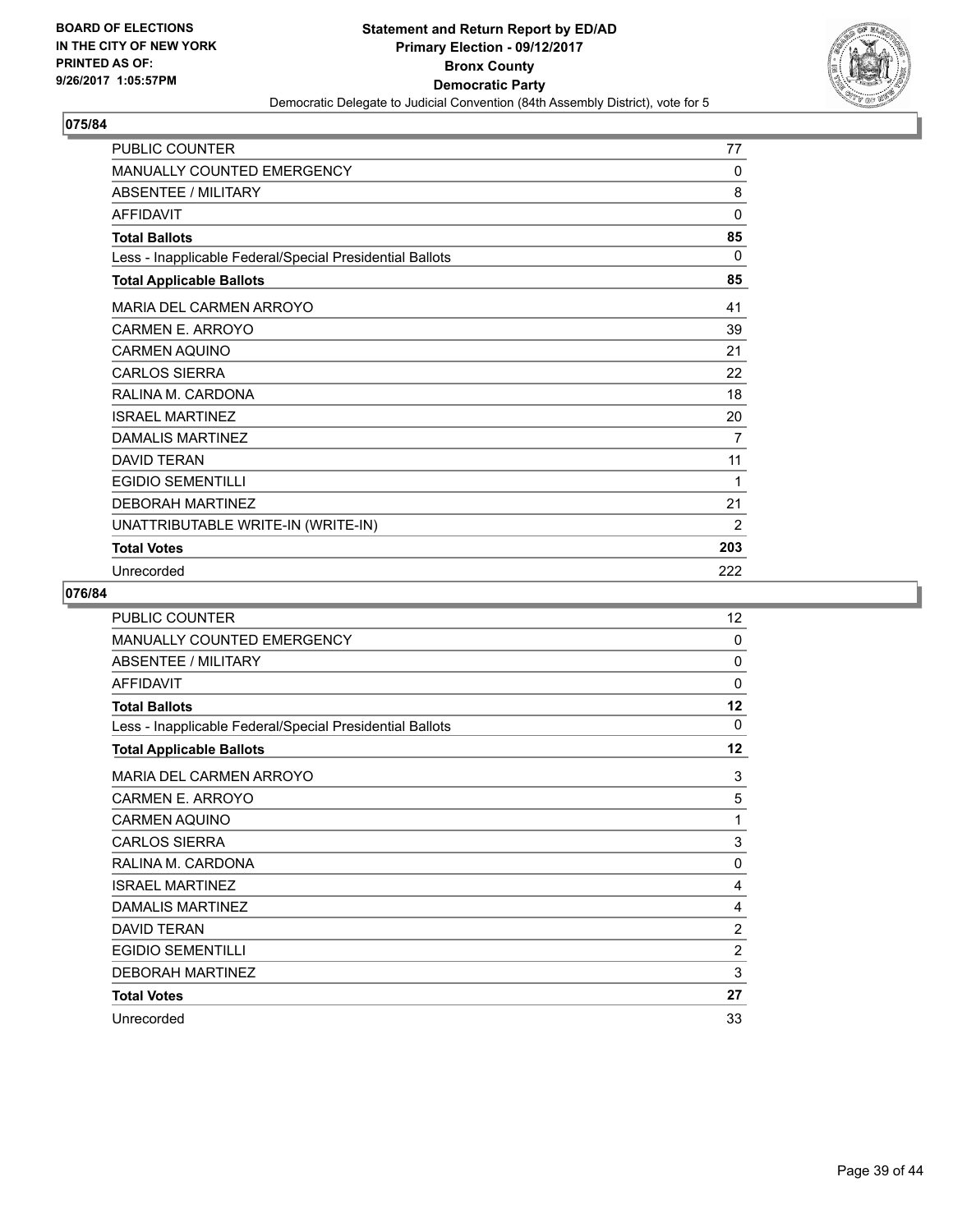**BOARD OF ELECTIONS IN THE CITY OF NEW YORK PRINTED AS OF: 9/26/2017 1:05:57PM**

# Statement and Return Report by ED/AD
## Primary Election - 09/12/2017
## Bronx County
## Democratic Party
### Democratic Delegate to Judicial Convention (84th Assembly District), vote for 5

**075/84**

| | |
|---|---|
| PUBLIC COUNTER | 77 |
| MANUALLY COUNTED EMERGENCY | 0 |
| ABSENTEE / MILITARY | 8 |
| AFFIDAVIT | 0 |
| **Total Ballots** | **85** |
| Less - Inapplicable Federal/Special Presidential Ballots | 0 |
| **Total Applicable Ballots** | **85** |
| MARIA DEL CARMEN ARROYO | 41 |
| CARMEN E. ARROYO | 39 |
| CARMEN AQUINO | 21 |
| CARLOS SIERRA | 22 |
| RALINA M. CARDONA | 18 |
| ISRAEL MARTINEZ | 20 |
| DAMALIS MARTINEZ | 7 |
| DAVID TERAN | 11 |
| EGIDIO SEMENTILLI | 1 |
| DEBORAH MARTINEZ | 21 |
| UNATTRIBUTABLE WRITE-IN (WRITE-IN) | 2 |
| **Total Votes** | **203** |
| Unrecorded | 222 |

**076/84**

| | |
|---|---|
| PUBLIC COUNTER | 12 |
| MANUALLY COUNTED EMERGENCY | 0 |
| ABSENTEE / MILITARY | 0 |
| AFFIDAVIT | 0 |
| **Total Ballots** | **12** |
| Less - Inapplicable Federal/Special Presidential Ballots | 0 |
| **Total Applicable Ballots** | **12** |
| MARIA DEL CARMEN ARROYO | 3 |
| CARMEN E. ARROYO | 5 |
| CARMEN AQUINO | 1 |
| CARLOS SIERRA | 3 |
| RALINA M. CARDONA | 0 |
| ISRAEL MARTINEZ | 4 |
| DAMALIS MARTINEZ | 4 |
| DAVID TERAN | 2 |
| EGIDIO SEMENTILLI | 2 |
| DEBORAH MARTINEZ | 3 |
| **Total Votes** | **27** |
| Unrecorded | 33 |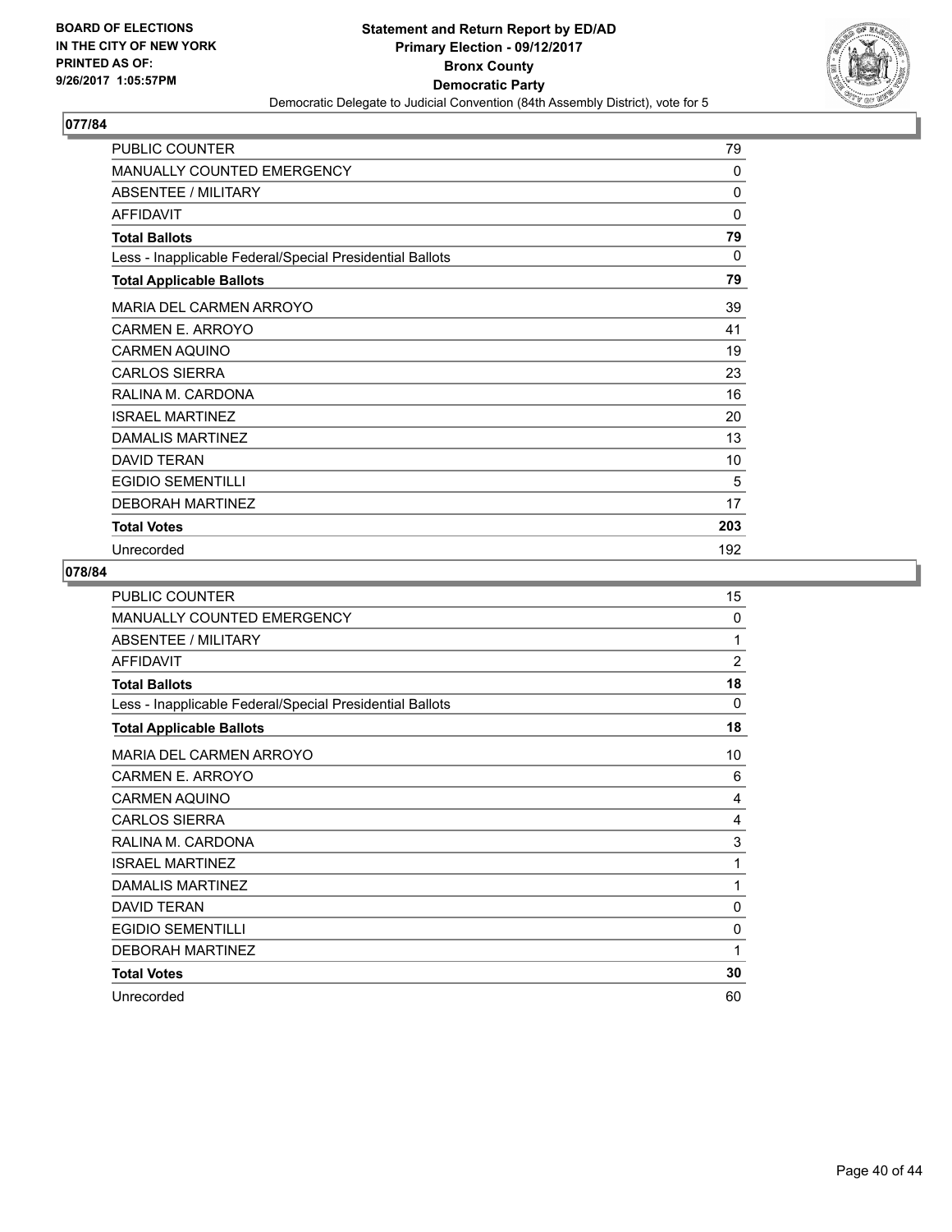**BOARD OF ELECTIONS IN THE CITY OF NEW YORK PRINTED AS OF: 9/26/2017 1:05:57PM**

**Statement and Return Report by ED/AD**
**Primary Election - 09/12/2017**
**Bronx County**
**Democratic Party**
Democratic Delegate to Judicial Convention (84th Assembly District), vote for 5

## 077/84

| | |
|---|---|
| PUBLIC COUNTER | 79 |
| MANUALLY COUNTED EMERGENCY | 0 |
| ABSENTEE / MILITARY | 0 |
| AFFIDAVIT | 0 |
| **Total Ballots** | **79** |
| Less - Inapplicable Federal/Special Presidential Ballots | 0 |
| **Total Applicable Ballots** | **79** |
| MARIA DEL CARMEN ARROYO | 39 |
| CARMEN E. ARROYO | 41 |
| CARMEN AQUINO | 19 |
| CARLOS SIERRA | 23 |
| RALINA M. CARDONA | 16 |
| ISRAEL MARTINEZ | 20 |
| DAMALIS MARTINEZ | 13 |
| DAVID TERAN | 10 |
| EGIDIO SEMENTILLI | 5 |
| DEBORAH MARTINEZ | 17 |
| **Total Votes** | **203** |
| Unrecorded | 192 |

## 078/84

| | |
|---|---|
| PUBLIC COUNTER | 15 |
| MANUALLY COUNTED EMERGENCY | 0 |
| ABSENTEE / MILITARY | 1 |
| AFFIDAVIT | 2 |
| **Total Ballots** | **18** |
| Less - Inapplicable Federal/Special Presidential Ballots | 0 |
| **Total Applicable Ballots** | **18** |
| MARIA DEL CARMEN ARROYO | 10 |
| CARMEN E. ARROYO | 6 |
| CARMEN AQUINO | 4 |
| CARLOS SIERRA | 4 |
| RALINA M. CARDONA | 3 |
| ISRAEL MARTINEZ | 1 |
| DAMALIS MARTINEZ | 1 |
| DAVID TERAN | 0 |
| EGIDIO SEMENTILLI | 0 |
| DEBORAH MARTINEZ | 1 |
| **Total Votes** | **30** |
| Unrecorded | 60 |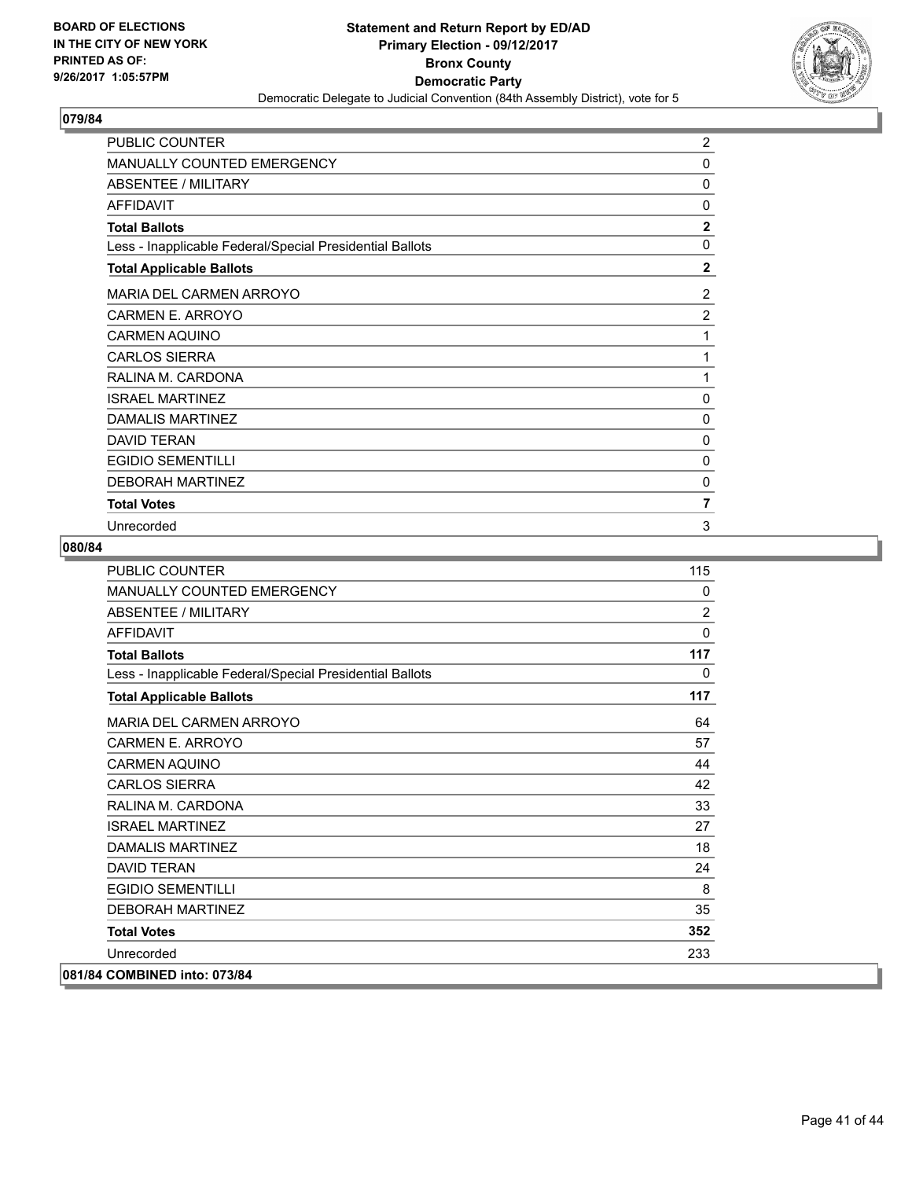## 079/84

| | |
|---|---|
| PUBLIC COUNTER | 2 |
| MANUALLY COUNTED EMERGENCY | 0 |
| ABSENTEE / MILITARY | 0 |
| AFFIDAVIT | 0 |
| **Total Ballots** | **2** |
| Less - Inapplicable Federal/Special Presidential Ballots | 0 |
| **Total Applicable Ballots** | **2** |
| MARIA DEL CARMEN ARROYO | 2 |
| CARMEN E. ARROYO | 2 |
| CARMEN AQUINO | 1 |
| CARLOS SIERRA | 1 |
| RALINA M. CARDONA | 1 |
| ISRAEL MARTINEZ | 0 |
| DAMALIS MARTINEZ | 0 |
| DAVID TERAN | 0 |
| EGIDIO SEMENTILLI | 0 |
| DEBORAH MARTINEZ | 0 |
| **Total Votes** | **7** |
| Unrecorded | 3 |

## 080/84

| | |
|---|---|
| PUBLIC COUNTER | 115 |
| MANUALLY COUNTED EMERGENCY | 0 |
| ABSENTEE / MILITARY | 2 |
| AFFIDAVIT | 0 |
| **Total Ballots** | **117** |
| Less - Inapplicable Federal/Special Presidential Ballots | 0 |
| **Total Applicable Ballots** | **117** |
| MARIA DEL CARMEN ARROYO | 64 |
| CARMEN E. ARROYO | 57 |
| CARMEN AQUINO | 44 |
| CARLOS SIERRA | 42 |
| RALINA M. CARDONA | 33 |
| ISRAEL MARTINEZ | 27 |
| DAMALIS MARTINEZ | 18 |
| DAVID TERAN | 24 |
| EGIDIO SEMENTILLI | 8 |
| DEBORAH MARTINEZ | 35 |
| **Total Votes** | **352** |
| Unrecorded | 233 |

**081/84 COMBINED into: 073/84**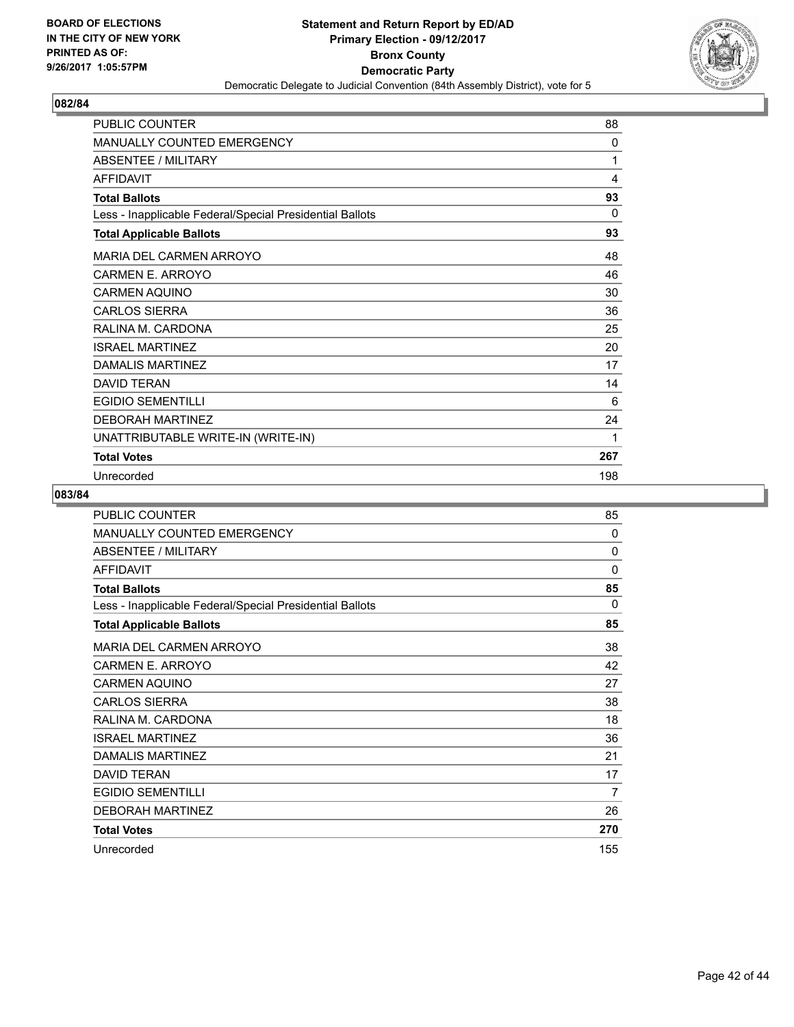**BOARD OF ELECTIONS IN THE CITY OF NEW YORK PRINTED AS OF: 9/26/2017 1:05:57PM**

**Statement and Return Report by ED/AD**
**Primary Election - 09/12/2017**
**Bronx County**
**Democratic Party**
Democratic Delegate to Judicial Convention (84th Assembly District), vote for 5

## 082/84

| | |
|---|---|
| PUBLIC COUNTER | 88 |
| MANUALLY COUNTED EMERGENCY | 0 |
| ABSENTEE / MILITARY | 1 |
| AFFIDAVIT | 4 |
| **Total Ballots** | **93** |
| Less - Inapplicable Federal/Special Presidential Ballots | 0 |
| **Total Applicable Ballots** | **93** |
| MARIA DEL CARMEN ARROYO | 48 |
| CARMEN E. ARROYO | 46 |
| CARMEN AQUINO | 30 |
| CARLOS SIERRA | 36 |
| RALINA M. CARDONA | 25 |
| ISRAEL MARTINEZ | 20 |
| DAMALIS MARTINEZ | 17 |
| DAVID TERAN | 14 |
| EGIDIO SEMENTILLI | 6 |
| DEBORAH MARTINEZ | 24 |
| UNATTRIBUTABLE WRITE-IN (WRITE-IN) | 1 |
| **Total Votes** | **267** |
| Unrecorded | 198 |

## 083/84

| | |
|---|---|
| PUBLIC COUNTER | 85 |
| MANUALLY COUNTED EMERGENCY | 0 |
| ABSENTEE / MILITARY | 0 |
| AFFIDAVIT | 0 |
| **Total Ballots** | **85** |
| Less - Inapplicable Federal/Special Presidential Ballots | 0 |
| **Total Applicable Ballots** | **85** |
| MARIA DEL CARMEN ARROYO | 38 |
| CARMEN E. ARROYO | 42 |
| CARMEN AQUINO | 27 |
| CARLOS SIERRA | 38 |
| RALINA M. CARDONA | 18 |
| ISRAEL MARTINEZ | 36 |
| DAMALIS MARTINEZ | 21 |
| DAVID TERAN | 17 |
| EGIDIO SEMENTILLI | 7 |
| DEBORAH MARTINEZ | 26 |
| **Total Votes** | **270** |
| Unrecorded | 155 |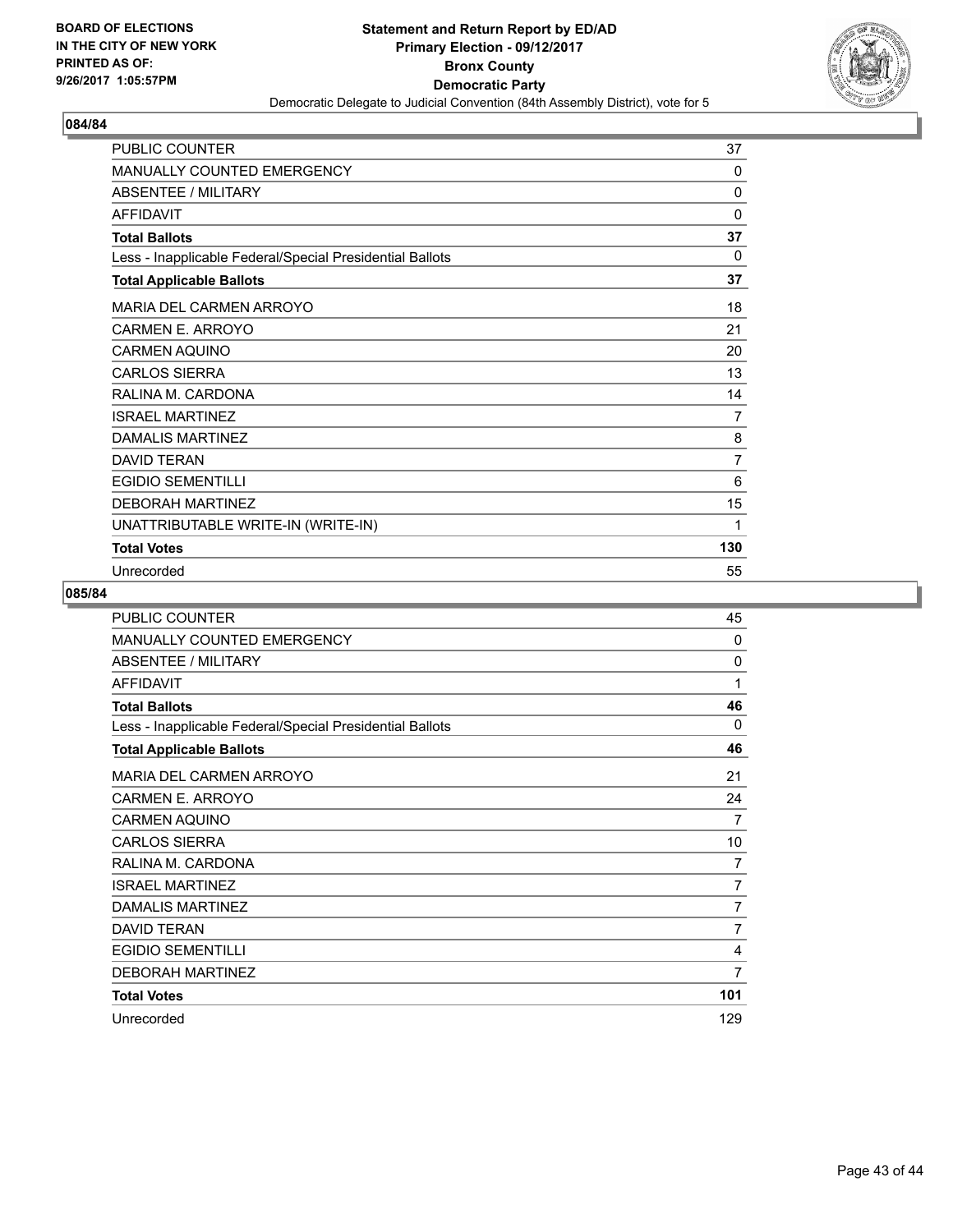**BOARD OF ELECTIONS IN THE CITY OF NEW YORK PRINTED AS OF: 9/26/2017 1:05:57PM**

**Statement and Return Report by ED/AD**
**Primary Election - 09/12/2017**
**Bronx County**
**Democratic Party**
Democratic Delegate to Judicial Convention (84th Assembly District), vote for 5

## 084/84

| | |
|---|---|
| PUBLIC COUNTER | 37 |
| MANUALLY COUNTED EMERGENCY | 0 |
| ABSENTEE / MILITARY | 0 |
| AFFIDAVIT | 0 |
| **Total Ballots** | **37** |
| Less - Inapplicable Federal/Special Presidential Ballots | 0 |
| **Total Applicable Ballots** | **37** |
| MARIA DEL CARMEN ARROYO | 18 |
| CARMEN E. ARROYO | 21 |
| CARMEN AQUINO | 20 |
| CARLOS SIERRA | 13 |
| RALINA M. CARDONA | 14 |
| ISRAEL MARTINEZ | 7 |
| DAMALIS MARTINEZ | 8 |
| DAVID TERAN | 7 |
| EGIDIO SEMENTILLI | 6 |
| DEBORAH MARTINEZ | 15 |
| UNATTRIBUTABLE WRITE-IN (WRITE-IN) | 1 |
| **Total Votes** | **130** |
| Unrecorded | 55 |

## 085/84

| | |
|---|---|
| PUBLIC COUNTER | 45 |
| MANUALLY COUNTED EMERGENCY | 0 |
| ABSENTEE / MILITARY | 0 |
| AFFIDAVIT | 1 |
| **Total Ballots** | **46** |
| Less - Inapplicable Federal/Special Presidential Ballots | 0 |
| **Total Applicable Ballots** | **46** |
| MARIA DEL CARMEN ARROYO | 21 |
| CARMEN E. ARROYO | 24 |
| CARMEN AQUINO | 7 |
| CARLOS SIERRA | 10 |
| RALINA M. CARDONA | 7 |
| ISRAEL MARTINEZ | 7 |
| DAMALIS MARTINEZ | 7 |
| DAVID TERAN | 7 |
| EGIDIO SEMENTILLI | 4 |
| DEBORAH MARTINEZ | 7 |
| **Total Votes** | **101** |
| Unrecorded | 129 |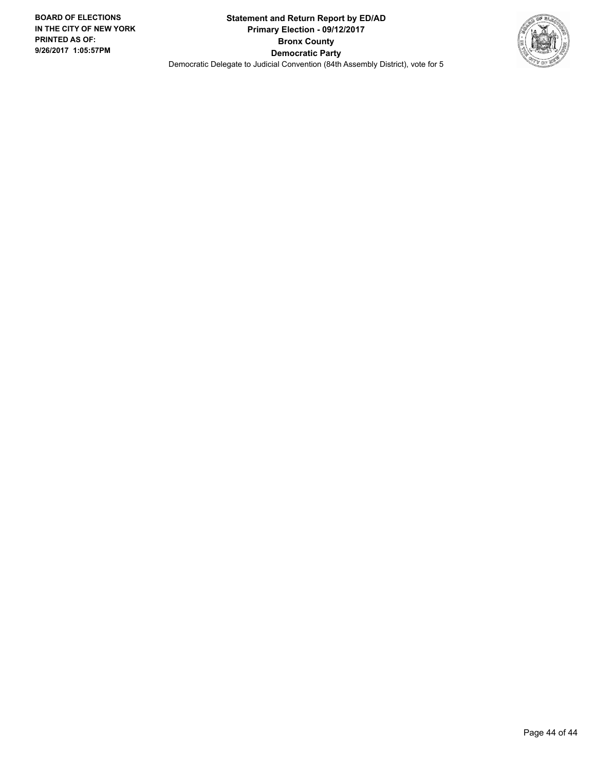**BOARD OF ELECTIONS IN THE CITY OF NEW YORK PRINTED AS OF: 9/26/2017 1:05:57PM**

**Statement and Return Report by ED/AD**
**Primary Election - 09/12/2017**
**Bronx County**
**Democratic Party**
Democratic Delegate to Judicial Convention (84th Assembly District), vote for 5